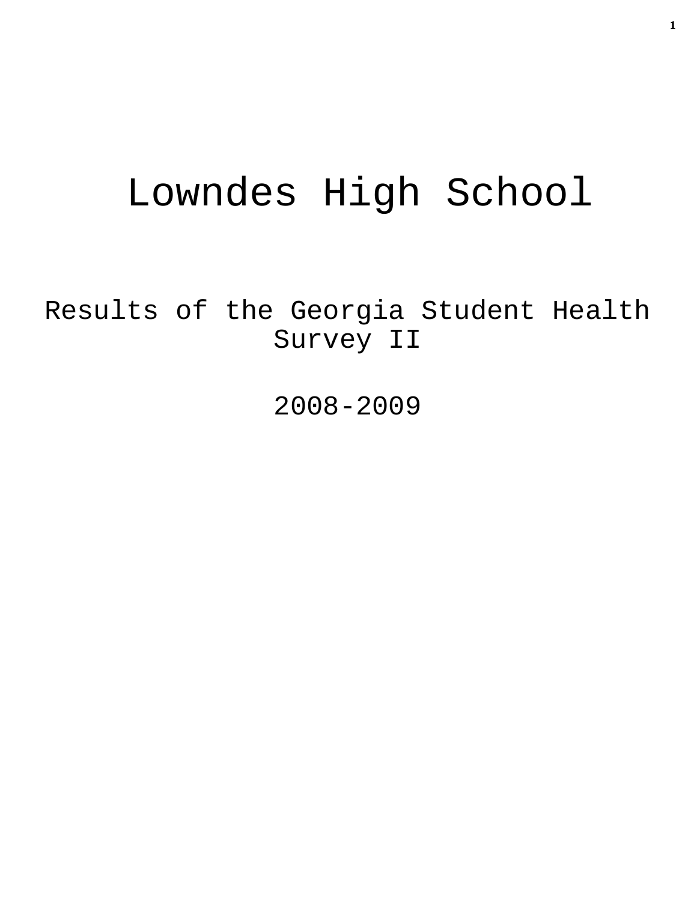# Lowndes High School

## Results of the Georgia Student Health Survey II

## 2008-2009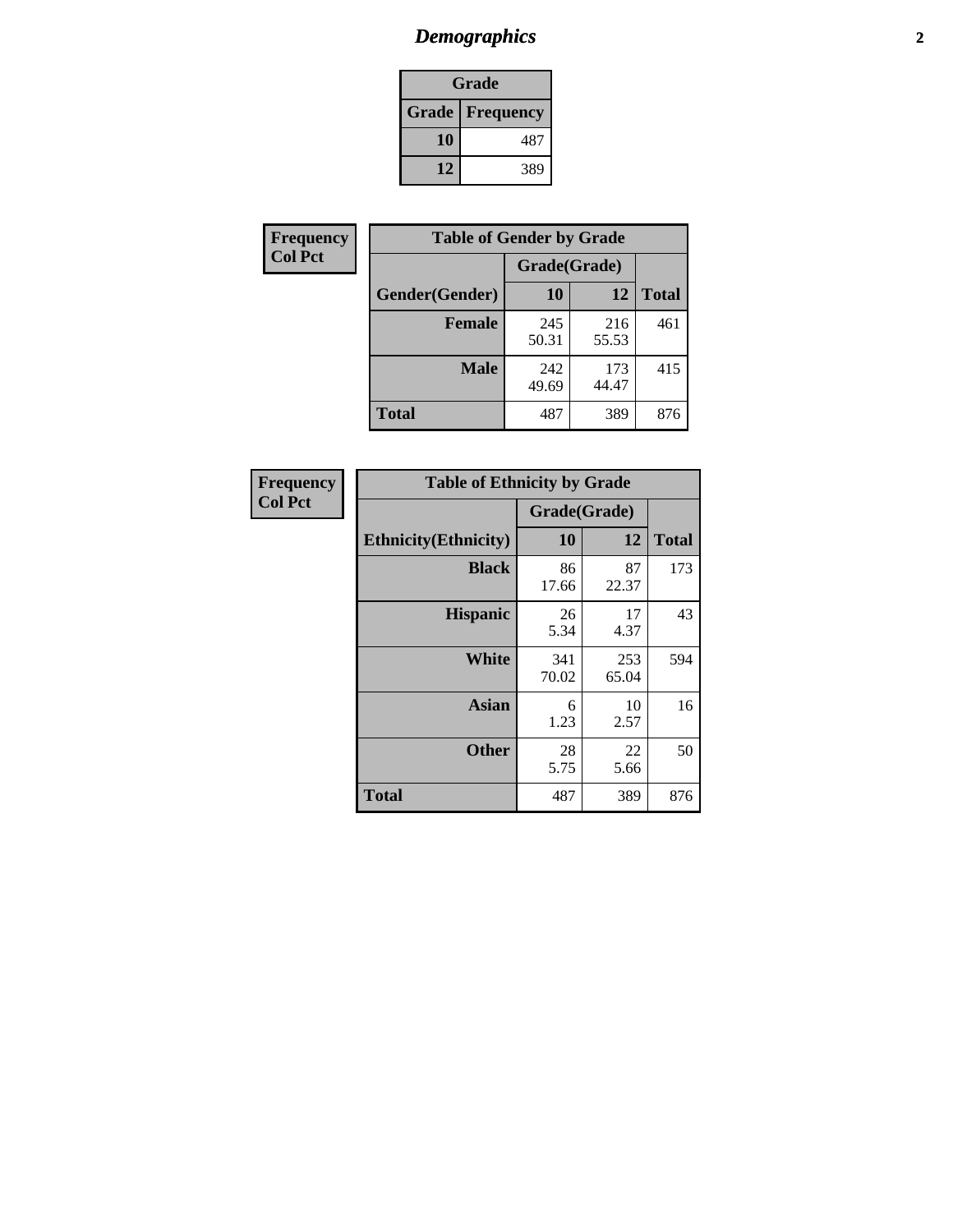# Demographics

| Grade | |
|---|---|
| **Grade** | **Frequency** |
| **10** | 487 |
| **12** | 389 |

**Frequency**
**Col Pct**

| Table of Gender by Grade | | | |
|---|---|---|---|
| | Grade(Grade) | | |
| **Gender(Gender)** | **10** | **12** | **Total** |
| **Female** | 245<br>50.31 | 216<br>55.53 | 461 |
| **Male** | 242<br>49.69 | 173<br>44.47 | 415 |
| **Total** | 487 | 389 | 876 |

**Frequency**
**Col Pct**

| Table of Ethnicity by Grade | | | |
|---|---|---|---|
| | Grade(Grade) | | |
| **Ethnicity(Ethnicity)** | **10** | **12** | **Total** |
| **Black** | 86<br>17.66 | 87<br>22.37 | 173 |
| **Hispanic** | 26<br>5.34 | 17<br>4.37 | 43 |
| **White** | 341<br>70.02 | 253<br>65.04 | 594 |
| **Asian** | 6<br>1.23 | 10<br>2.57 | 16 |
| **Other** | 28<br>5.75 | 22<br>5.66 | 50 |
| **Total** | 487 | 389 | 876 |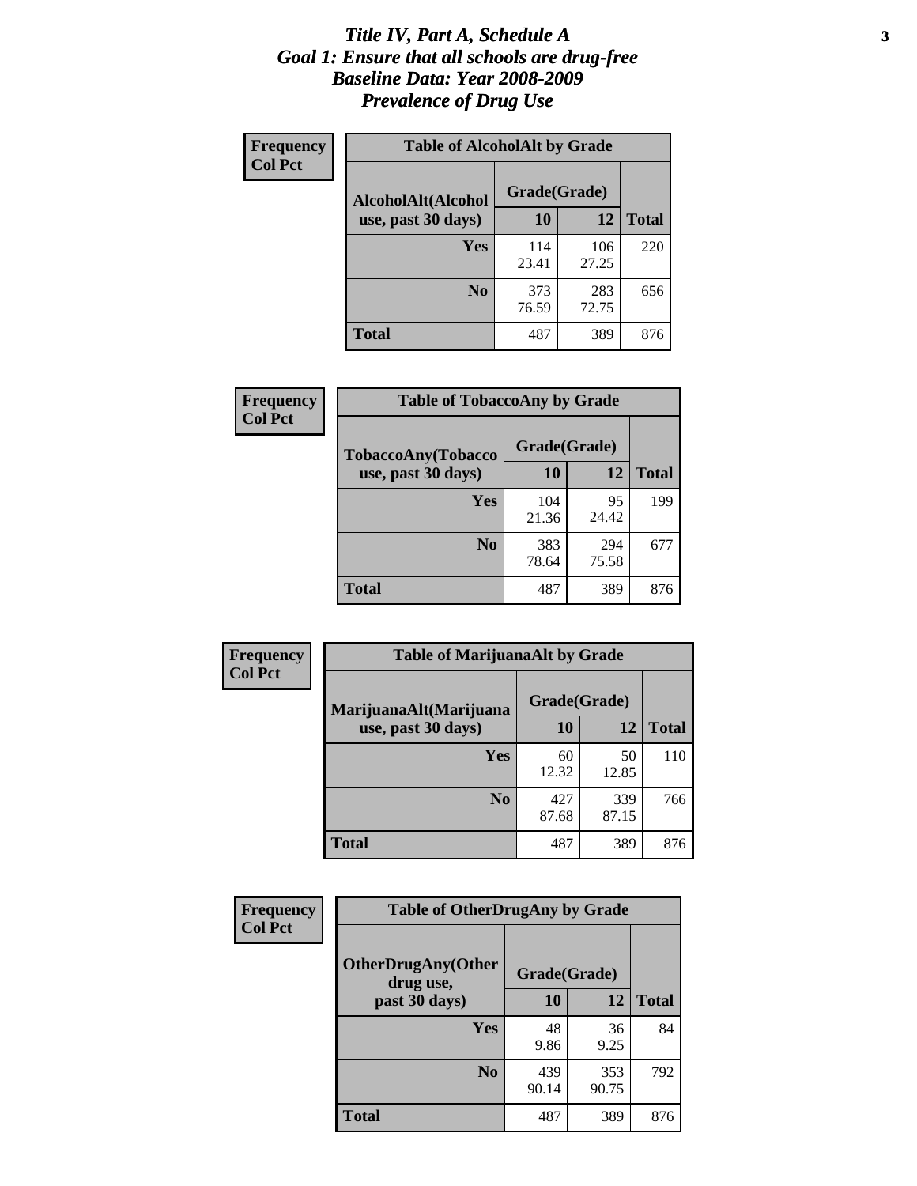# *Title IV, Part A, Schedule A*
# *Goal 1: Ensure that all schools are drug-free*
# *Baseline Data: Year 2008-2009*
# *Prevalence of Drug Use*

**Frequency**
**Col Pct**

**Table of AlcoholAlt by Grade**

| AlcoholAlt(Alcohol use, past 30 days) | Grade(Grade) 10 | 12 | Total |
|---|---|---|---|
| **Yes** | 114<br>23.41 | 106<br>27.25 | 220 |
| **No** | 373<br>76.59 | 283<br>72.75 | 656 |
| **Total** | 487 | 389 | 876 |

**Frequency**
**Col Pct**

**Table of TobaccoAny by Grade**

| TobaccoAny(Tobacco use, past 30 days) | Grade(Grade) 10 | 12 | Total |
|---|---|---|---|
| **Yes** | 104<br>21.36 | 95<br>24.42 | 199 |
| **No** | 383<br>78.64 | 294<br>75.58 | 677 |
| **Total** | 487 | 389 | 876 |

**Frequency**
**Col Pct**

**Table of MarijuanaAlt by Grade**

| MarijuanaAlt(Marijuana use, past 30 days) | Grade(Grade) 10 | 12 | Total |
|---|---|---|---|
| **Yes** | 60<br>12.32 | 50<br>12.85 | 110 |
| **No** | 427<br>87.68 | 339<br>87.15 | 766 |
| **Total** | 487 | 389 | 876 |

**Frequency**
**Col Pct**

**Table of OtherDrugAny by Grade**

| OtherDrugAny(Other drug use, past 30 days) | Grade(Grade) 10 | 12 | Total |
|---|---|---|---|
| **Yes** | 48<br>9.86 | 36<br>9.25 | 84 |
| **No** | 439<br>90.14 | 353<br>90.75 | 792 |
| **Total** | 487 | 389 | 876 |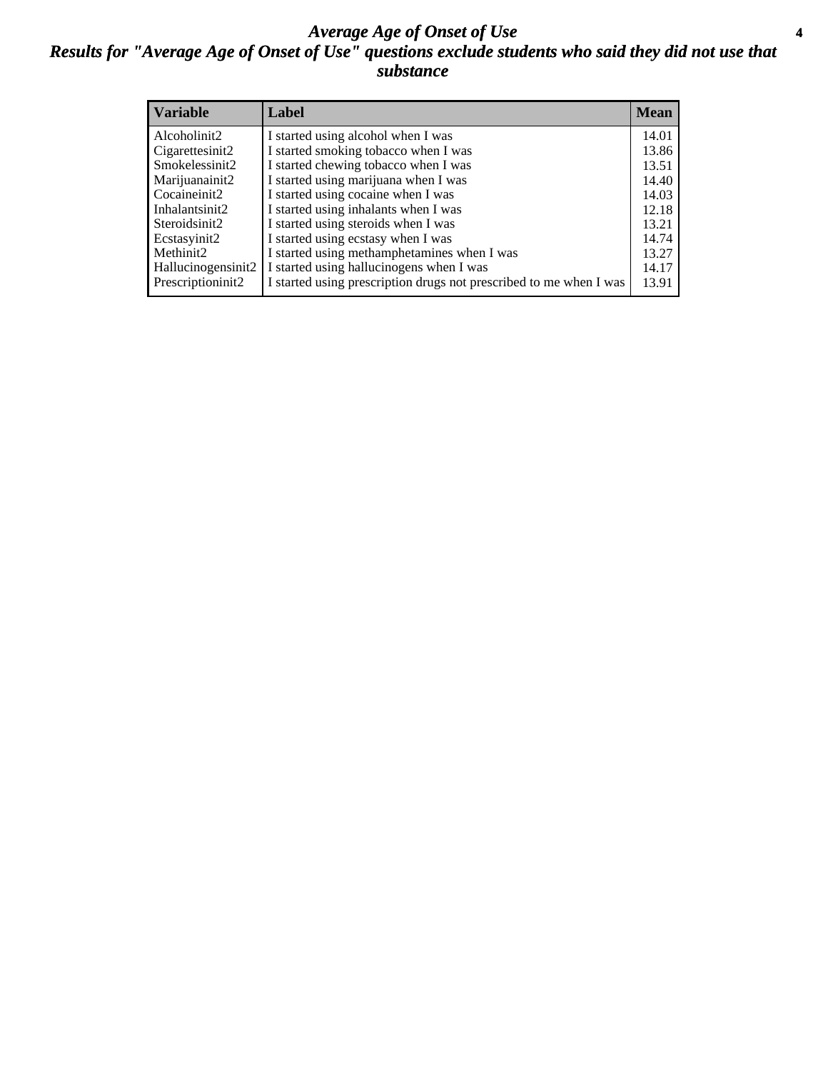# *Average Age of Onset of Use*

## *Results for "Average Age of Onset of Use" questions exclude students who said they did not use that substance*

| Variable | Label | Mean |
|---|---|---|
| Alcoholinit2 | I started using alcohol when I was | 14.01 |
| Cigarettesinit2 | I started smoking tobacco when I was | 13.86 |
| Smokelessinit2 | I started chewing tobacco when I was | 13.51 |
| Marijuanainit2 | I started using marijuana when I was | 14.40 |
| Cocaineinit2 | I started using cocaine when I was | 14.03 |
| Inhalantsinit2 | I started using inhalants when I was | 12.18 |
| Steroidsinit2 | I started using steroids when I was | 13.21 |
| Ecstasyinit2 | I started using ecstasy when I was | 14.74 |
| Methinit2 | I started using methamphetamines when I was | 13.27 |
| Hallucinogensinit2 | I started using hallucinogens when I was | 14.17 |
| Prescriptioninit2 | I started using prescription drugs not prescribed to me when I was | 13.91 |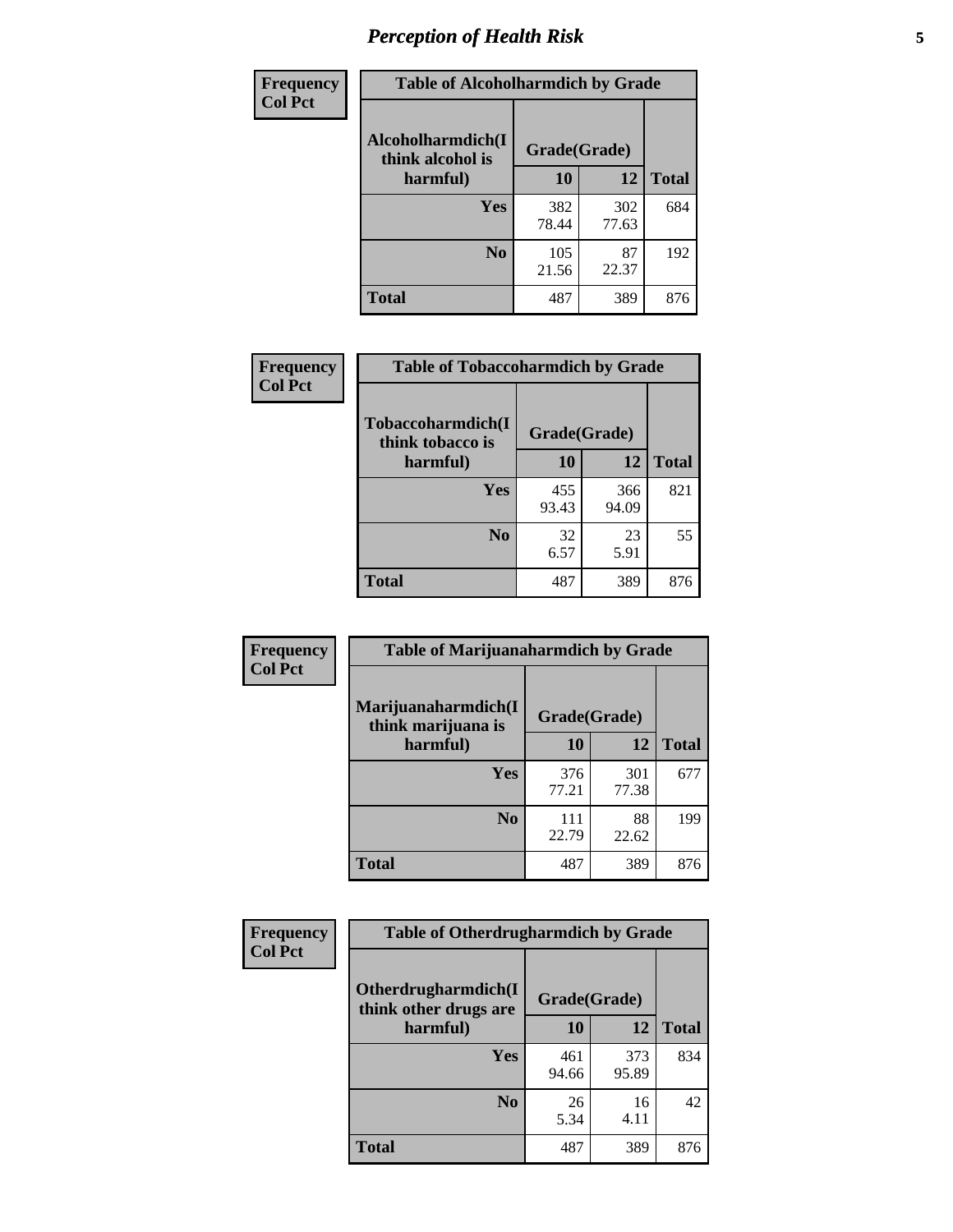## Perception of Health Risk

| Frequency<br>Col Pct | Table of Alcoholharmdich by Grade | | |
|---|---|---|---|
| Alcoholharmdich(I think alcohol is harmful) | Grade(Grade) | | |
| | 10 | 12 | Total |
| Yes | 382<br>78.44 | 302<br>77.63 | 684 |
| No | 105<br>21.56 | 87<br>22.37 | 192 |
| Total | 487 | 389 | 876 |

| Frequency<br>Col Pct | Table of Tobaccoharmdich by Grade | | |
|---|---|---|---|
| Tobaccoharmdich(I think tobacco is harmful) | Grade(Grade) | | |
| | 10 | 12 | Total |
| Yes | 455<br>93.43 | 366<br>94.09 | 821 |
| No | 32<br>6.57 | 23<br>5.91 | 55 |
| Total | 487 | 389 | 876 |

| Frequency<br>Col Pct | Table of Marijuanaharmdich by Grade | | |
|---|---|---|---|
| Marijuanaharmdich(I think marijuana is harmful) | Grade(Grade) | | |
| | 10 | 12 | Total |
| Yes | 376<br>77.21 | 301<br>77.38 | 677 |
| No | 111<br>22.79 | 88<br>22.62 | 199 |
| Total | 487 | 389 | 876 |

| Frequency<br>Col Pct | Table of Otherdrugharmdich by Grade | | |
|---|---|---|---|
| Otherdrugharmdich(I think other drugs are harmful) | Grade(Grade) | | |
| | 10 | 12 | Total |
| Yes | 461<br>94.66 | 373<br>95.89 | 834 |
| No | 26<br>5.34 | 16<br>4.11 | 42 |
| Total | 487 | 389 | 876 |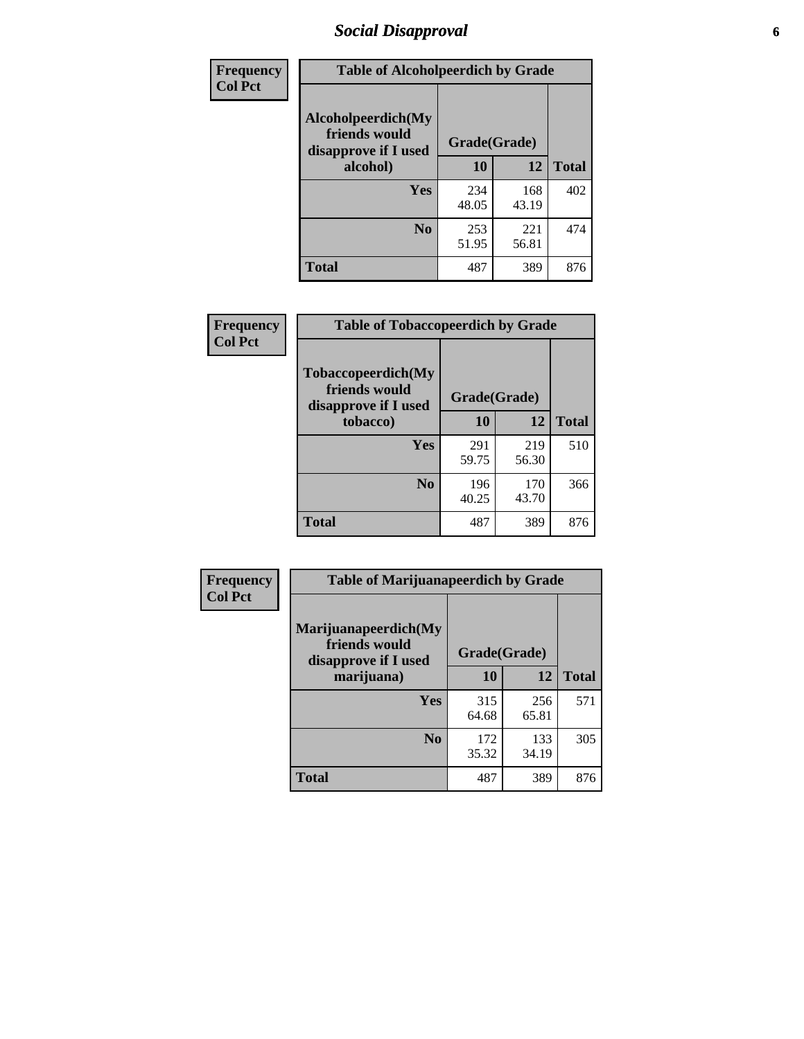# Social Disapproval

| Frequency<br>Col Pct | Table of Alcoholpeerdich by Grade | | |
|---|---|---|---|
| Alcoholpeerdich(My friends would disapprove if I used alcohol) | Grade(Grade) | | |
| | 10 | 12 | Total |
| Yes | 234<br>48.05 | 168<br>43.19 | 402 |
| No | 253<br>51.95 | 221<br>56.81 | 474 |
| Total | 487 | 389 | 876 |

| Frequency<br>Col Pct | Table of Tobaccopeerdich by Grade | | |
|---|---|---|---|
| Tobaccopeerdich(My friends would disapprove if I used tobacco) | Grade(Grade) | | |
| | 10 | 12 | Total |
| Yes | 291<br>59.75 | 219<br>56.30 | 510 |
| No | 196<br>40.25 | 170<br>43.70 | 366 |
| Total | 487 | 389 | 876 |

| Frequency<br>Col Pct | Table of Marijuanapeerdich by Grade | | |
|---|---|---|---|
| Marijuanapeerdich(My friends would disapprove if I used marijuana) | Grade(Grade) | | |
| | 10 | 12 | Total |
| Yes | 315<br>64.68 | 256<br>65.81 | 571 |
| No | 172<br>35.32 | 133<br>34.19 | 305 |
| Total | 487 | 389 | 876 |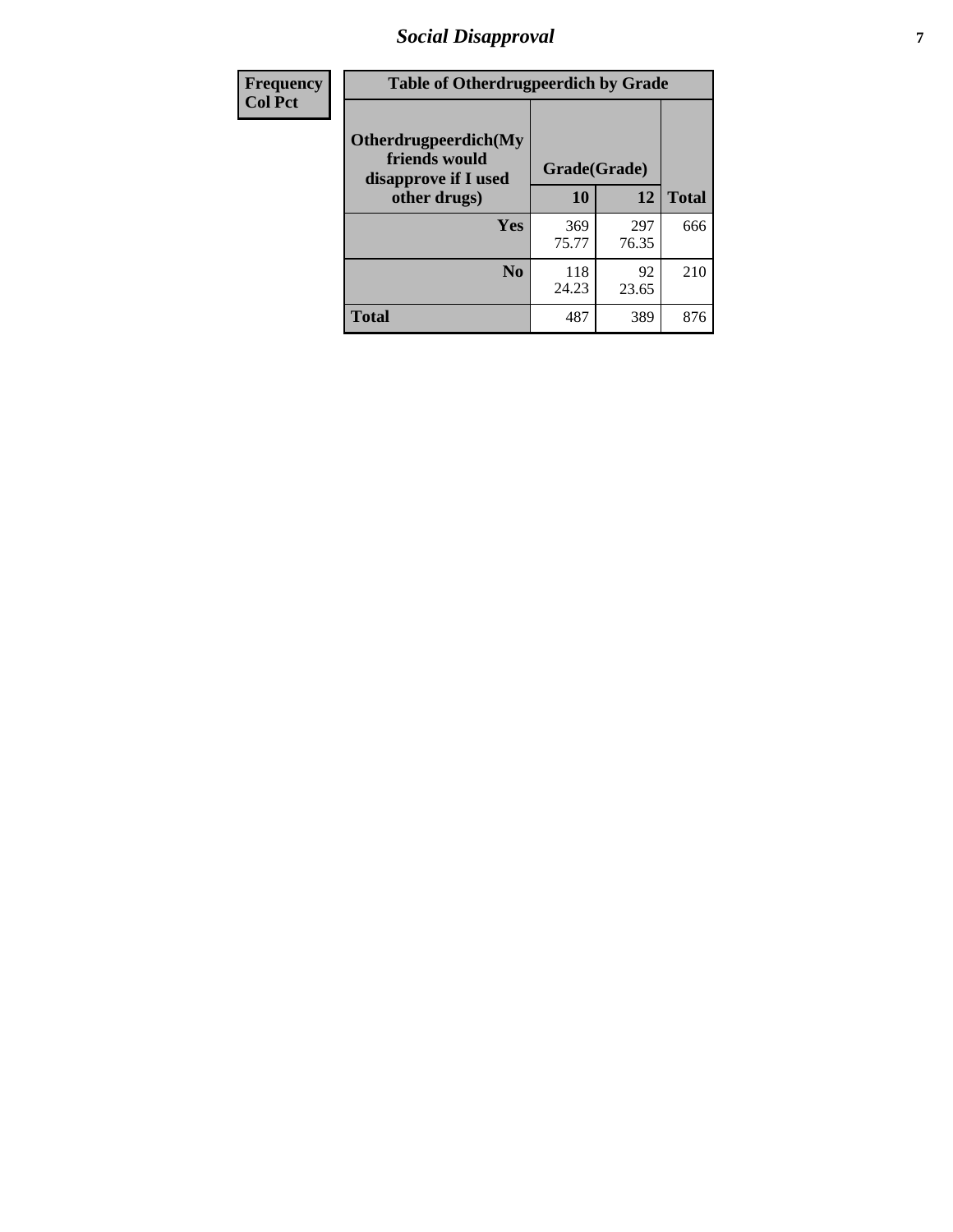| Frequency<br>Col Pct | Table of Otherdrugpeerdich by Grade | | |
|---|---|---|---|
| Otherdrugpeerdich(My friends would disapprove if I used other drugs) | Grade(Grade) | | |
| | 10 | 12 | Total |
| Yes | 369<br>75.77 | 297<br>76.35 | 666 |
| No | 118<br>24.23 | 92<br>23.65 | 210 |
| Total | 487 | 389 | 876 |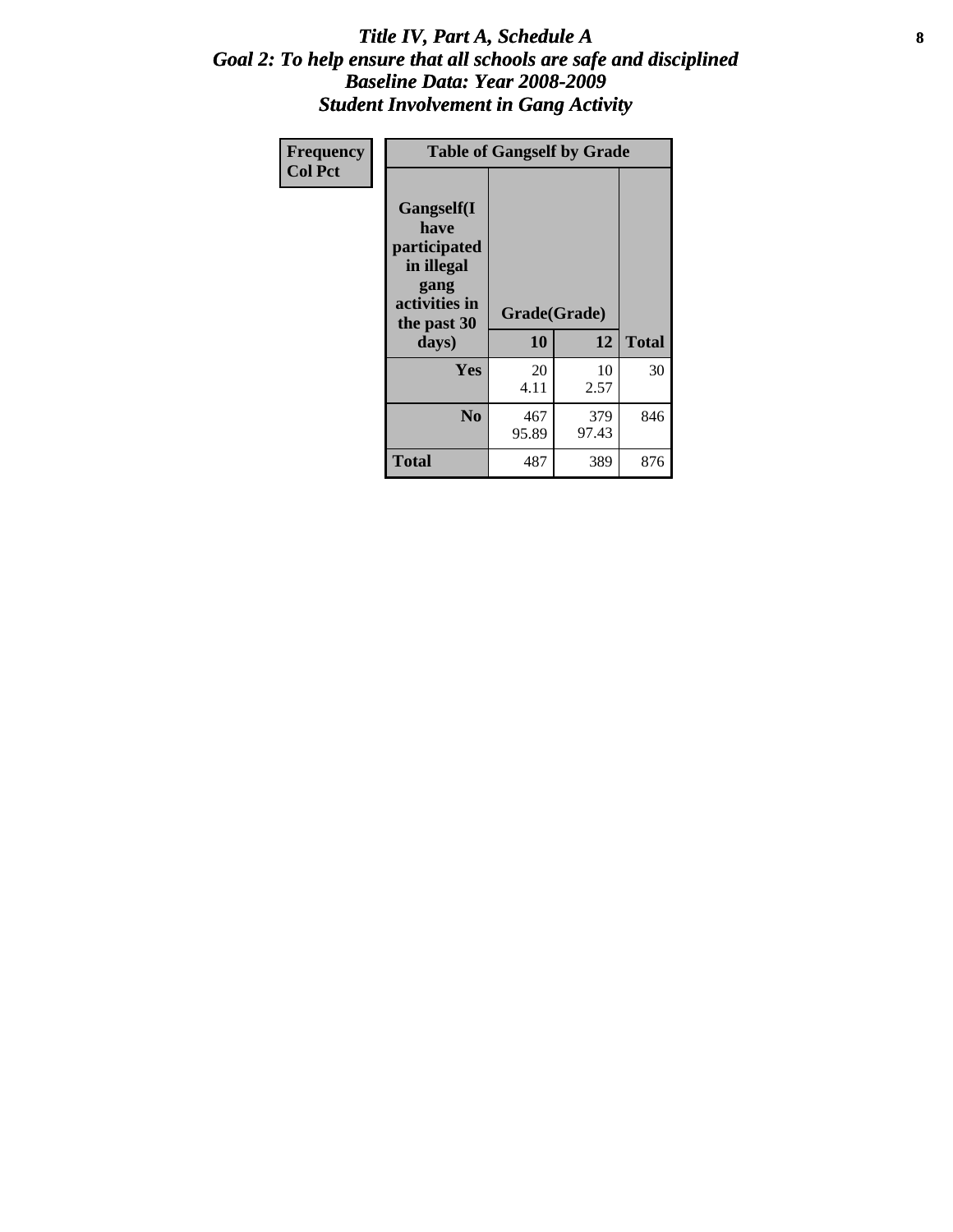# *Title IV, Part A, Schedule A*
## *Goal 2: To help ensure that all schools are safe and disciplined*
## *Baseline Data: Year 2008-2009*
## *Student Involvement in Gang Activity*

| Frequency<br>Col Pct | Table of Gangself by Grade | | |
|---|---|---|---|
| Gangself(I have participated in illegal gang activities in the past 30 days) | Grade(Grade) | | |
| | 10 | 12 | Total |
| Yes | 20<br>4.11 | 10<br>2.57 | 30 |
| No | 467<br>95.89 | 379<br>97.43 | 846 |
| Total | 487 | 389 | 876 |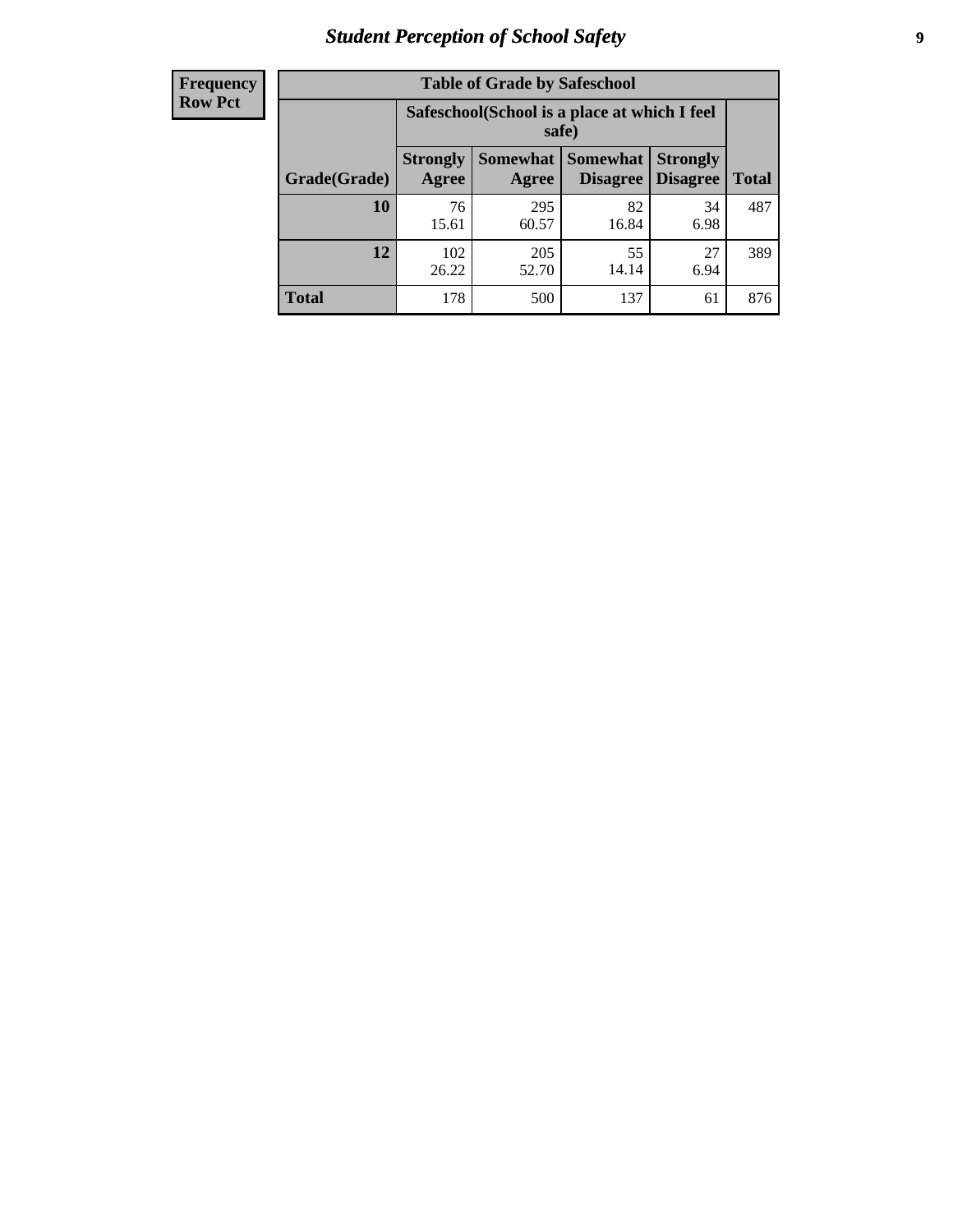| Frequency Row Pct |
|---|

| Table of Grade by Safeschool | | | | | |
|---|---|---|---|---|---|
| | Safeschool(School is a place at which I feel safe) | | | | |
| Grade(Grade) | Strongly Agree | Somewhat Agree | Somewhat Disagree | Strongly Disagree | Total |
| 10 | 76<br>15.61 | 295<br>60.57 | 82<br>16.84 | 34<br>6.98 | 487 |
| 12 | 102<br>26.22 | 205<br>52.70 | 55<br>14.14 | 27<br>6.94 | 389 |
| Total | 178 | 500 | 137 | 61 | 876 |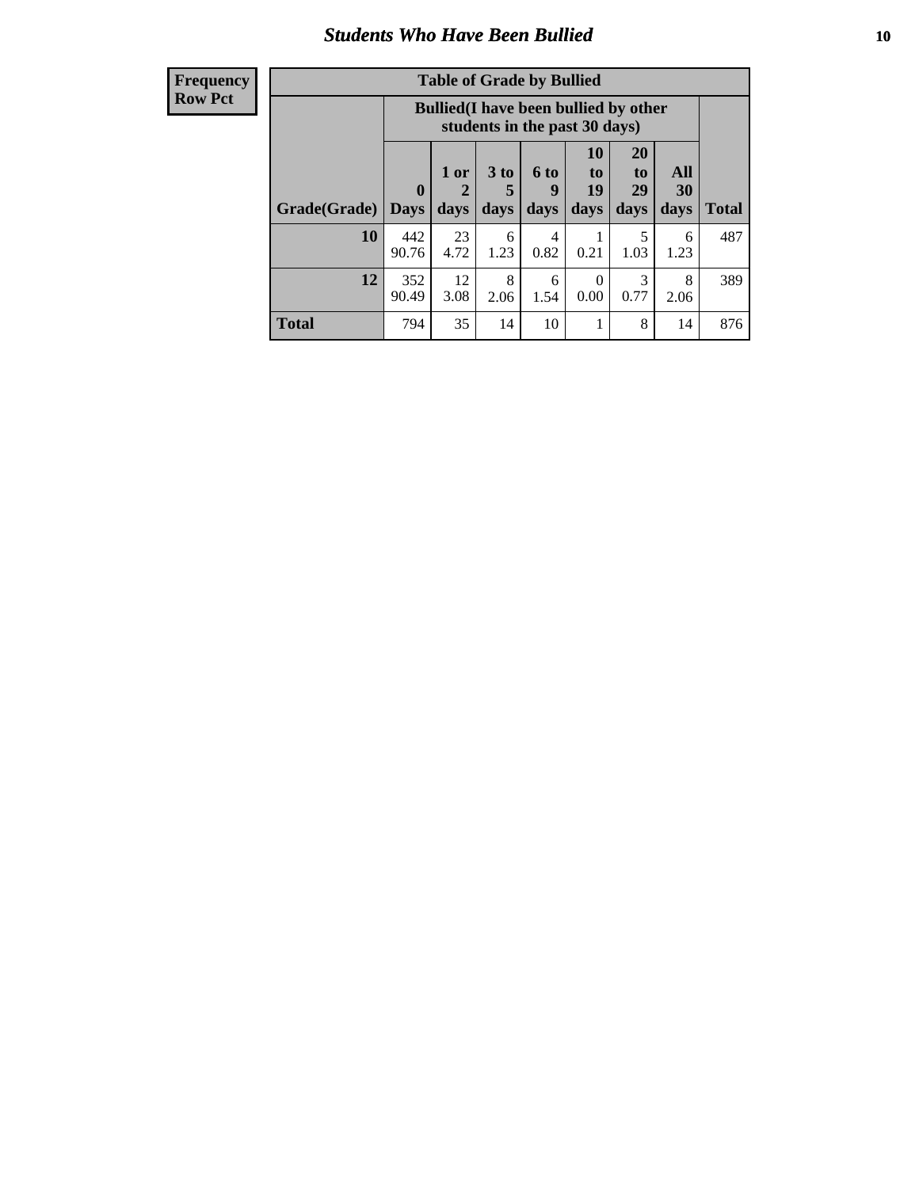# *Students Who Have Been Bullied*

| Frequency<br>Row Pct |
|---|

**Table of Grade by Bullied**

| Grade(Grade) | Bullied(I have been bullied by other students in the past 30 days) | | | | | | | Total |
|---|---|---|---|---|---|---|---|---|
| | 0 Days | 1 or 2 days | 3 to 5 days | 6 to 9 days | 10 to 19 days | 20 to 29 days | All 30 days | |
| **10** | 442<br>90.76 | 23<br>4.72 | 6<br>1.23 | 4<br>0.82 | 1<br>0.21 | 5<br>1.03 | 6<br>1.23 | 487 |
| **12** | 352<br>90.49 | 12<br>3.08 | 8<br>2.06 | 6<br>1.54 | 0<br>0.00 | 3<br>0.77 | 8<br>2.06 | 389 |
| **Total** | 794 | 35 | 14 | 10 | 1 | 8 | 14 | 876 |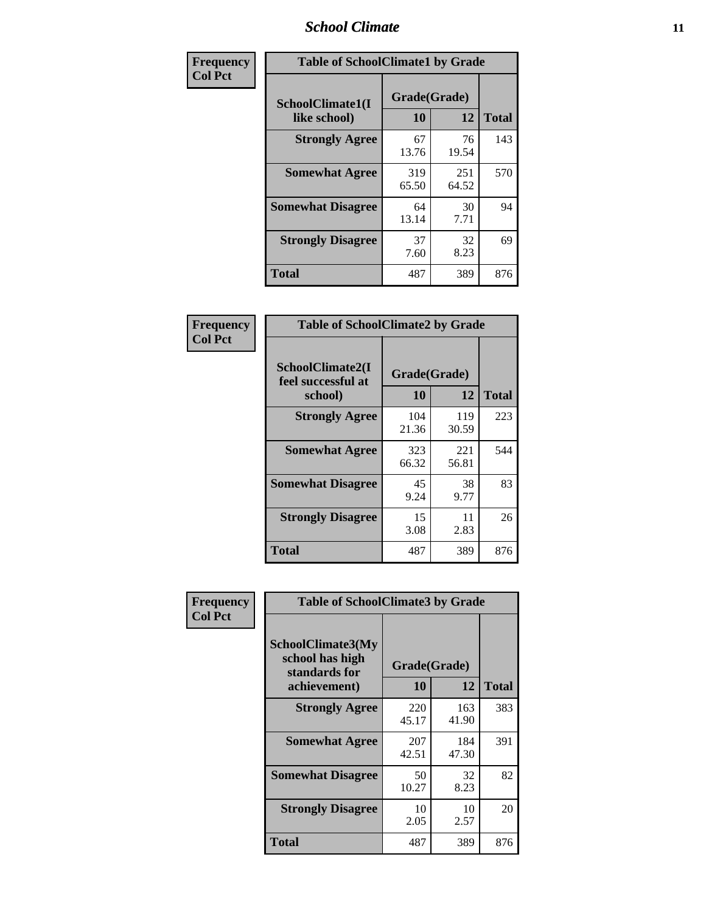| Frequency<br>Col Pct | Table of SchoolClimate1 by Grade | | |
|---|---|---|---|
| SchoolClimate1(I like school) | Grade(Grade) | | |
| | 10 | 12 | Total |
| Strongly Agree | 67<br>13.76 | 76<br>19.54 | 143 |
| Somewhat Agree | 319<br>65.50 | 251<br>64.52 | 570 |
| Somewhat Disagree | 64<br>13.14 | 30<br>7.71 | 94 |
| Strongly Disagree | 37<br>7.60 | 32<br>8.23 | 69 |
| Total | 487 | 389 | 876 |

| Frequency<br>Col Pct | Table of SchoolClimate2 by Grade | | |
|---|---|---|---|
| SchoolClimate2(I feel successful at school) | Grade(Grade) | | |
| | 10 | 12 | Total |
| Strongly Agree | 104<br>21.36 | 119<br>30.59 | 223 |
| Somewhat Agree | 323<br>66.32 | 221<br>56.81 | 544 |
| Somewhat Disagree | 45<br>9.24 | 38<br>9.77 | 83 |
| Strongly Disagree | 15<br>3.08 | 11<br>2.83 | 26 |
| Total | 487 | 389 | 876 |

| Frequency<br>Col Pct | Table of SchoolClimate3 by Grade | | |
|---|---|---|---|
| SchoolClimate3(My school has high standards for achievement) | Grade(Grade) | | |
| | 10 | 12 | Total |
| Strongly Agree | 220<br>45.17 | 163<br>41.90 | 383 |
| Somewhat Agree | 207<br>42.51 | 184<br>47.30 | 391 |
| Somewhat Disagree | 50<br>10.27 | 32<br>8.23 | 82 |
| Strongly Disagree | 10<br>2.05 | 10<br>2.57 | 20 |
| Total | 487 | 389 | 876 |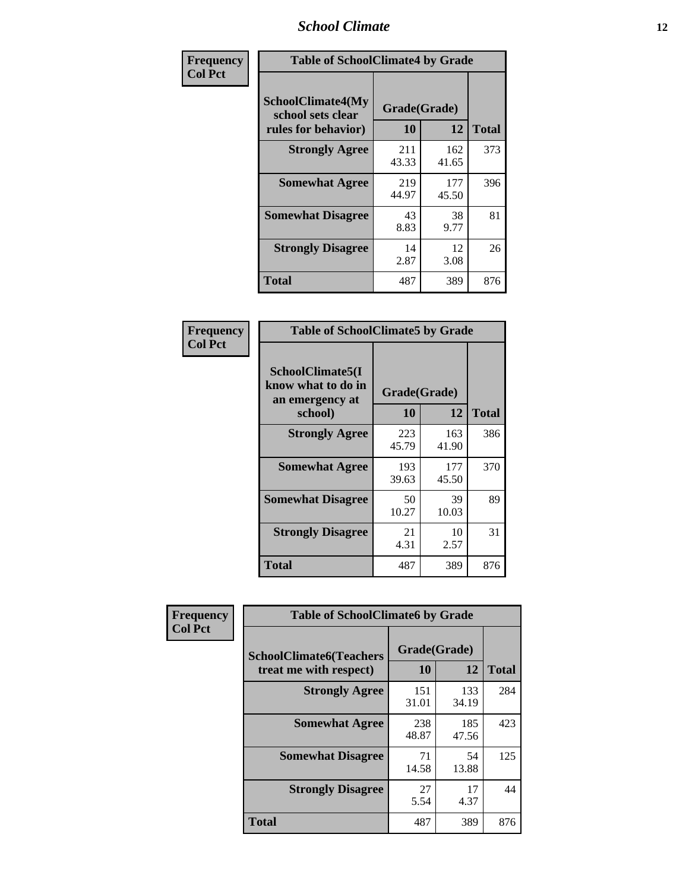| Frequency Col Pct | Table of SchoolClimate4 by Grade | | |
|---|---|---|---|
| SchoolClimate4(My school sets clear rules for behavior) | Grade(Grade) | | |
| | 10 | 12 | Total |
| Strongly Agree | 211<br>43.33 | 162<br>41.65 | 373 |
| Somewhat Agree | 219<br>44.97 | 177<br>45.50 | 396 |
| Somewhat Disagree | 43<br>8.83 | 38<br>9.77 | 81 |
| Strongly Disagree | 14<br>2.87 | 12<br>3.08 | 26 |
| Total | 487 | 389 | 876 |

| Frequency Col Pct | Table of SchoolClimate5 by Grade | | |
|---|---|---|---|
| SchoolClimate5(I know what to do in an emergency at school) | Grade(Grade) | | |
| | 10 | 12 | Total |
| Strongly Agree | 223<br>45.79 | 163<br>41.90 | 386 |
| Somewhat Agree | 193<br>39.63 | 177<br>45.50 | 370 |
| Somewhat Disagree | 50<br>10.27 | 39<br>10.03 | 89 |
| Strongly Disagree | 21<br>4.31 | 10<br>2.57 | 31 |
| Total | 487 | 389 | 876 |

| Frequency Col Pct | Table of SchoolClimate6 by Grade | | |
|---|---|---|---|
| SchoolClimate6(Teachers treat me with respect) | Grade(Grade) | | |
| | 10 | 12 | Total |
| Strongly Agree | 151<br>31.01 | 133<br>34.19 | 284 |
| Somewhat Agree | 238<br>48.87 | 185<br>47.56 | 423 |
| Somewhat Disagree | 71<br>14.58 | 54<br>13.88 | 125 |
| Strongly Disagree | 27<br>5.54 | 17<br>4.37 | 44 |
| Total | 487 | 389 | 876 |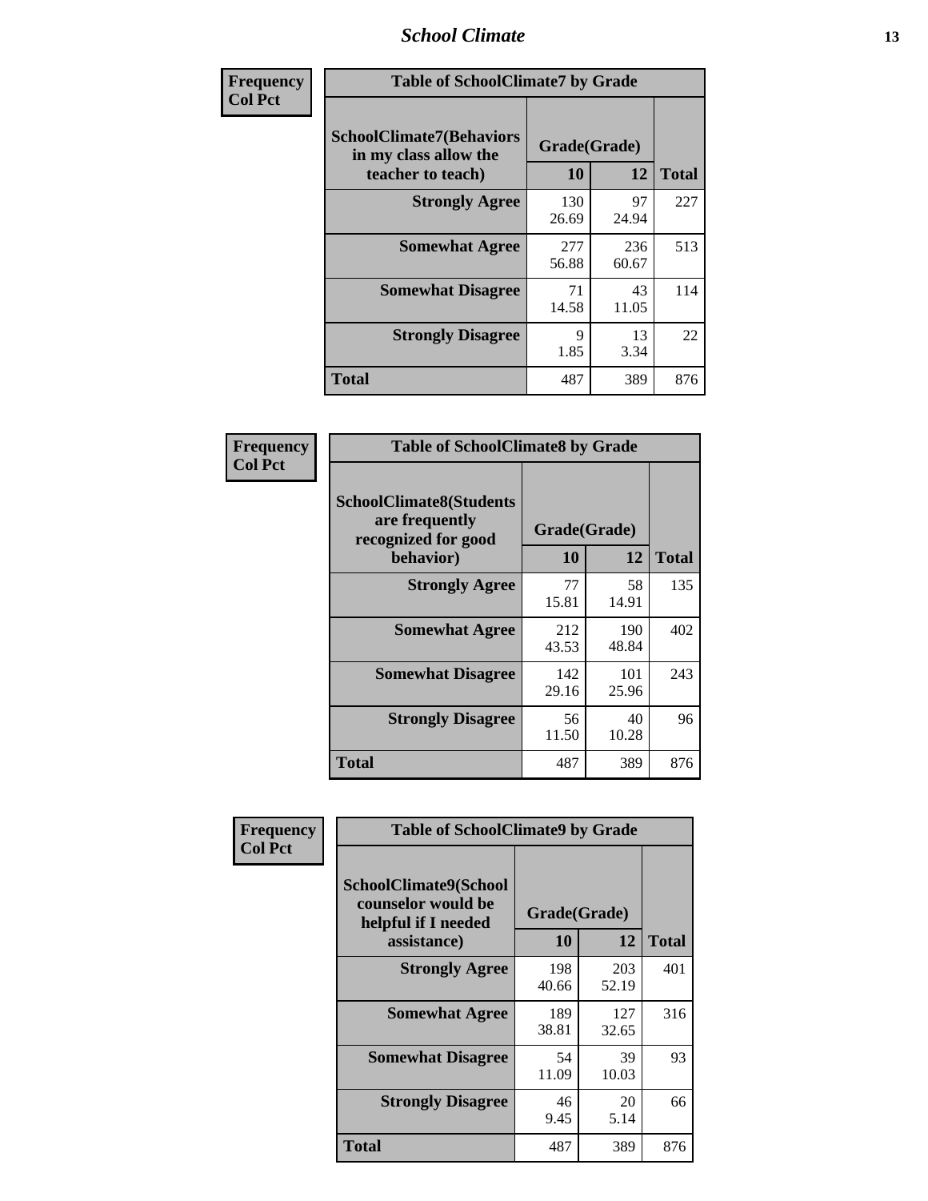| Frequency Col Pct | Table of SchoolClimate7 by Grade | | |
|---|---|---|---|
| SchoolClimate7(Behaviors in my class allow the teacher to teach) | Grade(Grade) | | |
| | 10 | 12 | Total |
| Strongly Agree | 130<br>26.69 | 97<br>24.94 | 227 |
| Somewhat Agree | 277<br>56.88 | 236<br>60.67 | 513 |
| Somewhat Disagree | 71<br>14.58 | 43<br>11.05 | 114 |
| Strongly Disagree | 9<br>1.85 | 13<br>3.34 | 22 |
| Total | 487 | 389 | 876 |

| Frequency Col Pct | Table of SchoolClimate8 by Grade | | |
|---|---|---|---|
| SchoolClimate8(Students are frequently recognized for good behavior) | Grade(Grade) | | |
| | 10 | 12 | Total |
| Strongly Agree | 77<br>15.81 | 58<br>14.91 | 135 |
| Somewhat Agree | 212<br>43.53 | 190<br>48.84 | 402 |
| Somewhat Disagree | 142<br>29.16 | 101<br>25.96 | 243 |
| Strongly Disagree | 56<br>11.50 | 40<br>10.28 | 96 |
| Total | 487 | 389 | 876 |

| Frequency Col Pct | Table of SchoolClimate9 by Grade | | |
|---|---|---|---|
| SchoolClimate9(School counselor would be helpful if I needed assistance) | Grade(Grade) | | |
| | 10 | 12 | Total |
| Strongly Agree | 198<br>40.66 | 203<br>52.19 | 401 |
| Somewhat Agree | 189<br>38.81 | 127<br>32.65 | 316 |
| Somewhat Disagree | 54<br>11.09 | 39<br>10.03 | 93 |
| Strongly Disagree | 46<br>9.45 | 20<br>5.14 | 66 |
| Total | 487 | 389 | 876 |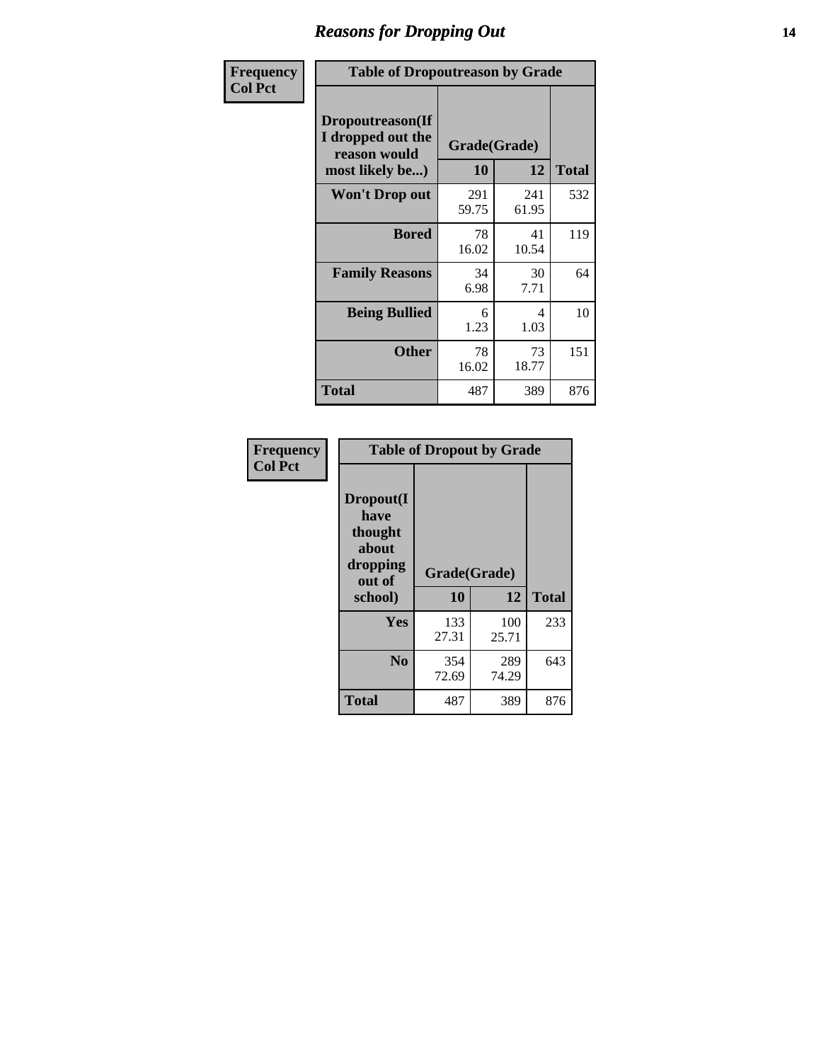## Reasons for Dropping Out

Frequency
Col Pct

**Table of Dropoutreason by Grade**

| Dropoutreason(If I dropped out the reason would most likely be...) | Grade(Grade) 10 | 12 | Total |
|---|---|---|---|
| Won't Drop out | 291<br>59.75 | 241<br>61.95 | 532 |
| Bored | 78<br>16.02 | 41<br>10.54 | 119 |
| Family Reasons | 34<br>6.98 | 30<br>7.71 | 64 |
| Being Bullied | 6<br>1.23 | 4<br>1.03 | 10 |
| Other | 78<br>16.02 | 73<br>18.77 | 151 |
| Total | 487 | 389 | 876 |

Frequency
Col Pct

**Table of Dropout by Grade**

| Dropout(I have thought about dropping out of school) | Grade(Grade) 10 | 12 | Total |
|---|---|---|---|
| Yes | 133<br>27.31 | 100<br>25.71 | 233 |
| No | 354<br>72.69 | 289<br>74.29 | 643 |
| Total | 487 | 389 | 876 |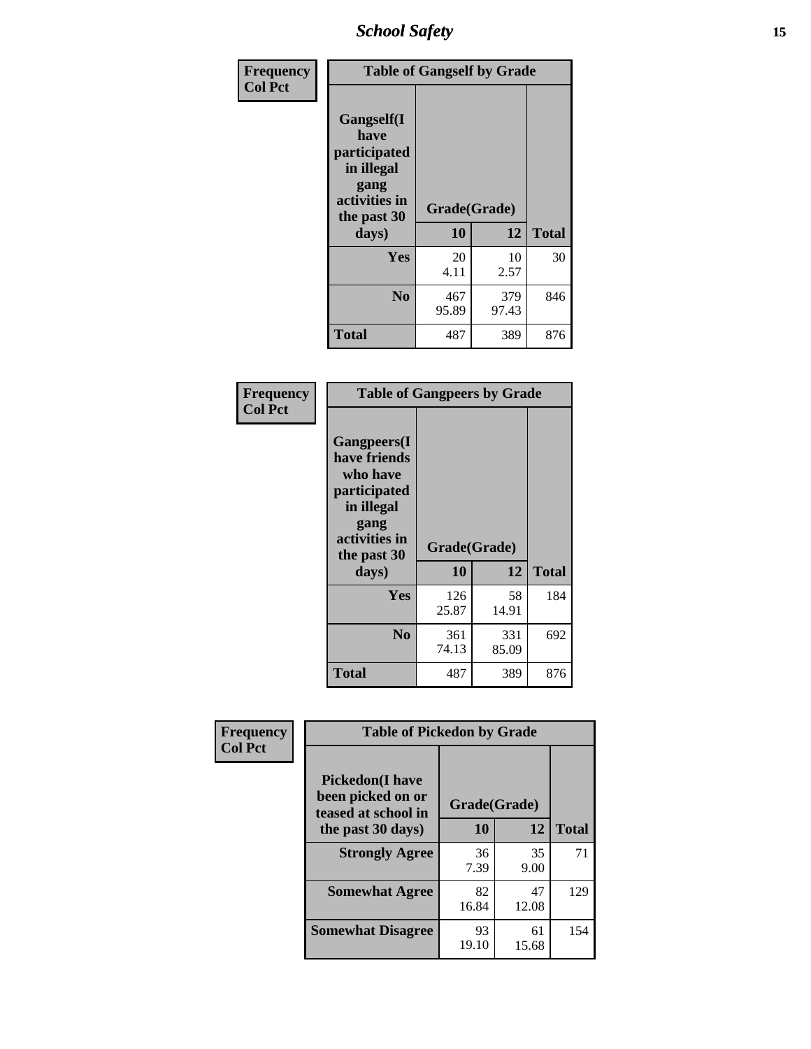| Frequency Col Pct | | | |
|---|---|---|---|

**Table of Gangself by Grade**

| Gangself(I have participated in illegal gang activities in the past 30 days) | Grade(Grade) 10 | 12 | Total |
|---|---|---|---|
| Yes | 20<br>4.11 | 10<br>2.57 | 30 |
| No | 467<br>95.89 | 379<br>97.43 | 846 |
| Total | 487 | 389 | 876 |

| Frequency Col Pct | | | |
|---|---|---|---|

**Table of Gangpeers by Grade**

| Gangpeers(I have friends who have participated in illegal gang activities in the past 30 days) | Grade(Grade) 10 | 12 | Total |
|---|---|---|---|
| Yes | 126<br>25.87 | 58<br>14.91 | 184 |
| No | 361<br>74.13 | 331<br>85.09 | 692 |
| Total | 487 | 389 | 876 |

| Frequency Col Pct | | | |
|---|---|---|---|

**Table of Pickedon by Grade**

| Pickedon(I have been picked on or teased at school in the past 30 days) | Grade(Grade) 10 | 12 | Total |
|---|---|---|---|
| Strongly Agree | 36<br>7.39 | 35<br>9.00 | 71 |
| Somewhat Agree | 82<br>16.84 | 47<br>12.08 | 129 |
| Somewhat Disagree | 93<br>19.10 | 61<br>15.68 | 154 |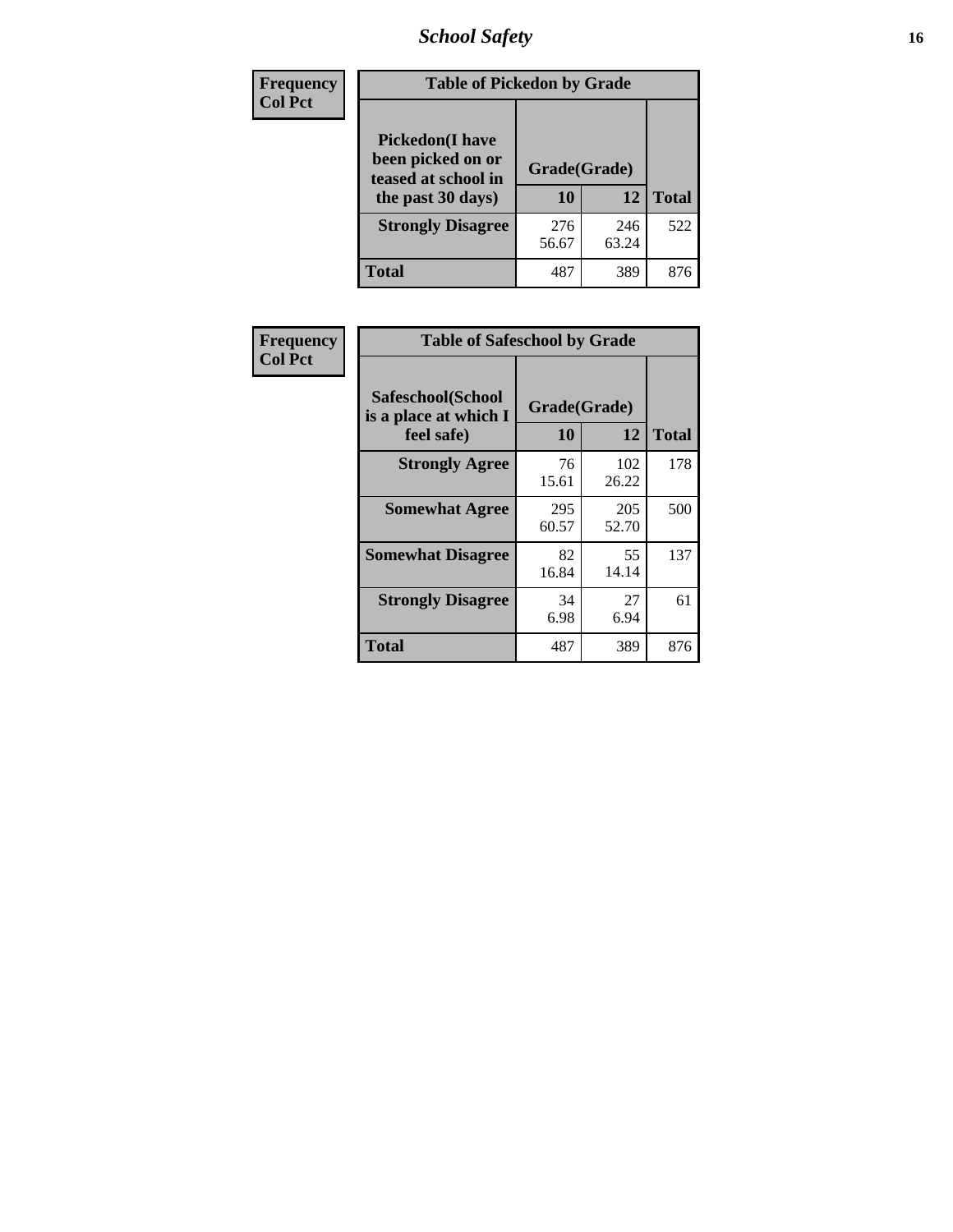| Frequency<br>Col Pct |
|---|

**Table of Pickedon by Grade**

| Pickedon(I have been picked on or teased at school in the past 30 days) | Grade(Grade) | | |
|---|---|---|---|
| | 10 | 12 | Total |
| Strongly Disagree | 276<br>56.67 | 246<br>63.24 | 522 |
| Total | 487 | 389 | 876 |

| Frequency<br>Col Pct |
|---|

**Table of Safeschool by Grade**

| Safeschool(School is a place at which I feel safe) | Grade(Grade) | | |
|---|---|---|---|
| | 10 | 12 | Total |
| Strongly Agree | 76<br>15.61 | 102<br>26.22 | 178 |
| Somewhat Agree | 295<br>60.57 | 205<br>52.70 | 500 |
| Somewhat Disagree | 82<br>16.84 | 55<br>14.14 | 137 |
| Strongly Disagree | 34<br>6.98 | 27<br>6.94 | 61 |
| Total | 487 | 389 | 876 |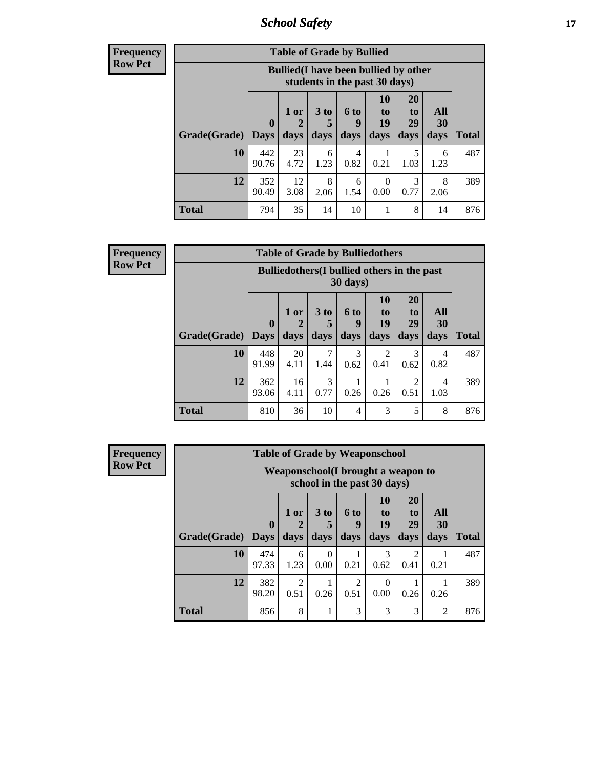# School Safety

**Frequency**
**Row Pct**

| Table of Grade by Bullied | | | | | | | | |
|---|---|---|---|---|---|---|---|---|
| | Bullied(I have been bullied by other students in the past 30 days) | | | | | | | |
| Grade(Grade) | 0 Days | 1 or 2 days | 3 to 5 days | 6 to 9 days | 10 to 19 days | 20 to 29 days | All 30 days | Total |
| **10** | 442<br>90.76 | 23<br>4.72 | 6<br>1.23 | 4<br>0.82 | 1<br>0.21 | 5<br>1.03 | 6<br>1.23 | 487 |
| **12** | 352<br>90.49 | 12<br>3.08 | 8<br>2.06 | 6<br>1.54 | 0<br>0.00 | 3<br>0.77 | 8<br>2.06 | 389 |
| **Total** | 794 | 35 | 14 | 10 | 1 | 8 | 14 | 876 |

**Frequency**
**Row Pct**

| Table of Grade by Bulliedothers | | | | | | | | |
|---|---|---|---|---|---|---|---|---|
| | Bulliedothers(I bullied others in the past 30 days) | | | | | | | |
| Grade(Grade) | 0 Days | 1 or 2 days | 3 to 5 days | 6 to 9 days | 10 to 19 days | 20 to 29 days | All 30 days | Total |
| **10** | 448<br>91.99 | 20<br>4.11 | 7<br>1.44 | 3<br>0.62 | 2<br>0.41 | 3<br>0.62 | 4<br>0.82 | 487 |
| **12** | 362<br>93.06 | 16<br>4.11 | 3<br>0.77 | 1<br>0.26 | 1<br>0.26 | 2<br>0.51 | 4<br>1.03 | 389 |
| **Total** | 810 | 36 | 10 | 4 | 3 | 5 | 8 | 876 |

**Frequency**
**Row Pct**

| Table of Grade by Weaponschool | | | | | | | | |
|---|---|---|---|---|---|---|---|---|
| | Weaponschool(I brought a weapon to school in the past 30 days) | | | | | | | |
| Grade(Grade) | 0 Days | 1 or 2 days | 3 to 5 days | 6 to 9 days | 10 to 19 days | 20 to 29 days | All 30 days | Total |
| **10** | 474<br>97.33 | 6<br>1.23 | 0<br>0.00 | 1<br>0.21 | 3<br>0.62 | 2<br>0.41 | 1<br>0.21 | 487 |
| **12** | 382<br>98.20 | 2<br>0.51 | 1<br>0.26 | 2<br>0.51 | 0<br>0.00 | 1<br>0.26 | 1<br>0.26 | 389 |
| **Total** | 856 | 8 | 1 | 3 | 3 | 3 | 2 | 876 |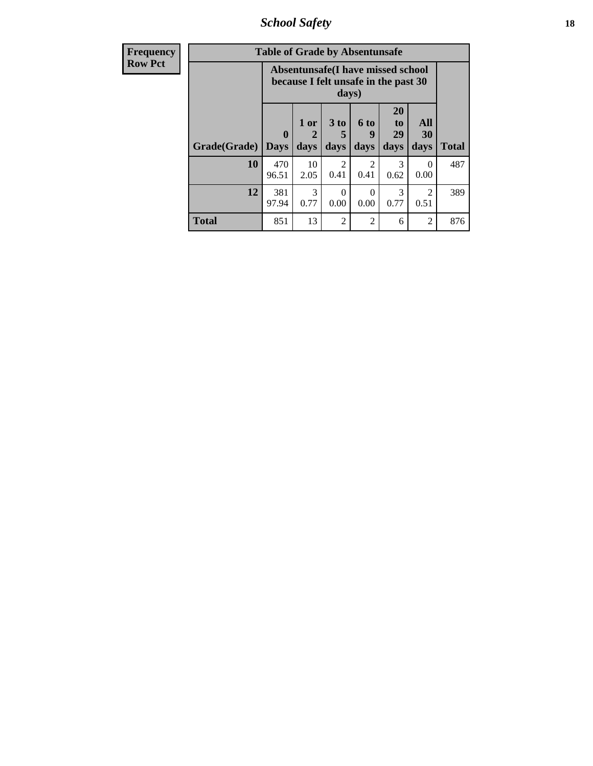| Frequency Row Pct | | | | | | | |
|---|---|---|---|---|---|---|---|
| **Table of Grade by Absentunsafe** | | | | | | | |
| | **Absentunsafe(I have missed school because I felt unsafe in the past 30 days)** | | | | | | |
| **Grade(Grade)** | **0 Days** | **1 or 2 days** | **3 to 5 days** | **6 to 9 days** | **20 to 29 days** | **All 30 days** | **Total** |
| **10** | 470<br>96.51 | 10<br>2.05 | 2<br>0.41 | 2<br>0.41 | 3<br>0.62 | 0<br>0.00 | 487 |
| **12** | 381<br>97.94 | 3<br>0.77 | 0<br>0.00 | 0<br>0.00 | 3<br>0.77 | 2<br>0.51 | 389 |
| **Total** | 851 | 13 | 2 | 2 | 6 | 2 | 876 |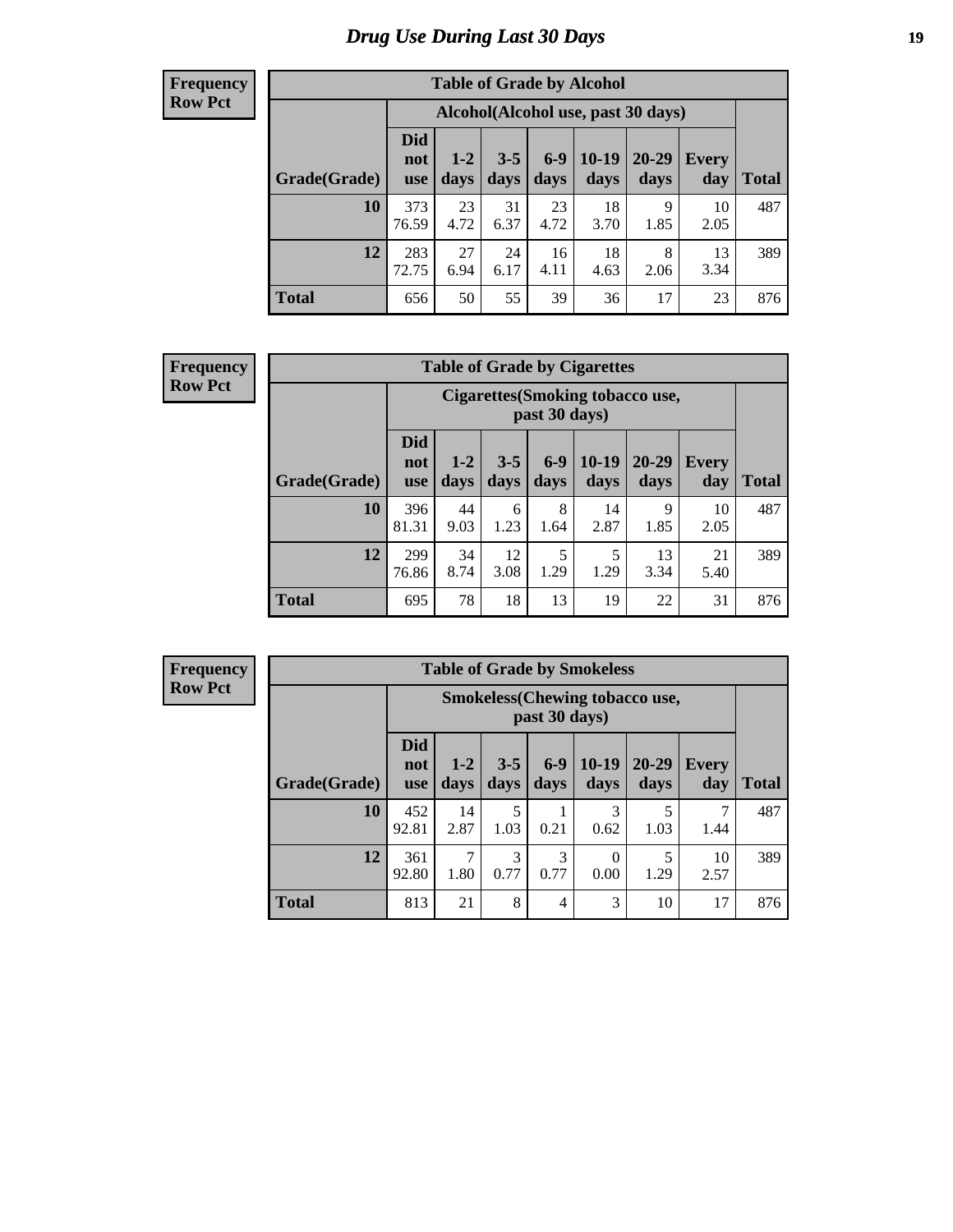# Drug Use During Last 30 Days

**Frequency**
**Row Pct**

| Table of Grade by Alcohol | | | | | | | | |
|---|---|---|---|---|---|---|---|---|
| | Alcohol(Alcohol use, past 30 days) | | | | | | | |
| Grade(Grade) | Did not use | 1-2 days | 3-5 days | 6-9 days | 10-19 days | 20-29 days | Every day | Total |
| **10** | 373<br>76.59 | 23<br>4.72 | 31<br>6.37 | 23<br>4.72 | 18<br>3.70 | 9<br>1.85 | 10<br>2.05 | 487 |
| **12** | 283<br>72.75 | 27<br>6.94 | 24<br>6.17 | 16<br>4.11 | 18<br>4.63 | 8<br>2.06 | 13<br>3.34 | 389 |
| **Total** | 656 | 50 | 55 | 39 | 36 | 17 | 23 | 876 |

**Frequency**
**Row Pct**

| Table of Grade by Cigarettes | | | | | | | | |
|---|---|---|---|---|---|---|---|---|
| | Cigarettes(Smoking tobacco use, past 30 days) | | | | | | | |
| Grade(Grade) | Did not use | 1-2 days | 3-5 days | 6-9 days | 10-19 days | 20-29 days | Every day | Total |
| **10** | 396<br>81.31 | 44<br>9.03 | 6<br>1.23 | 8<br>1.64 | 14<br>2.87 | 9<br>1.85 | 10<br>2.05 | 487 |
| **12** | 299<br>76.86 | 34<br>8.74 | 12<br>3.08 | 5<br>1.29 | 5<br>1.29 | 13<br>3.34 | 21<br>5.40 | 389 |
| **Total** | 695 | 78 | 18 | 13 | 19 | 22 | 31 | 876 |

**Frequency**
**Row Pct**

| Table of Grade by Smokeless | | | | | | | | |
|---|---|---|---|---|---|---|---|---|
| | Smokeless(Chewing tobacco use, past 30 days) | | | | | | | |
| Grade(Grade) | Did not use | 1-2 days | 3-5 days | 6-9 days | 10-19 days | 20-29 days | Every day | Total |
| **10** | 452<br>92.81 | 14<br>2.87 | 5<br>1.03 | 1<br>0.21 | 3<br>0.62 | 5<br>1.03 | 7<br>1.44 | 487 |
| **12** | 361<br>92.80 | 7<br>1.80 | 3<br>0.77 | 3<br>0.77 | 0<br>0.00 | 5<br>1.29 | 10<br>2.57 | 389 |
| **Total** | 813 | 21 | 8 | 4 | 3 | 10 | 17 | 876 |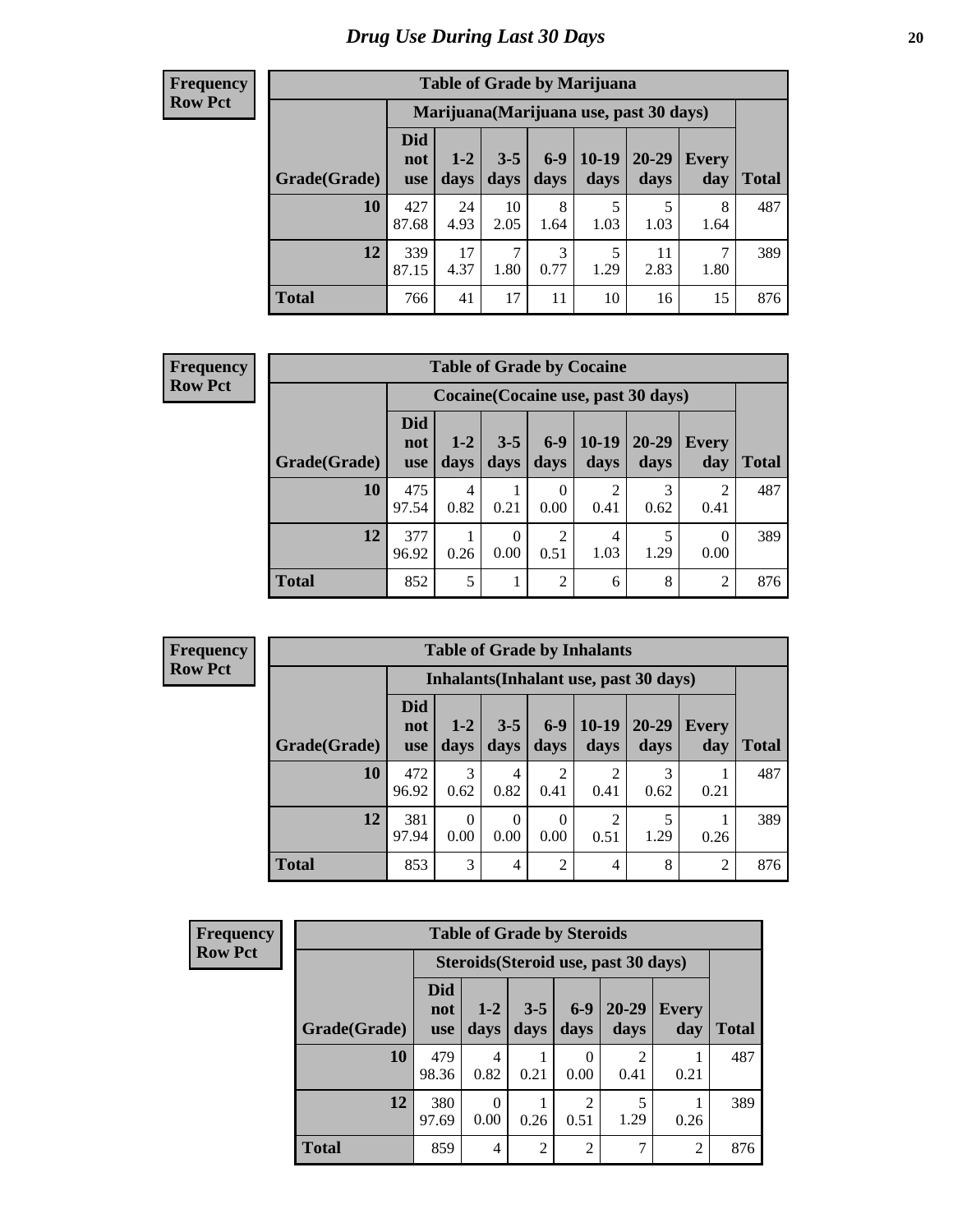# Drug Use During Last 30 Days

**Frequency**
**Row Pct**

**Table of Grade by Marijuana**

| Grade(Grade) | Marijuana(Marijuana use, past 30 days) | | | | | | | Total |
|---|---|---|---|---|---|---|---|---|
| | Did not use | 1-2 days | 3-5 days | 6-9 days | 10-19 days | 20-29 days | Every day | |
| 10 | 427<br>87.68 | 24<br>4.93 | 10<br>2.05 | 8<br>1.64 | 5<br>1.03 | 5<br>1.03 | 8<br>1.64 | 487 |
| 12 | 339<br>87.15 | 17<br>4.37 | 7<br>1.80 | 3<br>0.77 | 5<br>1.29 | 11<br>2.83 | 7<br>1.80 | 389 |
| Total | 766 | 41 | 17 | 11 | 10 | 16 | 15 | 876 |

**Frequency**
**Row Pct**

**Table of Grade by Cocaine**

| Grade(Grade) | Cocaine(Cocaine use, past 30 days) | | | | | | | Total |
|---|---|---|---|---|---|---|---|---|
| | Did not use | 1-2 days | 3-5 days | 6-9 days | 10-19 days | 20-29 days | Every day | |
| 10 | 475<br>97.54 | 4<br>0.82 | 1<br>0.21 | 0<br>0.00 | 2<br>0.41 | 3<br>0.62 | 2<br>0.41 | 487 |
| 12 | 377<br>96.92 | 1<br>0.26 | 0<br>0.00 | 2<br>0.51 | 4<br>1.03 | 5<br>1.29 | 0<br>0.00 | 389 |
| Total | 852 | 5 | 1 | 2 | 6 | 8 | 2 | 876 |

**Frequency**
**Row Pct**

**Table of Grade by Inhalants**

| Grade(Grade) | Inhalants(Inhalant use, past 30 days) | | | | | | | Total |
|---|---|---|---|---|---|---|---|---|
| | Did not use | 1-2 days | 3-5 days | 6-9 days | 10-19 days | 20-29 days | Every day | |
| 10 | 472<br>96.92 | 3<br>0.62 | 4<br>0.82 | 2<br>0.41 | 2<br>0.41 | 3<br>0.62 | 1<br>0.21 | 487 |
| 12 | 381<br>97.94 | 0<br>0.00 | 0<br>0.00 | 0<br>0.00 | 2<br>0.51 | 5<br>1.29 | 1<br>0.26 | 389 |
| Total | 853 | 3 | 4 | 2 | 4 | 8 | 2 | 876 |

**Frequency**
**Row Pct**

**Table of Grade by Steroids**

| Grade(Grade) | Steroids(Steroid use, past 30 days) | | | | | | Total |
|---|---|---|---|---|---|---|---|
| | Did not use | 1-2 days | 3-5 days | 6-9 days | 20-29 days | Every day | |
| 10 | 479<br>98.36 | 4<br>0.82 | 1<br>0.21 | 0<br>0.00 | 2<br>0.41 | 1<br>0.21 | 487 |
| 12 | 380<br>97.69 | 0<br>0.00 | 1<br>0.26 | 2<br>0.51 | 5<br>1.29 | 1<br>0.26 | 389 |
| Total | 859 | 4 | 2 | 2 | 7 | 2 | 876 |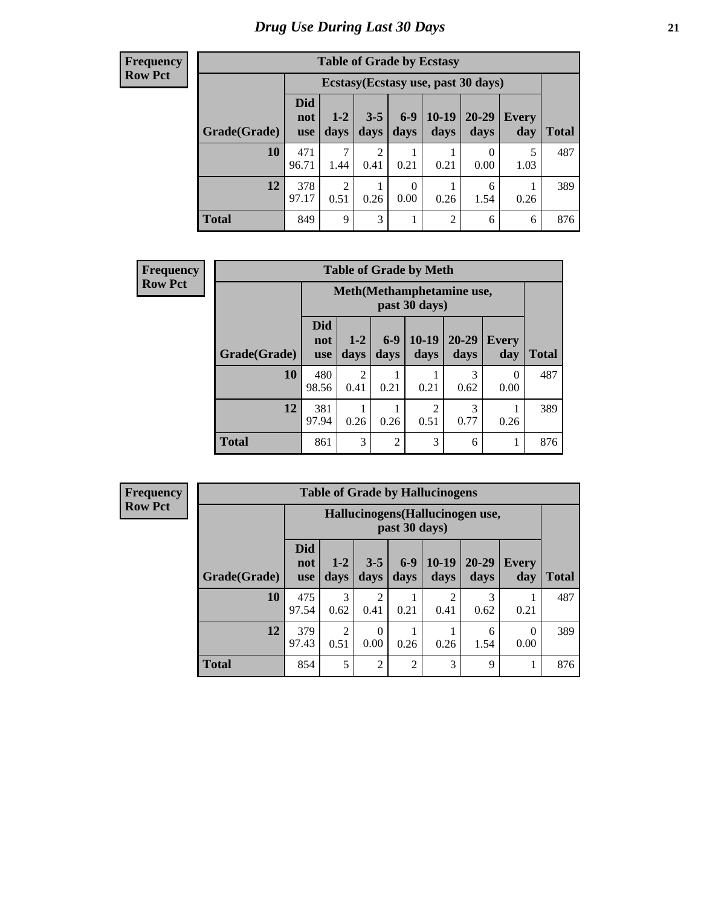# Drug Use During Last 30 Days

**Frequency**
**Row Pct**

| Table of Grade by Ecstasy | | | | | | | | |
|---|---|---|---|---|---|---|---|---|
| | Ecstasy(Ecstasy use, past 30 days) | | | | | | | |
| Grade(Grade) | Did not use | 1-2 days | 3-5 days | 6-9 days | 10-19 days | 20-29 days | Every day | Total |
| **10** | 471<br>96.71 | 7<br>1.44 | 2<br>0.41 | 1<br>0.21 | 1<br>0.21 | 0<br>0.00 | 5<br>1.03 | 487 |
| **12** | 378<br>97.17 | 2<br>0.51 | 1<br>0.26 | 0<br>0.00 | 1<br>0.26 | 6<br>1.54 | 1<br>0.26 | 389 |
| **Total** | 849 | 9 | 3 | 1 | 2 | 6 | 6 | 876 |

**Frequency**
**Row Pct**

| Table of Grade by Meth | | | | | | | |
|---|---|---|---|---|---|---|---|
| | Meth(Methamphetamine use, past 30 days) | | | | | | |
| Grade(Grade) | Did not use | 1-2 days | 6-9 days | 10-19 days | 20-29 days | Every day | Total |
| **10** | 480<br>98.56 | 2<br>0.41 | 1<br>0.21 | 1<br>0.21 | 3<br>0.62 | 0<br>0.00 | 487 |
| **12** | 381<br>97.94 | 1<br>0.26 | 1<br>0.26 | 2<br>0.51 | 3<br>0.77 | 1<br>0.26 | 389 |
| **Total** | 861 | 3 | 2 | 3 | 6 | 1 | 876 |

**Frequency**
**Row Pct**

| Table of Grade by Hallucinogens | | | | | | | | |
|---|---|---|---|---|---|---|---|---|
| | Hallucinogens(Hallucinogen use, past 30 days) | | | | | | | |
| Grade(Grade) | Did not use | 1-2 days | 3-5 days | 6-9 days | 10-19 days | 20-29 days | Every day | Total |
| **10** | 475<br>97.54 | 3<br>0.62 | 2<br>0.41 | 1<br>0.21 | 2<br>0.41 | 3<br>0.62 | 1<br>0.21 | 487 |
| **12** | 379<br>97.43 | 2<br>0.51 | 0<br>0.00 | 1<br>0.26 | 1<br>0.26 | 6<br>1.54 | 0<br>0.00 | 389 |
| **Total** | 854 | 5 | 2 | 2 | 3 | 9 | 1 | 876 |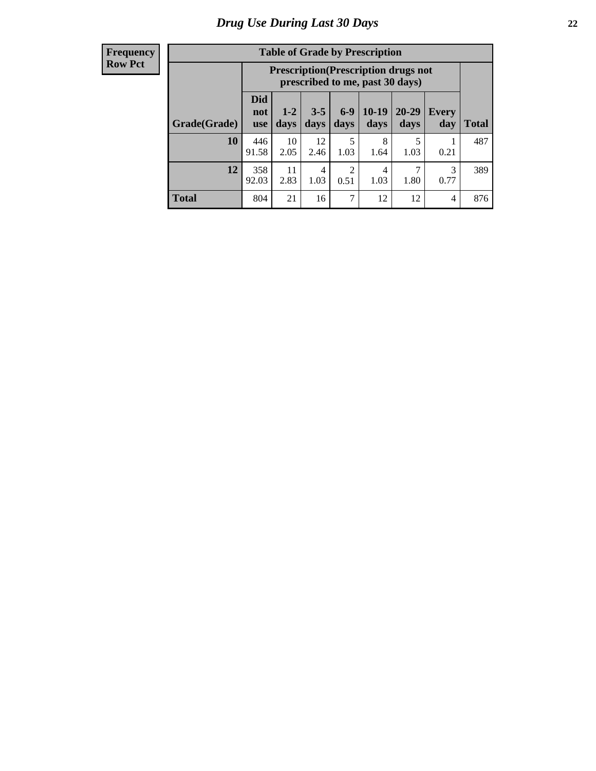# Drug Use During Last 30 Days

**Frequency**
**Row Pct**

**Table of Grade by Prescription**

| Grade(Grade) | Prescription(Prescription drugs not prescribed to me, past 30 days) | | | | | | | Total |
|---|---|---|---|---|---|---|---|---|
| | Did not use | 1-2 days | 3-5 days | 6-9 days | 10-19 days | 20-29 days | Every day | |
| **10** | 446<br>91.58 | 10<br>2.05 | 12<br>2.46 | 5<br>1.03 | 8<br>1.64 | 5<br>1.03 | 1<br>0.21 | 487 |
| **12** | 358<br>92.03 | 11<br>2.83 | 4<br>1.03 | 2<br>0.51 | 4<br>1.03 | 7<br>1.80 | 3<br>0.77 | 389 |
| **Total** | 804 | 21 | 16 | 7 | 12 | 12 | 4 | 876 |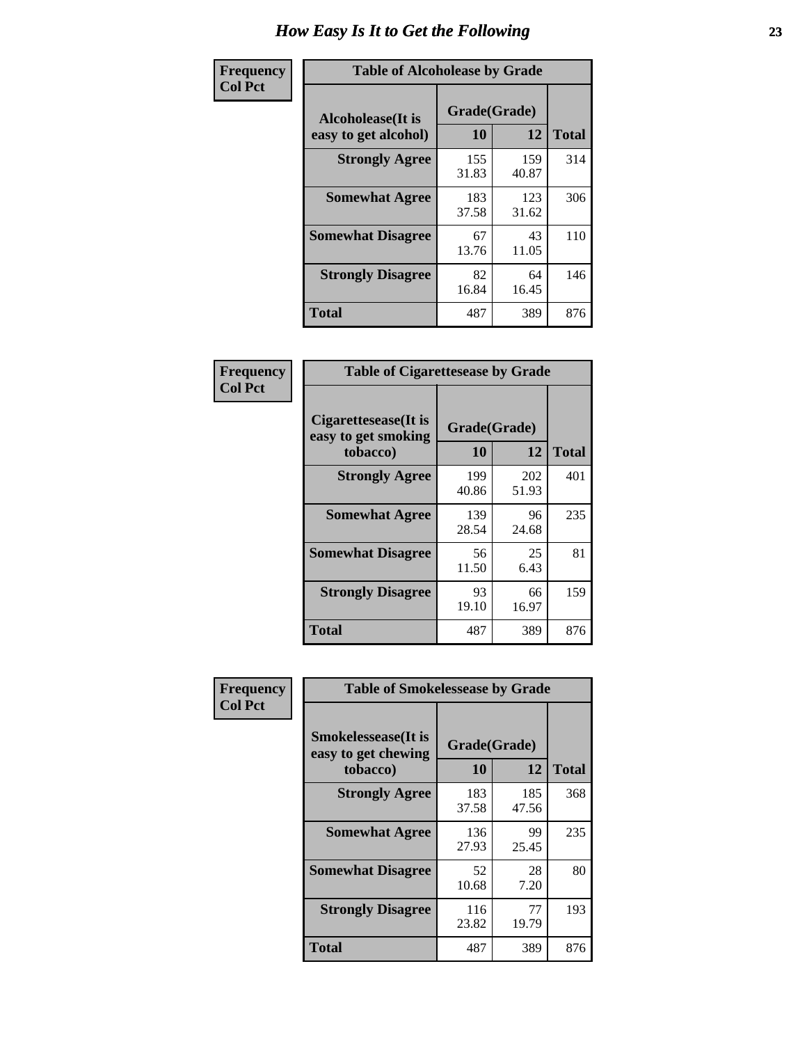# How Easy Is It to Get the Following

**Frequency**
**Col Pct**

| Table of Alcoholease by Grade | | | |
|---|---|---|---|
| Alcoholease(It is easy to get alcohol) | Grade(Grade) | | Total |
| | 10 | 12 | |
| **Strongly Agree** | 155<br>31.83 | 159<br>40.87 | 314 |
| **Somewhat Agree** | 183<br>37.58 | 123<br>31.62 | 306 |
| **Somewhat Disagree** | 67<br>13.76 | 43<br>11.05 | 110 |
| **Strongly Disagree** | 82<br>16.84 | 64<br>16.45 | 146 |
| **Total** | 487 | 389 | 876 |

**Frequency**
**Col Pct**

| Table of Cigarettesease by Grade | | | |
|---|---|---|---|
| Cigarettesease(It is easy to get smoking tobacco) | Grade(Grade) | | Total |
| | 10 | 12 | |
| **Strongly Agree** | 199<br>40.86 | 202<br>51.93 | 401 |
| **Somewhat Agree** | 139<br>28.54 | 96<br>24.68 | 235 |
| **Somewhat Disagree** | 56<br>11.50 | 25<br>6.43 | 81 |
| **Strongly Disagree** | 93<br>19.10 | 66<br>16.97 | 159 |
| **Total** | 487 | 389 | 876 |

**Frequency**
**Col Pct**

| Table of Smokelessease by Grade | | | |
|---|---|---|---|
| Smokelessease(It is easy to get chewing tobacco) | Grade(Grade) | | Total |
| | 10 | 12 | |
| **Strongly Agree** | 183<br>37.58 | 185<br>47.56 | 368 |
| **Somewhat Agree** | 136<br>27.93 | 99<br>25.45 | 235 |
| **Somewhat Disagree** | 52<br>10.68 | 28<br>7.20 | 80 |
| **Strongly Disagree** | 116<br>23.82 | 77<br>19.79 | 193 |
| **Total** | 487 | 389 | 876 |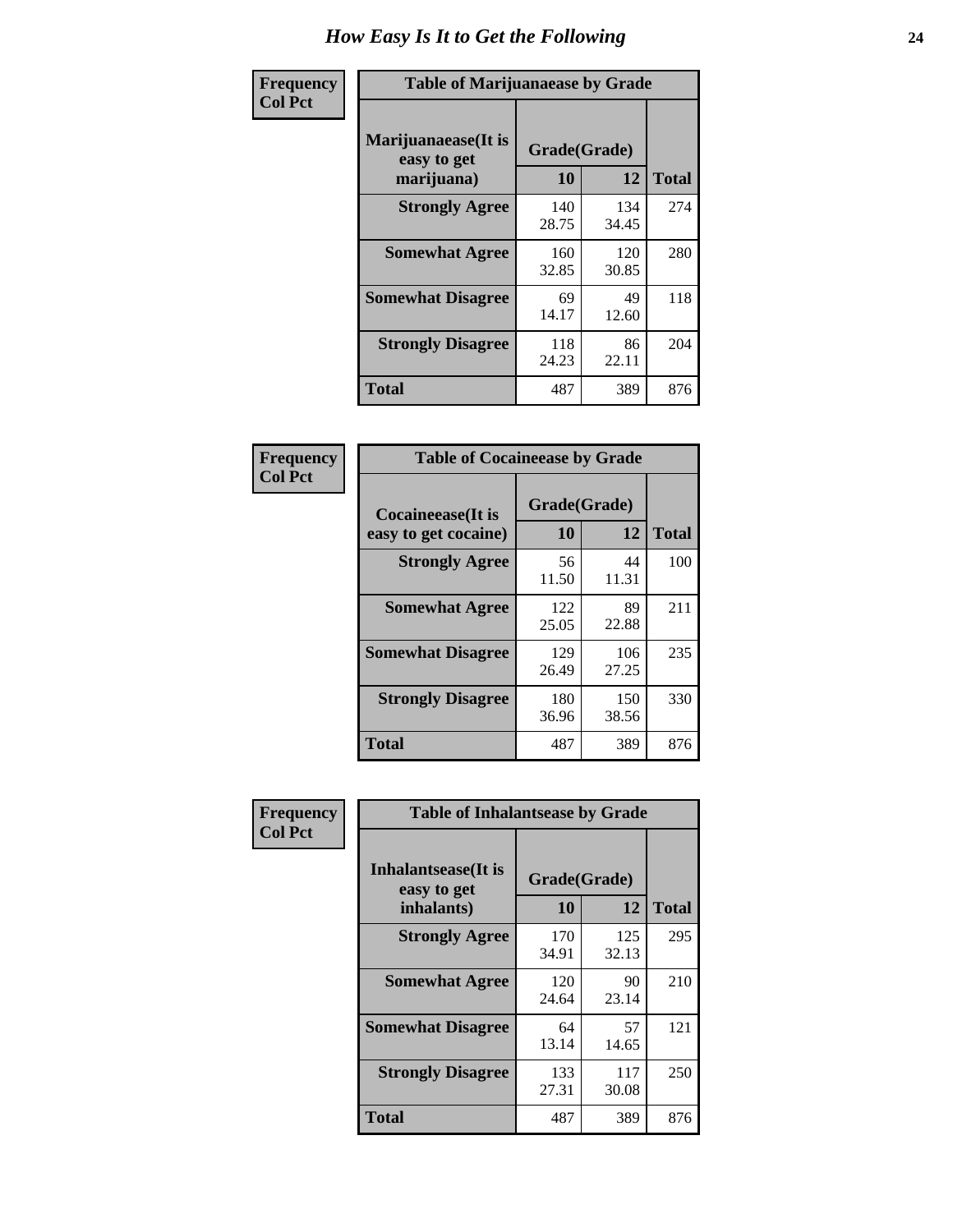# How Easy Is It to Get the Following

**Frequency**
**Col Pct**

| Table of Marijuanaease by Grade | | | |
|---|---|---|---|
| Marijuanaease(It is easy to get marijuana) | Grade(Grade) | | |
| | 10 | 12 | Total |
| Strongly Agree | 140<br>28.75 | 134<br>34.45 | 274 |
| Somewhat Agree | 160<br>32.85 | 120<br>30.85 | 280 |
| Somewhat Disagree | 69<br>14.17 | 49<br>12.60 | 118 |
| Strongly Disagree | 118<br>24.23 | 86<br>22.11 | 204 |
| Total | 487 | 389 | 876 |

**Frequency**
**Col Pct**

| Table of Cocaineease by Grade | | | |
|---|---|---|---|
| Cocaineease(It is easy to get cocaine) | Grade(Grade) | | |
| | 10 | 12 | Total |
| Strongly Agree | 56<br>11.50 | 44<br>11.31 | 100 |
| Somewhat Agree | 122<br>25.05 | 89<br>22.88 | 211 |
| Somewhat Disagree | 129<br>26.49 | 106<br>27.25 | 235 |
| Strongly Disagree | 180<br>36.96 | 150<br>38.56 | 330 |
| Total | 487 | 389 | 876 |

**Frequency**
**Col Pct**

| Table of Inhalantsease by Grade | | | |
|---|---|---|---|
| Inhalantsease(It is easy to get inhalants) | Grade(Grade) | | |
| | 10 | 12 | Total |
| Strongly Agree | 170<br>34.91 | 125<br>32.13 | 295 |
| Somewhat Agree | 120<br>24.64 | 90<br>23.14 | 210 |
| Somewhat Disagree | 64<br>13.14 | 57<br>14.65 | 121 |
| Strongly Disagree | 133<br>27.31 | 117<br>30.08 | 250 |
| Total | 487 | 389 | 876 |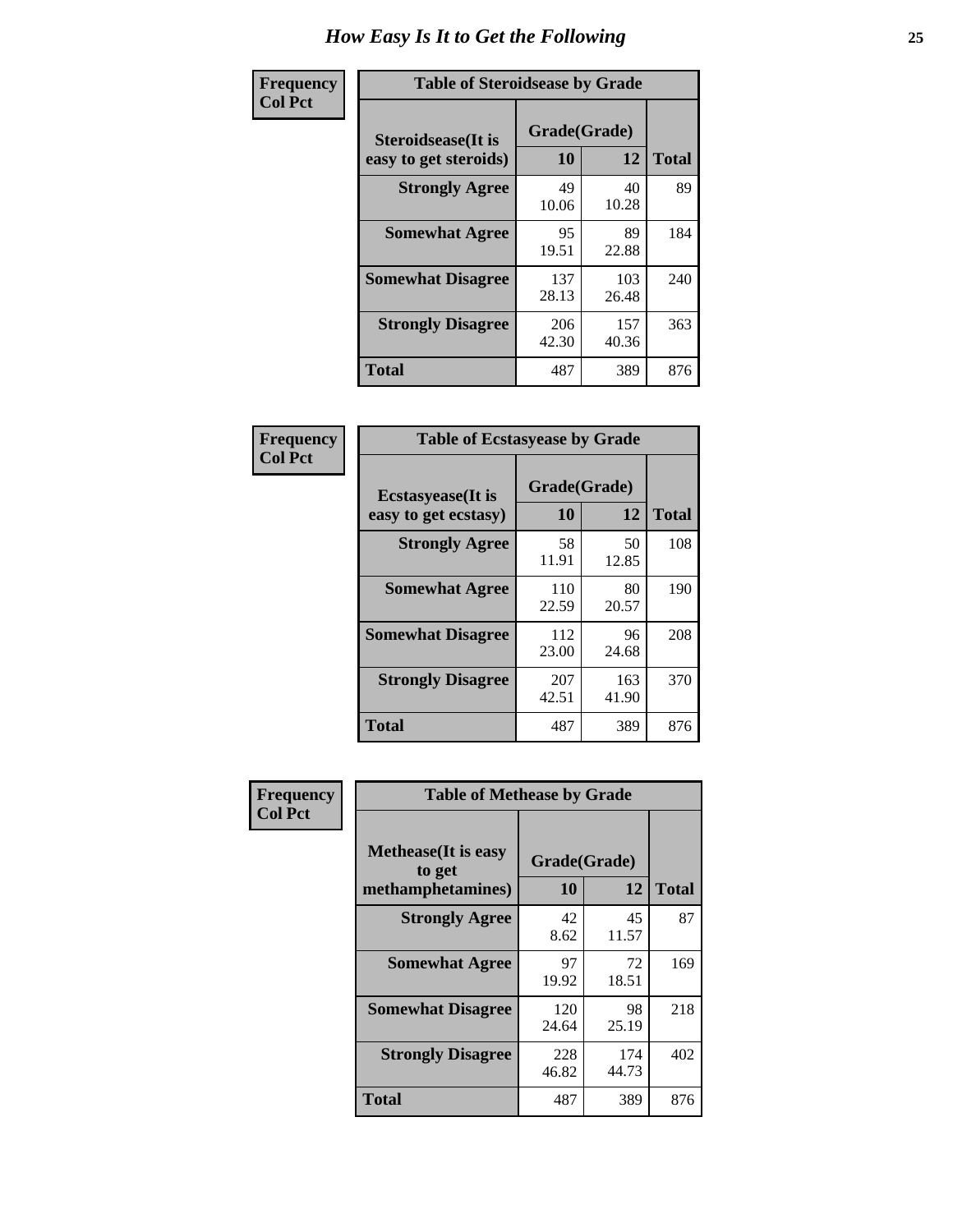# How Easy Is It to Get the Following

**Frequency**
**Col Pct**

**Table of Steroidsease by Grade**

| Steroidsease(It is easy to get steroids) | Grade(Grade) | | Total |
|---|---|---|---|
| | 10 | 12 | |
| **Strongly Agree** | 49<br>10.06 | 40<br>10.28 | 89 |
| **Somewhat Agree** | 95<br>19.51 | 89<br>22.88 | 184 |
| **Somewhat Disagree** | 137<br>28.13 | 103<br>26.48 | 240 |
| **Strongly Disagree** | 206<br>42.30 | 157<br>40.36 | 363 |
| **Total** | 487 | 389 | 876 |

**Frequency**
**Col Pct**

**Table of Ecstasyease by Grade**

| Ecstasyease(It is easy to get ecstasy) | Grade(Grade) | | Total |
|---|---|---|---|
| | 10 | 12 | |
| **Strongly Agree** | 58<br>11.91 | 50<br>12.85 | 108 |
| **Somewhat Agree** | 110<br>22.59 | 80<br>20.57 | 190 |
| **Somewhat Disagree** | 112<br>23.00 | 96<br>24.68 | 208 |
| **Strongly Disagree** | 207<br>42.51 | 163<br>41.90 | 370 |
| **Total** | 487 | 389 | 876 |

**Frequency**
**Col Pct**

**Table of Methease by Grade**

| Methease(It is easy to get methamphetamines) | Grade(Grade) | | Total |
|---|---|---|---|
| | 10 | 12 | |
| **Strongly Agree** | 42<br>8.62 | 45<br>11.57 | 87 |
| **Somewhat Agree** | 97<br>19.92 | 72<br>18.51 | 169 |
| **Somewhat Disagree** | 120<br>24.64 | 98<br>25.19 | 218 |
| **Strongly Disagree** | 228<br>46.82 | 174<br>44.73 | 402 |
| **Total** | 487 | 389 | 876 |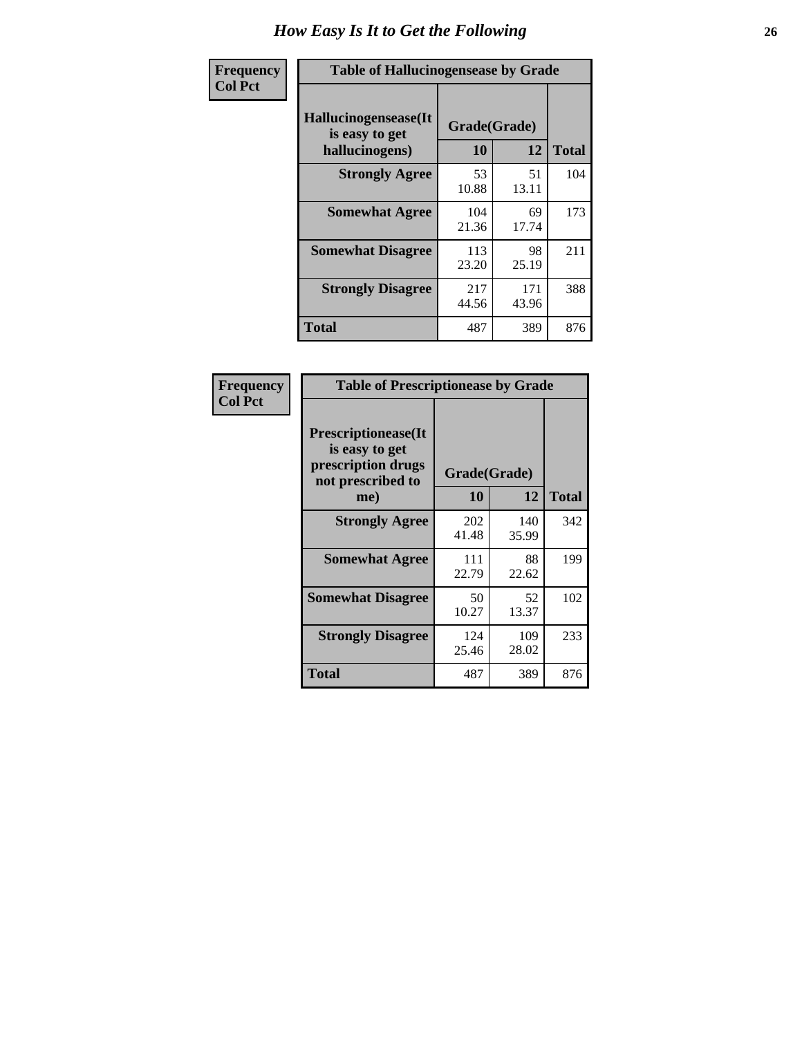# How Easy Is It to Get the Following

**Frequency**
**Col Pct**

**Table of Hallucinogensease by Grade**

| Hallucinogensease(It is easy to get hallucinogens) | Grade(Grade) 10 | 12 | Total |
|---|---|---|---|
| **Strongly Agree** | 53<br>10.88 | 51<br>13.11 | 104 |
| **Somewhat Agree** | 104<br>21.36 | 69<br>17.74 | 173 |
| **Somewhat Disagree** | 113<br>23.20 | 98<br>25.19 | 211 |
| **Strongly Disagree** | 217<br>44.56 | 171<br>43.96 | 388 |
| **Total** | 487 | 389 | 876 |

**Frequency**
**Col Pct**

**Table of Prescriptionease by Grade**

| Prescriptionease(It is easy to get prescription drugs not prescribed to me) | Grade(Grade) 10 | 12 | Total |
|---|---|---|---|
| **Strongly Agree** | 202<br>41.48 | 140<br>35.99 | 342 |
| **Somewhat Agree** | 111<br>22.79 | 88<br>22.62 | 199 |
| **Somewhat Disagree** | 50<br>10.27 | 52<br>13.37 | 102 |
| **Strongly Disagree** | 124<br>25.46 | 109<br>28.02 | 233 |
| **Total** | 487 | 389 | 876 |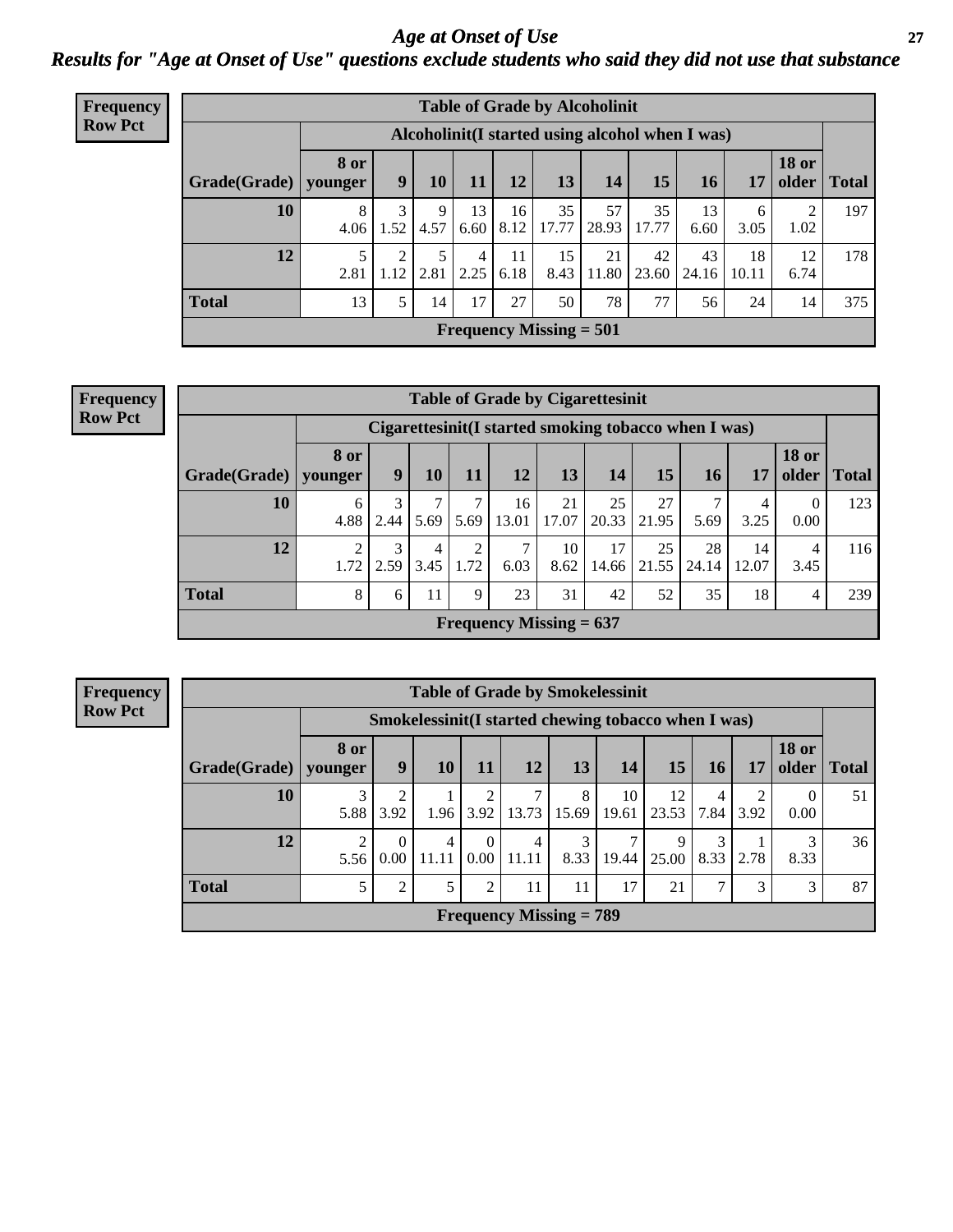# Age at Onset of Use

## Results for "Age at Onset of Use" questions exclude students who said they did not use that substance

**Frequency**
**Row Pct**

**Table of Grade by Alcoholinit**

| Grade(Grade) | Alcoholinit(I started using alcohol when I was) | | | | | | | | | | | Total |
|---|---|---|---|---|---|---|---|---|---|---|---|---|
| | 8 or younger | 9 | 10 | 11 | 12 | 13 | 14 | 15 | 16 | 17 | 18 or older | |
| 10 | 8<br>4.06 | 3<br>1.52 | 9<br>4.57 | 13<br>6.60 | 16<br>8.12 | 35<br>17.77 | 57<br>28.93 | 35<br>17.77 | 13<br>6.60 | 6<br>3.05 | 2<br>1.02 | 197 |
| 12 | 5<br>2.81 | 2<br>1.12 | 5<br>2.81 | 4<br>2.25 | 11<br>6.18 | 15<br>8.43 | 21<br>11.80 | 42<br>23.60 | 43<br>24.16 | 18<br>10.11 | 12<br>6.74 | 178 |
| Total | 13 | 5 | 14 | 17 | 27 | 50 | 78 | 77 | 56 | 24 | 14 | 375 |

Frequency Missing = 501

**Frequency**
**Row Pct**

**Table of Grade by Cigarettesinit**

| Grade(Grade) | Cigarettesinit(I started smoking tobacco when I was) | | | | | | | | | | | Total |
|---|---|---|---|---|---|---|---|---|---|---|---|---|
| | 8 or younger | 9 | 10 | 11 | 12 | 13 | 14 | 15 | 16 | 17 | 18 or older | |
| 10 | 6<br>4.88 | 3<br>2.44 | 7<br>5.69 | 7<br>5.69 | 16<br>13.01 | 21<br>17.07 | 25<br>20.33 | 27<br>21.95 | 7<br>5.69 | 4<br>3.25 | 0<br>0.00 | 123 |
| 12 | 2<br>1.72 | 3<br>2.59 | 4<br>3.45 | 2<br>1.72 | 7<br>6.03 | 10<br>8.62 | 17<br>14.66 | 25<br>21.55 | 28<br>24.14 | 14<br>12.07 | 4<br>3.45 | 116 |
| Total | 8 | 6 | 11 | 9 | 23 | 31 | 42 | 52 | 35 | 18 | 4 | 239 |

Frequency Missing = 637

**Frequency**
**Row Pct**

**Table of Grade by Smokelessinit**

| Grade(Grade) | Smokelessinit(I started chewing tobacco when I was) | | | | | | | | | | | Total |
|---|---|---|---|---|---|---|---|---|---|---|---|---|
| | 8 or younger | 9 | 10 | 11 | 12 | 13 | 14 | 15 | 16 | 17 | 18 or older | |
| 10 | 3<br>5.88 | 2<br>3.92 | 1<br>1.96 | 2<br>3.92 | 7<br>13.73 | 8<br>15.69 | 10<br>19.61 | 12<br>23.53 | 4<br>7.84 | 2<br>3.92 | 0<br>0.00 | 51 |
| 12 | 2<br>5.56 | 0<br>0.00 | 4<br>11.11 | 0<br>0.00 | 4<br>11.11 | 3<br>8.33 | 7<br>19.44 | 9<br>25.00 | 3<br>8.33 | 1<br>2.78 | 3<br>8.33 | 36 |
| Total | 5 | 2 | 5 | 2 | 11 | 11 | 17 | 21 | 7 | 3 | 3 | 87 |

Frequency Missing = 789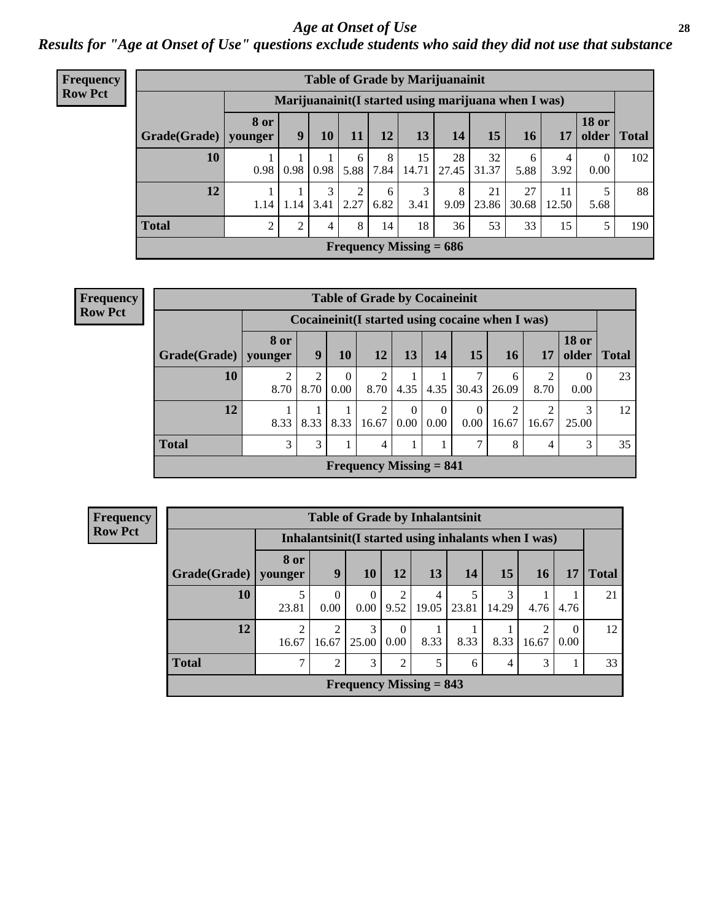# *Age at Onset of Use*

***Results for "Age at Onset of Use" questions exclude students who said they did not use that substance***

**Frequency Row Pct**

| Table of Grade by Marijuanainit | | | | | | | | | | | | |
|---|---|---|---|---|---|---|---|---|---|---|---|---|
| | Marijuanainit(I started using marijuana when I was) | | | | | | | | | | | |
| Grade(Grade) | 8 or younger | 9 | 10 | 11 | 12 | 13 | 14 | 15 | 16 | 17 | 18 or older | Total |
| 10 | 1<br>0.98 | 1<br>0.98 | 1<br>0.98 | 6<br>5.88 | 8<br>7.84 | 15<br>14.71 | 28<br>27.45 | 32<br>31.37 | 6<br>5.88 | 4<br>3.92 | 0<br>0.00 | 102 |
| 12 | 1<br>1.14 | 1<br>1.14 | 3<br>3.41 | 2<br>2.27 | 6<br>6.82 | 3<br>3.41 | 8<br>9.09 | 21<br>23.86 | 27<br>30.68 | 11<br>12.50 | 5<br>5.68 | 88 |
| **Total** | 2 | 2 | 4 | 8 | 14 | 18 | 36 | 53 | 33 | 15 | 5 | 190 |
| Frequency Missing = 686 | | | | | | | | | | | | |

**Frequency Row Pct**

| Table of Grade by Cocaineinit | | | | | | | | | | | |
|---|---|---|---|---|---|---|---|---|---|---|---|
| | Cocaineinit(I started using cocaine when I was) | | | | | | | | | | |
| Grade(Grade) | 8 or younger | 9 | 10 | 12 | 13 | 14 | 15 | 16 | 17 | 18 or older | Total |
| 10 | 2<br>8.70 | 2<br>8.70 | 0<br>0.00 | 2<br>8.70 | 1<br>4.35 | 1<br>4.35 | 7<br>30.43 | 6<br>26.09 | 2<br>8.70 | 0<br>0.00 | 23 |
| 12 | 1<br>8.33 | 1<br>8.33 | 1<br>8.33 | 2<br>16.67 | 0<br>0.00 | 0<br>0.00 | 0<br>0.00 | 2<br>16.67 | 2<br>16.67 | 3<br>25.00 | 12 |
| **Total** | 3 | 3 | 1 | 4 | 1 | 1 | 7 | 8 | 4 | 3 | 35 |
| Frequency Missing = 841 | | | | | | | | | | | |

**Frequency Row Pct**

| Table of Grade by Inhalantsinit | | | | | | | | | | |
|---|---|---|---|---|---|---|---|---|---|---|
| | Inhalantsinit(I started using inhalants when I was) | | | | | | | | | |
| Grade(Grade) | 8 or younger | 9 | 10 | 12 | 13 | 14 | 15 | 16 | 17 | Total |
| 10 | 5<br>23.81 | 0<br>0.00 | 0<br>0.00 | 2<br>9.52 | 4<br>19.05 | 5<br>23.81 | 3<br>14.29 | 1<br>4.76 | 1<br>4.76 | 21 |
| 12 | 2<br>16.67 | 2<br>16.67 | 3<br>25.00 | 0<br>0.00 | 1<br>8.33 | 1<br>8.33 | 1<br>8.33 | 2<br>16.67 | 0<br>0.00 | 12 |
| **Total** | 7 | 2 | 3 | 2 | 5 | 6 | 4 | 3 | 1 | 33 |
| Frequency Missing = 843 | | | | | | | | | | |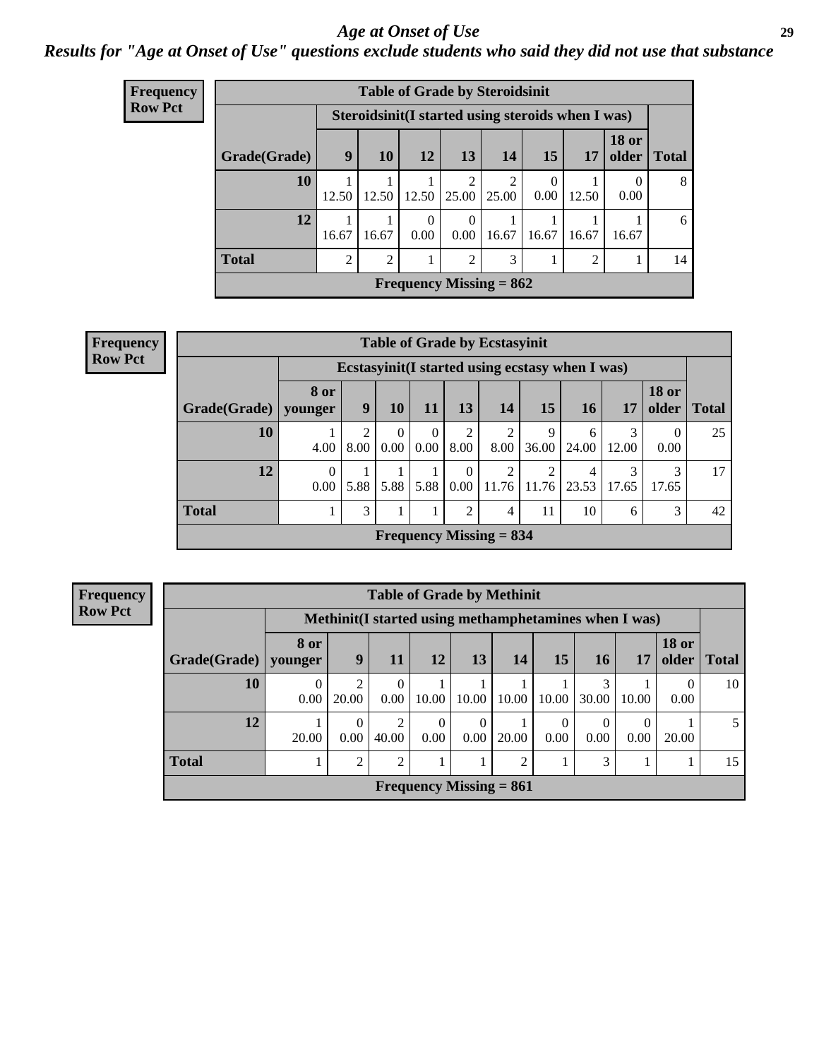# Age at Onset of Use

## Results for "Age at Onset of Use" questions exclude students who said they did not use that substance

**Frequency**
**Row Pct**

| Table of Grade by Steroidsinit | | | | | | | | | |
|---|---|---|---|---|---|---|---|---|---|
| | Steroidsinit(I started using steroids when I was) | | | | | | | | |
| Grade(Grade) | 9 | 10 | 12 | 13 | 14 | 15 | 17 | 18 or older | Total |
| 10 | 1<br>12.50 | 1<br>12.50 | 1<br>12.50 | 2<br>25.00 | 2<br>25.00 | 0<br>0.00 | 1<br>12.50 | 0<br>0.00 | 8 |
| 12 | 1<br>16.67 | 1<br>16.67 | 0<br>0.00 | 0<br>0.00 | 1<br>16.67 | 1<br>16.67 | 1<br>16.67 | 1<br>16.67 | 6 |
| Total | 2 | 2 | 1 | 2 | 3 | 1 | 2 | 1 | 14 |
| Frequency Missing = 862 | | | | | | | | | |

**Frequency**
**Row Pct**

| Table of Grade by Ecstasyinit | | | | | | | | | | | |
|---|---|---|---|---|---|---|---|---|---|---|---|
| | Ecstasyinit(I started using ecstasy when I was) | | | | | | | | | | |
| Grade(Grade) | 8 or younger | 9 | 10 | 11 | 13 | 14 | 15 | 16 | 17 | 18 or older | Total |
| 10 | 1<br>4.00 | 2<br>8.00 | 0<br>0.00 | 0<br>0.00 | 2<br>8.00 | 2<br>8.00 | 9<br>36.00 | 6<br>24.00 | 3<br>12.00 | 0<br>0.00 | 25 |
| 12 | 0<br>0.00 | 1<br>5.88 | 1<br>5.88 | 1<br>5.88 | 0<br>0.00 | 2<br>11.76 | 2<br>11.76 | 4<br>23.53 | 3<br>17.65 | 3<br>17.65 | 17 |
| Total | 1 | 3 | 1 | 1 | 2 | 4 | 11 | 10 | 6 | 3 | 42 |
| Frequency Missing = 834 | | | | | | | | | | | |

**Frequency**
**Row Pct**

| Table of Grade by Methinit | | | | | | | | | | | |
|---|---|---|---|---|---|---|---|---|---|---|---|
| | Methinit(I started using methamphetamines when I was) | | | | | | | | | | |
| Grade(Grade) | 8 or younger | 9 | 11 | 12 | 13 | 14 | 15 | 16 | 17 | 18 or older | Total |
| 10 | 0<br>0.00 | 2<br>20.00 | 0<br>0.00 | 1<br>10.00 | 1<br>10.00 | 1<br>10.00 | 1<br>10.00 | 3<br>30.00 | 1<br>10.00 | 0<br>0.00 | 10 |
| 12 | 1<br>20.00 | 0<br>0.00 | 2<br>40.00 | 0<br>0.00 | 0<br>0.00 | 1<br>20.00 | 0<br>0.00 | 0<br>0.00 | 0<br>0.00 | 1<br>20.00 | 5 |
| Total | 1 | 2 | 2 | 1 | 1 | 2 | 1 | 3 | 1 | 1 | 15 |
| Frequency Missing = 861 | | | | | | | | | | | |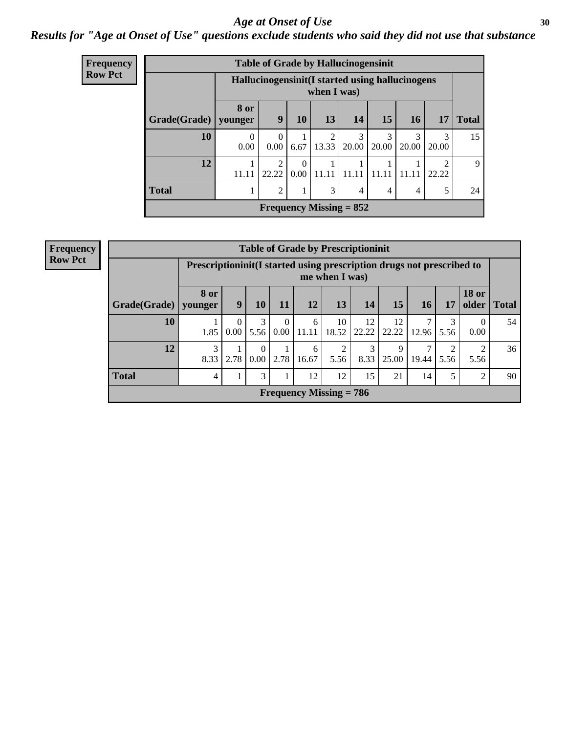# *Age at Onset of Use*

***Results for "Age at Onset of Use" questions exclude students who said they did not use that substance***

**Frequency**
**Row Pct**

| Table of Grade by Hallucinogensinit | | | | | | | | | |
|---|---|---|---|---|---|---|---|---|---|
| | Hallucinogensinit(I started using hallucinogens when I was) | | | | | | | | |
| Grade(Grade) | 8 or younger | 9 | 10 | 13 | 14 | 15 | 16 | 17 | Total |
| **10** | 0<br>0.00 | 0<br>0.00 | 1<br>6.67 | 2<br>13.33 | 3<br>20.00 | 3<br>20.00 | 3<br>20.00 | 3<br>20.00 | 15 |
| **12** | 1<br>11.11 | 2<br>22.22 | 0<br>0.00 | 1<br>11.11 | 1<br>11.11 | 1<br>11.11 | 1<br>11.11 | 2<br>22.22 | 9 |
| **Total** | 1 | 2 | 1 | 3 | 4 | 4 | 4 | 5 | 24 |
| Frequency Missing = 852 | | | | | | | | | |

**Frequency**
**Row Pct**

| Table of Grade by Prescriptioninit | | | | | | | | | | | | |
|---|---|---|---|---|---|---|---|---|---|---|---|---|
| | Prescriptioninit(I started using prescription drugs not prescribed to me when I was) | | | | | | | | | | | |
| Grade(Grade) | 8 or younger | 9 | 10 | 11 | 12 | 13 | 14 | 15 | 16 | 17 | 18 or older | Total |
| **10** | 1<br>1.85 | 0<br>0.00 | 3<br>5.56 | 0<br>0.00 | 6<br>11.11 | 10<br>18.52 | 12<br>22.22 | 12<br>22.22 | 7<br>12.96 | 3<br>5.56 | 0<br>0.00 | 54 |
| **12** | 3<br>8.33 | 1<br>2.78 | 0<br>0.00 | 1<br>2.78 | 6<br>16.67 | 2<br>5.56 | 3<br>8.33 | 9<br>25.00 | 7<br>19.44 | 2<br>5.56 | 2<br>5.56 | 36 |
| **Total** | 4 | 1 | 3 | 1 | 12 | 12 | 15 | 21 | 14 | 5 | 2 | 90 |
| Frequency Missing = 786 | | | | | | | | | | | | |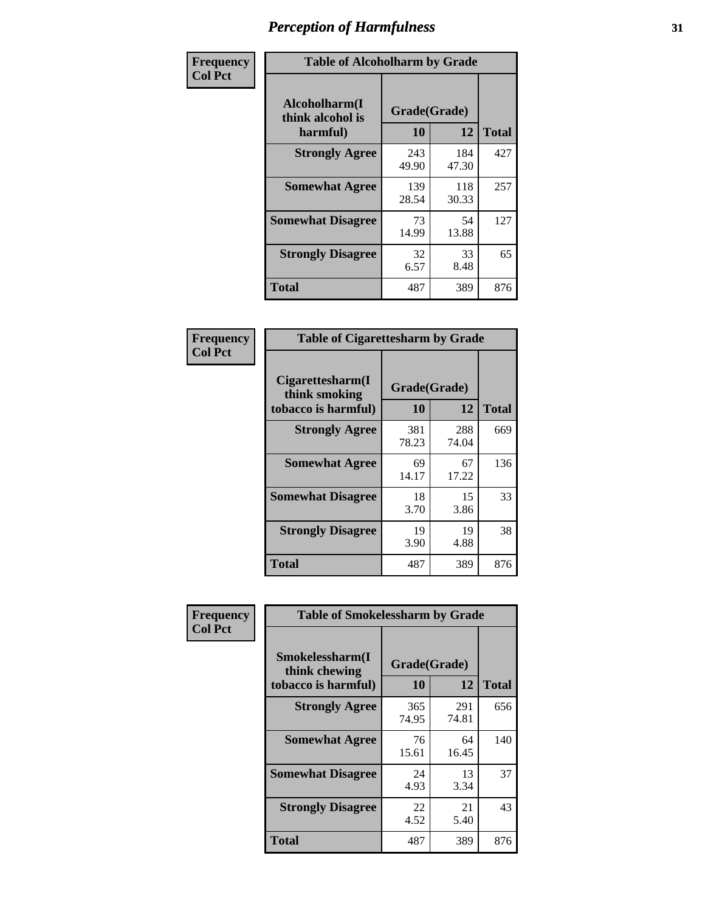# Perception of Harmfulness

**Frequency**
**Col Pct**

| Table of Alcoholharm by Grade | | | |
|---|---|---|---|
| Alcoholharm(I think alcohol is harmful) | Grade(Grade) | | Total |
| | 10 | 12 | |
| Strongly Agree | 243<br>49.90 | 184<br>47.30 | 427 |
| Somewhat Agree | 139<br>28.54 | 118<br>30.33 | 257 |
| Somewhat Disagree | 73<br>14.99 | 54<br>13.88 | 127 |
| Strongly Disagree | 32<br>6.57 | 33<br>8.48 | 65 |
| Total | 487 | 389 | 876 |

**Frequency**
**Col Pct**

| Table of Cigarettesharm by Grade | | | |
|---|---|---|---|
| Cigarettesharm(I think smoking tobacco is harmful) | Grade(Grade) | | Total |
| | 10 | 12 | |
| Strongly Agree | 381<br>78.23 | 288<br>74.04 | 669 |
| Somewhat Agree | 69<br>14.17 | 67<br>17.22 | 136 |
| Somewhat Disagree | 18<br>3.70 | 15<br>3.86 | 33 |
| Strongly Disagree | 19<br>3.90 | 19<br>4.88 | 38 |
| Total | 487 | 389 | 876 |

**Frequency**
**Col Pct**

| Table of Smokelessharm by Grade | | | |
|---|---|---|---|
| Smokelessharm(I think chewing tobacco is harmful) | Grade(Grade) | | Total |
| | 10 | 12 | |
| Strongly Agree | 365<br>74.95 | 291<br>74.81 | 656 |
| Somewhat Agree | 76<br>15.61 | 64<br>16.45 | 140 |
| Somewhat Disagree | 24<br>4.93 | 13<br>3.34 | 37 |
| Strongly Disagree | 22<br>4.52 | 21<br>5.40 | 43 |
| Total | 487 | 389 | 876 |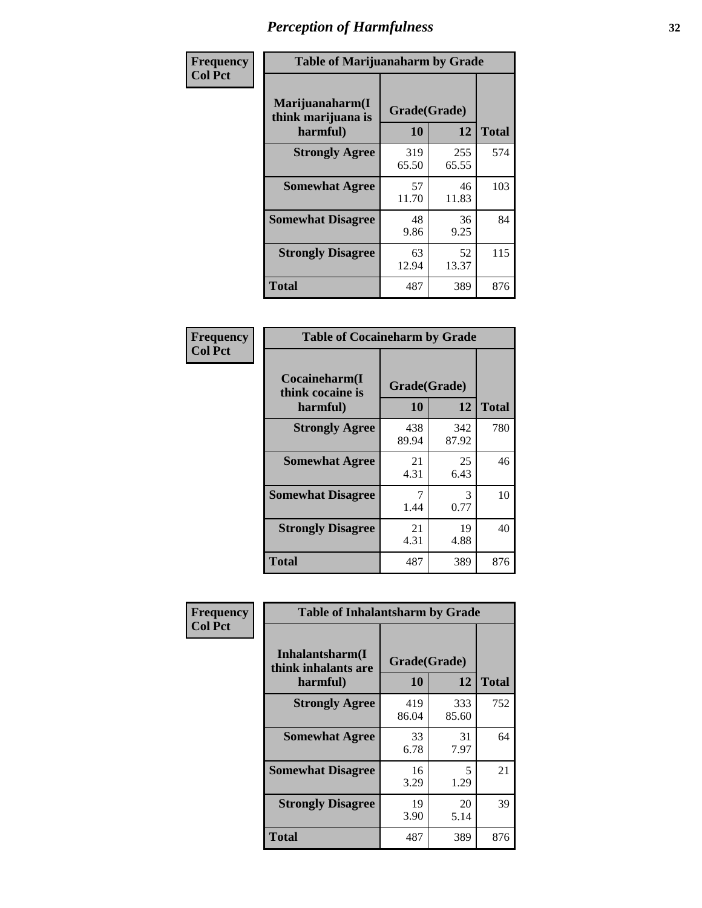# Perception of Harmfulness

**Frequency**
**Col Pct**

**Table of Marijuanaharm by Grade**

| Marijuanaharm(I think marijuana is harmful) | Grade(Grade) | | Total |
|---|---|---|---|
| | 10 | 12 | |
| **Strongly Agree** | 319<br>65.50 | 255<br>65.55 | 574 |
| **Somewhat Agree** | 57<br>11.70 | 46<br>11.83 | 103 |
| **Somewhat Disagree** | 48<br>9.86 | 36<br>9.25 | 84 |
| **Strongly Disagree** | 63<br>12.94 | 52<br>13.37 | 115 |
| **Total** | 487 | 389 | 876 |

**Frequency**
**Col Pct**

**Table of Cocaineharm by Grade**

| Cocaineharm(I think cocaine is harmful) | Grade(Grade) | | Total |
|---|---|---|---|
| | 10 | 12 | |
| **Strongly Agree** | 438<br>89.94 | 342<br>87.92 | 780 |
| **Somewhat Agree** | 21<br>4.31 | 25<br>6.43 | 46 |
| **Somewhat Disagree** | 7<br>1.44 | 3<br>0.77 | 10 |
| **Strongly Disagree** | 21<br>4.31 | 19<br>4.88 | 40 |
| **Total** | 487 | 389 | 876 |

**Frequency**
**Col Pct**

**Table of Inhalantsharm by Grade**

| Inhalantsharm(I think inhalants are harmful) | Grade(Grade) | | Total |
|---|---|---|---|
| | 10 | 12 | |
| **Strongly Agree** | 419<br>86.04 | 333<br>85.60 | 752 |
| **Somewhat Agree** | 33<br>6.78 | 31<br>7.97 | 64 |
| **Somewhat Disagree** | 16<br>3.29 | 5<br>1.29 | 21 |
| **Strongly Disagree** | 19<br>3.90 | 20<br>5.14 | 39 |
| **Total** | 487 | 389 | 876 |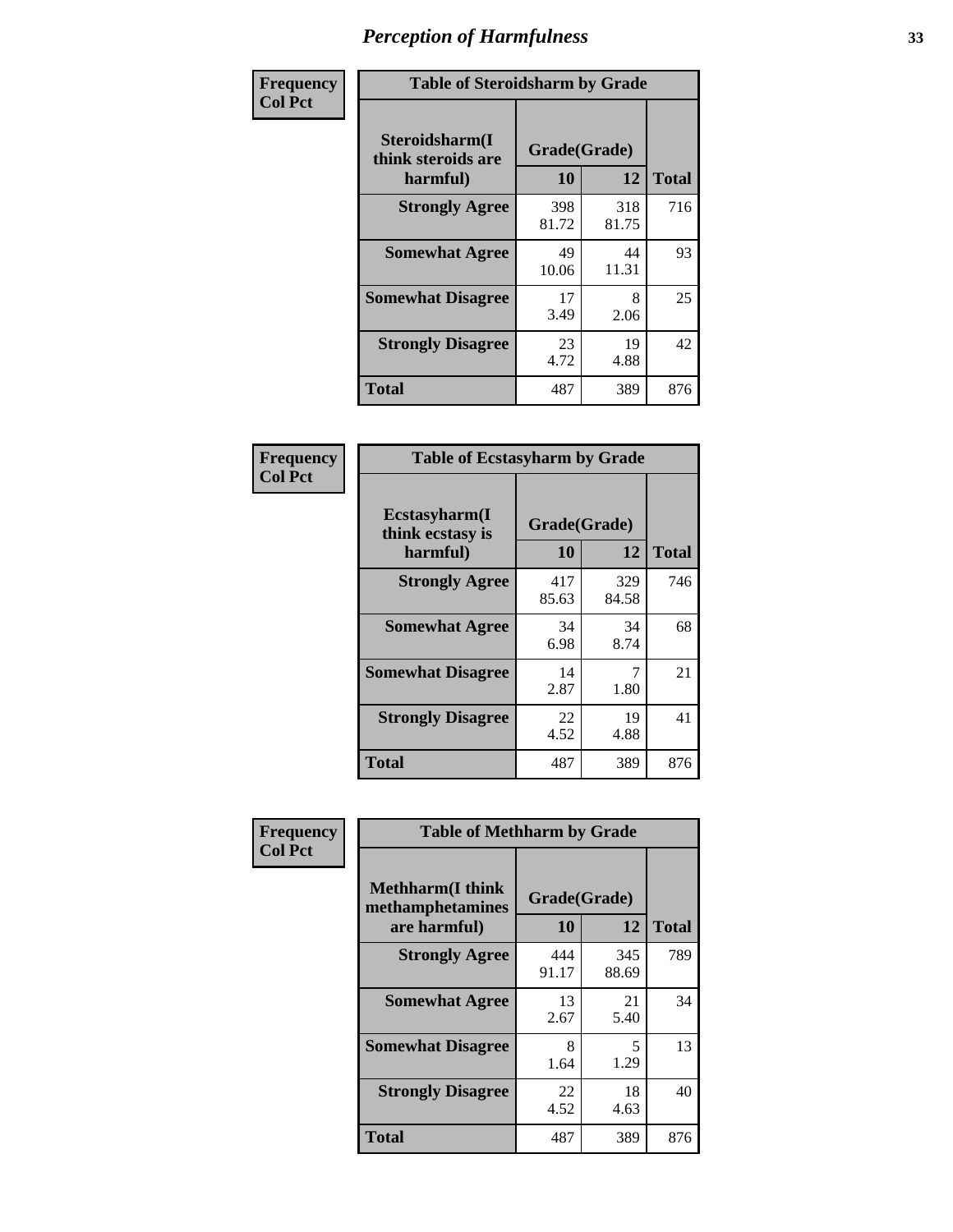# Perception of Harmfulness

**Frequency**
**Col Pct**

| Table of Steroidsharm by Grade | | | |
|---|---|---|---|
| Steroidsharm(I think steroids are harmful) | Grade(Grade) | | Total |
| | 10 | 12 | |
| **Strongly Agree** | 398<br>81.72 | 318<br>81.75 | 716 |
| **Somewhat Agree** | 49<br>10.06 | 44<br>11.31 | 93 |
| **Somewhat Disagree** | 17<br>3.49 | 8<br>2.06 | 25 |
| **Strongly Disagree** | 23<br>4.72 | 19<br>4.88 | 42 |
| **Total** | 487 | 389 | 876 |

**Frequency**
**Col Pct**

| Table of Ecstasyharm by Grade | | | |
|---|---|---|---|
| Ecstasyharm(I think ecstasy is harmful) | Grade(Grade) | | Total |
| | 10 | 12 | |
| **Strongly Agree** | 417<br>85.63 | 329<br>84.58 | 746 |
| **Somewhat Agree** | 34<br>6.98 | 34<br>8.74 | 68 |
| **Somewhat Disagree** | 14<br>2.87 | 7<br>1.80 | 21 |
| **Strongly Disagree** | 22<br>4.52 | 19<br>4.88 | 41 |
| **Total** | 487 | 389 | 876 |

**Frequency**
**Col Pct**

| Table of Methharm by Grade | | | |
|---|---|---|---|
| Methharm(I think methamphetamines are harmful) | Grade(Grade) | | Total |
| | 10 | 12 | |
| **Strongly Agree** | 444<br>91.17 | 345<br>88.69 | 789 |
| **Somewhat Agree** | 13<br>2.67 | 21<br>5.40 | 34 |
| **Somewhat Disagree** | 8<br>1.64 | 5<br>1.29 | 13 |
| **Strongly Disagree** | 22<br>4.52 | 18<br>4.63 | 40 |
| **Total** | 487 | 389 | 876 |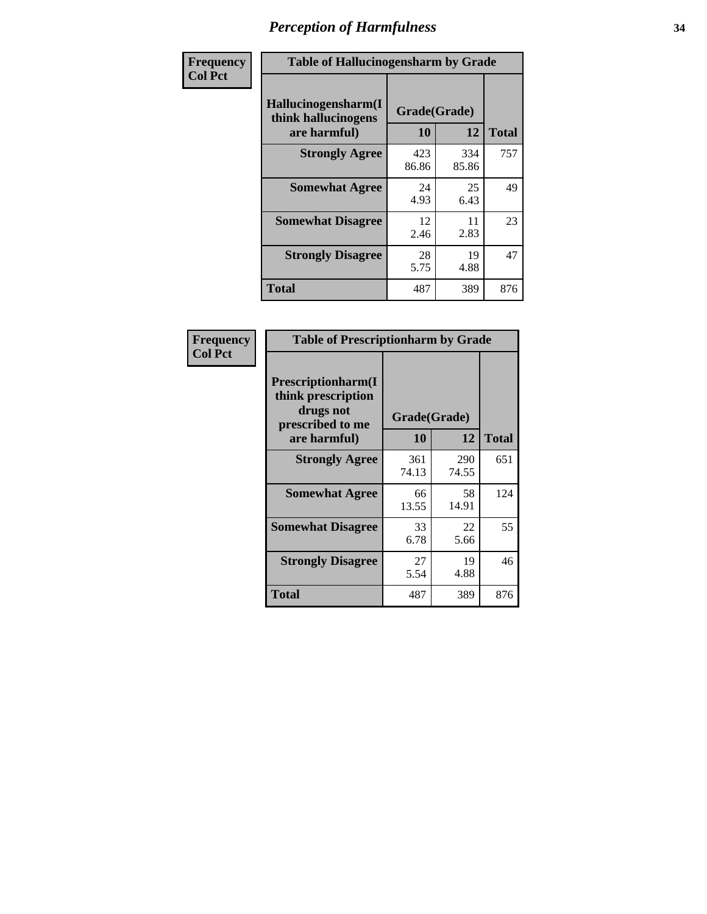# Perception of Harmfulness

**Frequency**
**Col Pct**

**Table of Hallucinogensharm by Grade**

| Hallucinogensharm(I think hallucinogens are harmful) | Grade(Grade) | | Total |
|---|---|---|---|
| | 10 | 12 | |
| **Strongly Agree** | 423<br>86.86 | 334<br>85.86 | 757 |
| **Somewhat Agree** | 24<br>4.93 | 25<br>6.43 | 49 |
| **Somewhat Disagree** | 12<br>2.46 | 11<br>2.83 | 23 |
| **Strongly Disagree** | 28<br>5.75 | 19<br>4.88 | 47 |
| **Total** | 487 | 389 | 876 |

**Frequency**
**Col Pct**

**Table of Prescriptionharm by Grade**

| Prescriptionharm(I think prescription drugs not prescribed to me are harmful) | Grade(Grade) | | Total |
|---|---|---|---|
| | 10 | 12 | |
| **Strongly Agree** | 361<br>74.13 | 290<br>74.55 | 651 |
| **Somewhat Agree** | 66<br>13.55 | 58<br>14.91 | 124 |
| **Somewhat Disagree** | 33<br>6.78 | 22<br>5.66 | 55 |
| **Strongly Disagree** | 27<br>5.54 | 19<br>4.88 | 46 |
| **Total** | 487 | 389 | 876 |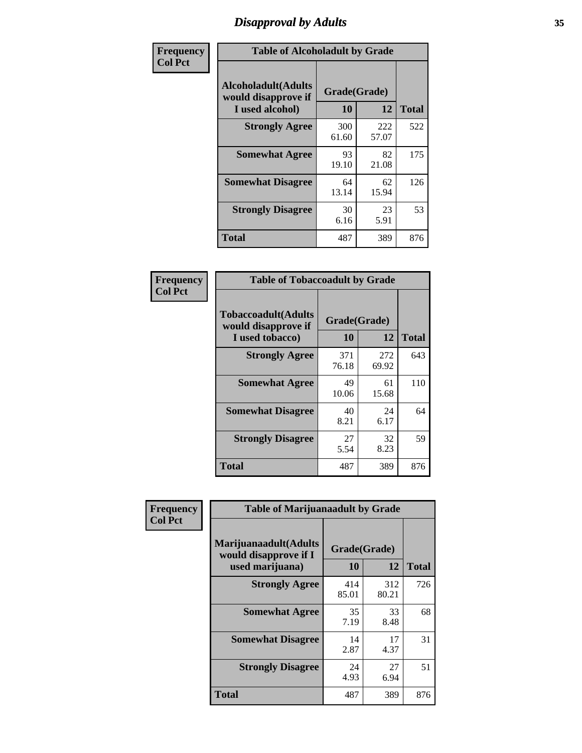# Disapproval by Adults

**Frequency**
**Col Pct**

| Table of Alcoholadult by Grade | | | |
|---|---|---|---|
| Alcoholadult(Adults would disapprove if I used alcohol) | Grade(Grade) | | Total |
| | 10 | 12 | |
| **Strongly Agree** | 300<br>61.60 | 222<br>57.07 | 522 |
| **Somewhat Agree** | 93<br>19.10 | 82<br>21.08 | 175 |
| **Somewhat Disagree** | 64<br>13.14 | 62<br>15.94 | 126 |
| **Strongly Disagree** | 30<br>6.16 | 23<br>5.91 | 53 |
| **Total** | 487 | 389 | 876 |

**Frequency**
**Col Pct**

| Table of Tobaccoadult by Grade | | | |
|---|---|---|---|
| Tobaccoadult(Adults would disapprove if I used tobacco) | Grade(Grade) | | Total |
| | 10 | 12 | |
| **Strongly Agree** | 371<br>76.18 | 272<br>69.92 | 643 |
| **Somewhat Agree** | 49<br>10.06 | 61<br>15.68 | 110 |
| **Somewhat Disagree** | 40<br>8.21 | 24<br>6.17 | 64 |
| **Strongly Disagree** | 27<br>5.54 | 32<br>8.23 | 59 |
| **Total** | 487 | 389 | 876 |

**Frequency**
**Col Pct**

| Table of Marijuanaadult by Grade | | | |
|---|---|---|---|
| Marijuanaadult(Adults would disapprove if I used marijuana) | Grade(Grade) | | Total |
| | 10 | 12 | |
| **Strongly Agree** | 414<br>85.01 | 312<br>80.21 | 726 |
| **Somewhat Agree** | 35<br>7.19 | 33<br>8.48 | 68 |
| **Somewhat Disagree** | 14<br>2.87 | 17<br>4.37 | 31 |
| **Strongly Disagree** | 24<br>4.93 | 27<br>6.94 | 51 |
| **Total** | 487 | 389 | 876 |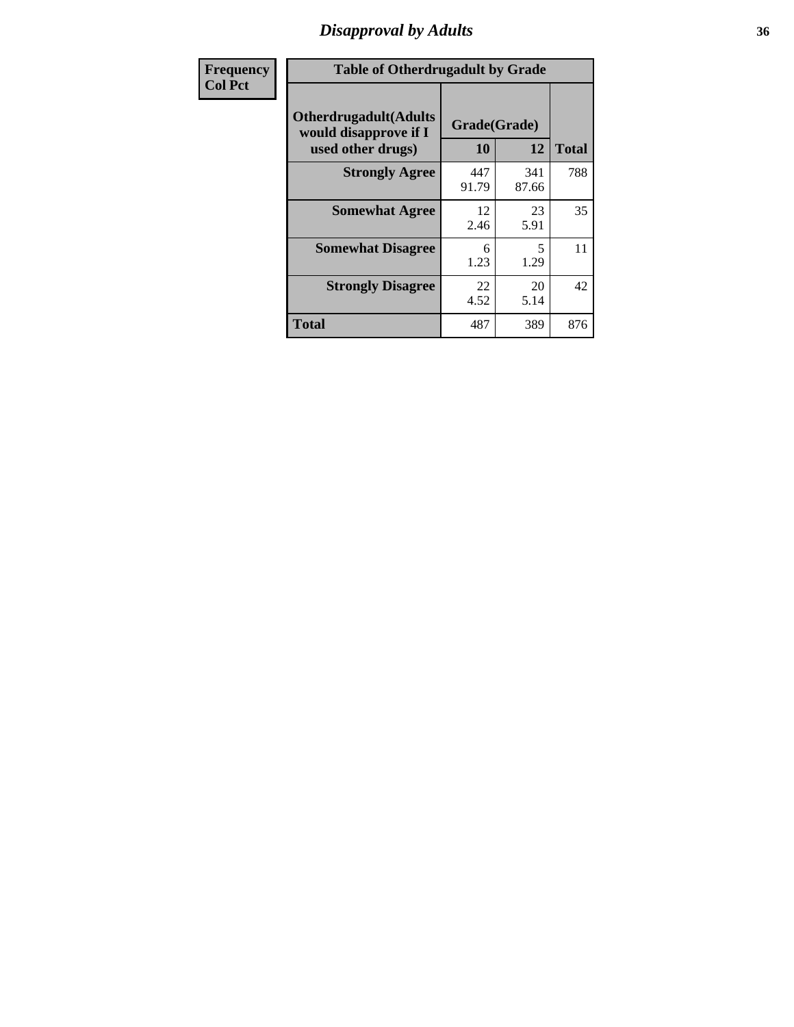# Disapproval by Adults

| Frequency<br>Col Pct | Table of Otherdrugadult by Grade | | |
|---|---|---|---|
| Otherdrugadult(Adults would disapprove if I used other drugs) | Grade(Grade) | | |
| | 10 | 12 | Total |
| Strongly Agree | 447<br>91.79 | 341<br>87.66 | 788 |
| Somewhat Agree | 12<br>2.46 | 23<br>5.91 | 35 |
| Somewhat Disagree | 6<br>1.23 | 5<br>1.29 | 11 |
| Strongly Disagree | 22<br>4.52 | 20<br>5.14 | 42 |
| Total | 487 | 389 | 876 |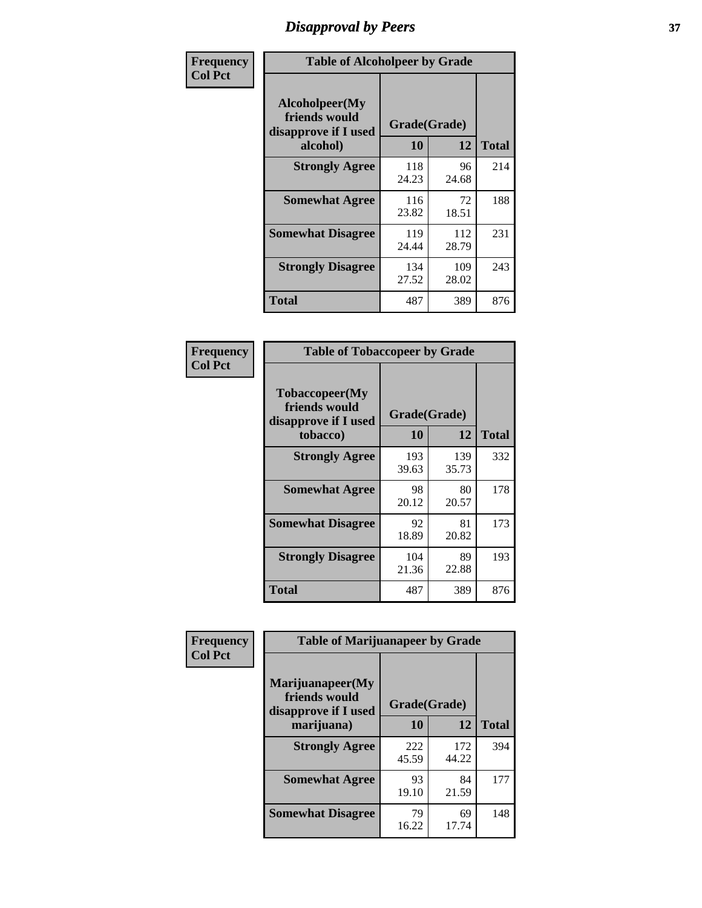# Disapproval by Peers

| Frequency Col Pct | Table of Alcoholpeer by Grade | | |
|---|---|---|---|
| Alcoholpeer(My friends would disapprove if I used alcohol) | Grade(Grade) | | |
| | 10 | 12 | Total |
| Strongly Agree | 118<br>24.23 | 96<br>24.68 | 214 |
| Somewhat Agree | 116<br>23.82 | 72<br>18.51 | 188 |
| Somewhat Disagree | 119<br>24.44 | 112<br>28.79 | 231 |
| Strongly Disagree | 134<br>27.52 | 109<br>28.02 | 243 |
| Total | 487 | 389 | 876 |

| Frequency Col Pct | Table of Tobaccopeer by Grade | | |
|---|---|---|---|
| Tobaccopeer(My friends would disapprove if I used tobacco) | Grade(Grade) | | |
| | 10 | 12 | Total |
| Strongly Agree | 193<br>39.63 | 139<br>35.73 | 332 |
| Somewhat Agree | 98<br>20.12 | 80<br>20.57 | 178 |
| Somewhat Disagree | 92<br>18.89 | 81<br>20.82 | 173 |
| Strongly Disagree | 104<br>21.36 | 89<br>22.88 | 193 |
| Total | 487 | 389 | 876 |

| Frequency Col Pct | Table of Marijuanapeer by Grade | | |
|---|---|---|---|
| Marijuanapeer(My friends would disapprove if I used marijuana) | Grade(Grade) | | |
| | 10 | 12 | Total |
| Strongly Agree | 222<br>45.59 | 172<br>44.22 | 394 |
| Somewhat Agree | 93<br>19.10 | 84<br>21.59 | 177 |
| Somewhat Disagree | 79<br>16.22 | 69<br>17.74 | 148 |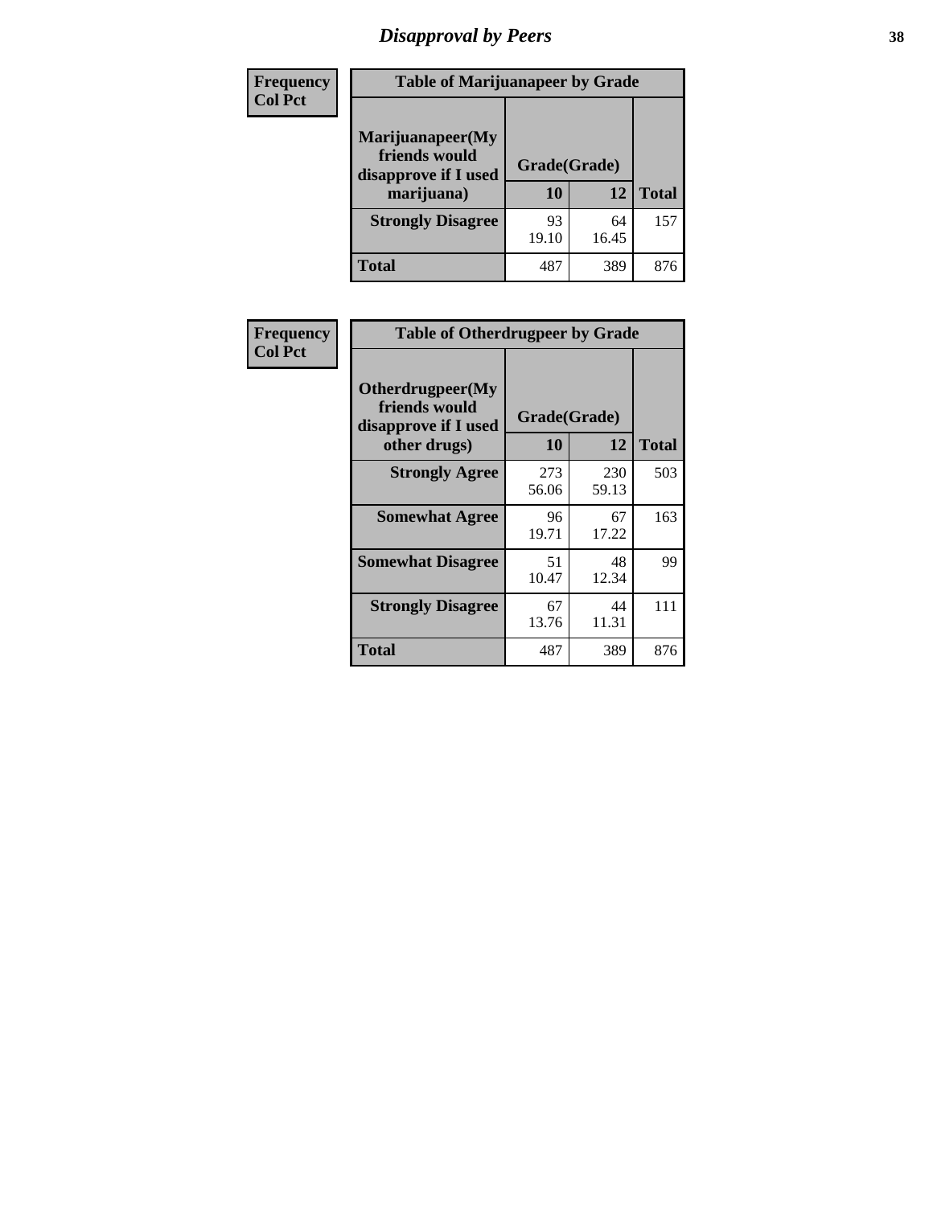# *Disapproval by Peers*

**Frequency**
**Col Pct**

| Table of Marijuanapeer by Grade | | | |
|---|---|---|---|
| **Marijuanapeer(My friends would disapprove if I used marijuana)** | **Grade(Grade)** | | |
| | **10** | **12** | **Total** |
| **Strongly Disagree** | 93<br>19.10 | 64<br>16.45 | 157 |
| **Total** | 487 | 389 | 876 |

**Frequency**
**Col Pct**

| Table of Otherdrugpeer by Grade | | | |
|---|---|---|---|
| **Otherdrugpeer(My friends would disapprove if I used other drugs)** | **Grade(Grade)** | | |
| | **10** | **12** | **Total** |
| **Strongly Agree** | 273<br>56.06 | 230<br>59.13 | 503 |
| **Somewhat Agree** | 96<br>19.71 | 67<br>17.22 | 163 |
| **Somewhat Disagree** | 51<br>10.47 | 48<br>12.34 | 99 |
| **Strongly Disagree** | 67<br>13.76 | 44<br>11.31 | 111 |
| **Total** | 487 | 389 | 876 |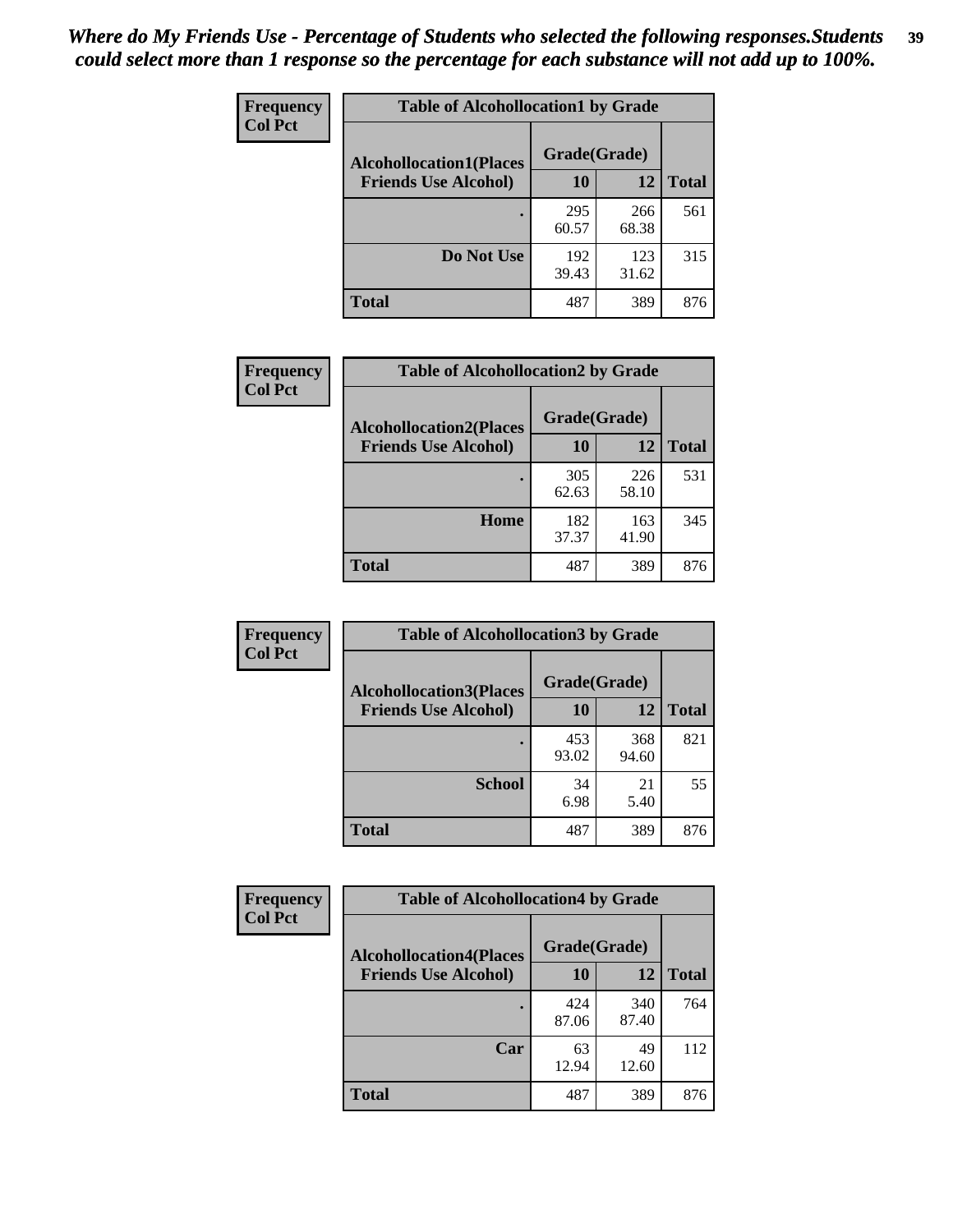*Where do My Friends Use - Percentage of Students who selected the following responses.Students could select more than 1 response so the percentage for each substance will not add up to 100%.*

**Frequency**
**Col Pct**

| Table of Alcohollocation1 by Grade | | | |
|---|---|---|---|
| **Alcohollocation1(Places Friends Use Alcohol)** | **Grade(Grade)** | | **Total** |
| | **10** | **12** | |
| **.** | 295<br>60.57 | 266<br>68.38 | 561 |
| **Do Not Use** | 192<br>39.43 | 123<br>31.62 | 315 |
| **Total** | 487 | 389 | 876 |

**Frequency**
**Col Pct**

| Table of Alcohollocation2 by Grade | | | |
|---|---|---|---|
| **Alcohollocation2(Places Friends Use Alcohol)** | **Grade(Grade)** | | **Total** |
| | **10** | **12** | |
| **.** | 305<br>62.63 | 226<br>58.10 | 531 |
| **Home** | 182<br>37.37 | 163<br>41.90 | 345 |
| **Total** | 487 | 389 | 876 |

**Frequency**
**Col Pct**

| Table of Alcohollocation3 by Grade | | | |
|---|---|---|---|
| **Alcohollocation3(Places Friends Use Alcohol)** | **Grade(Grade)** | | **Total** |
| | **10** | **12** | |
| **.** | 453<br>93.02 | 368<br>94.60 | 821 |
| **School** | 34<br>6.98 | 21<br>5.40 | 55 |
| **Total** | 487 | 389 | 876 |

**Frequency**
**Col Pct**

| Table of Alcohollocation4 by Grade | | | |
|---|---|---|---|
| **Alcohollocation4(Places Friends Use Alcohol)** | **Grade(Grade)** | | **Total** |
| | **10** | **12** | |
| **.** | 424<br>87.06 | 340<br>87.40 | 764 |
| **Car** | 63<br>12.94 | 49<br>12.60 | 112 |
| **Total** | 487 | 389 | 876 |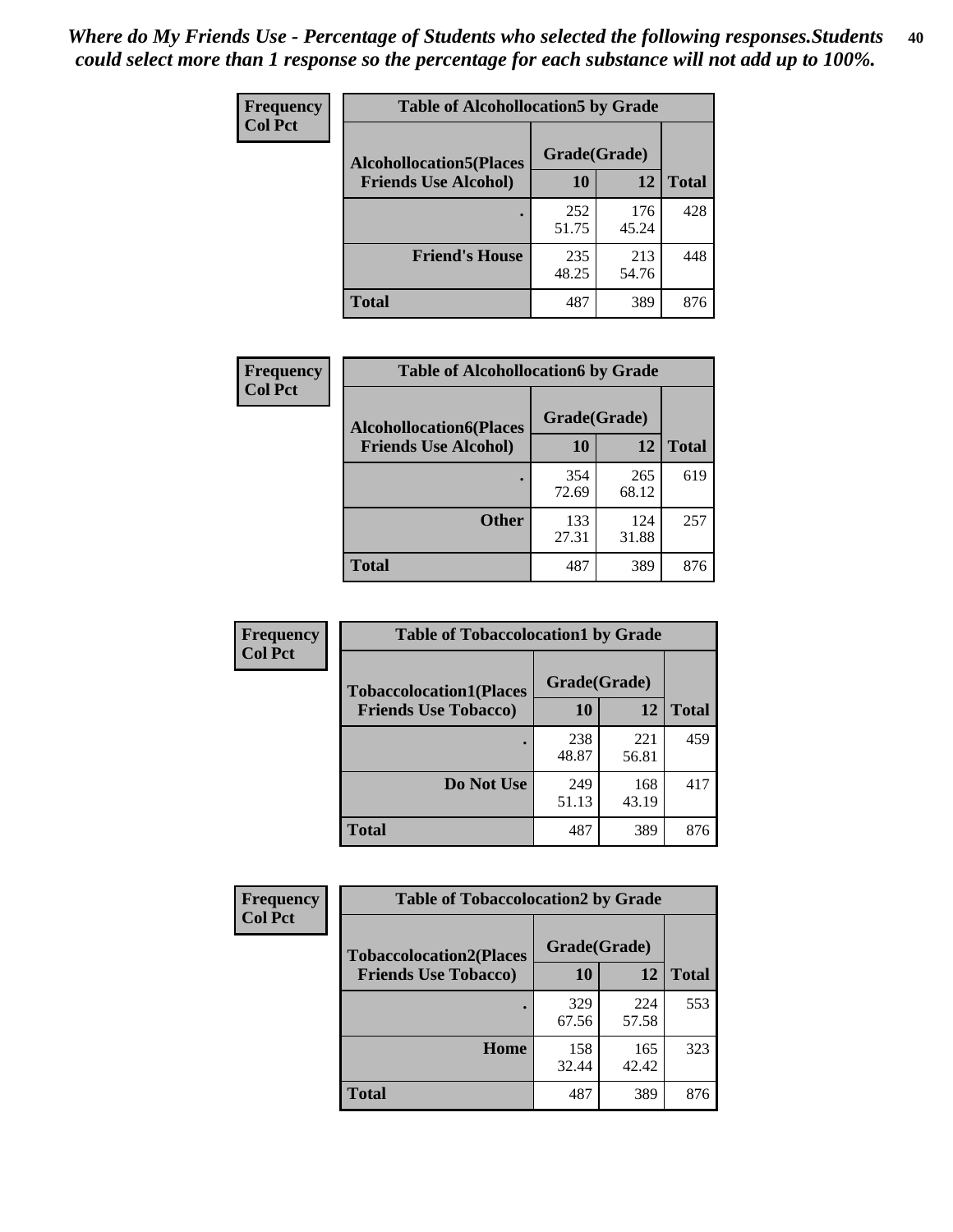*Where do My Friends Use - Percentage of Students who selected the following responses.Students could select more than 1 response so the percentage for each substance will not add up to 100%.*

| Frequency Col Pct | Table of Alcohollocation5 by Grade | | |
|---|---|---|---|
| Alcohollocation5(Places Friends Use Alcohol) | Grade(Grade) | | |
| | 10 | 12 | Total |
| . | 252<br>51.75 | 176<br>45.24 | 428 |
| Friend's House | 235<br>48.25 | 213<br>54.76 | 448 |
| Total | 487 | 389 | 876 |

| Frequency Col Pct | Table of Alcohollocation6 by Grade | | |
|---|---|---|---|
| Alcohollocation6(Places Friends Use Alcohol) | Grade(Grade) | | |
| | 10 | 12 | Total |
| . | 354<br>72.69 | 265<br>68.12 | 619 |
| Other | 133<br>27.31 | 124<br>31.88 | 257 |
| Total | 487 | 389 | 876 |

| Frequency Col Pct | Table of Tobaccolocation1 by Grade | | |
|---|---|---|---|
| Tobaccolocation1(Places Friends Use Tobacco) | Grade(Grade) | | |
| | 10 | 12 | Total |
| . | 238<br>48.87 | 221<br>56.81 | 459 |
| Do Not Use | 249<br>51.13 | 168<br>43.19 | 417 |
| Total | 487 | 389 | 876 |

| Frequency Col Pct | Table of Tobaccolocation2 by Grade | | |
|---|---|---|---|
| Tobaccolocation2(Places Friends Use Tobacco) | Grade(Grade) | | |
| | 10 | 12 | Total |
| . | 329<br>67.56 | 224<br>57.58 | 553 |
| Home | 158<br>32.44 | 165<br>42.42 | 323 |
| Total | 487 | 389 | 876 |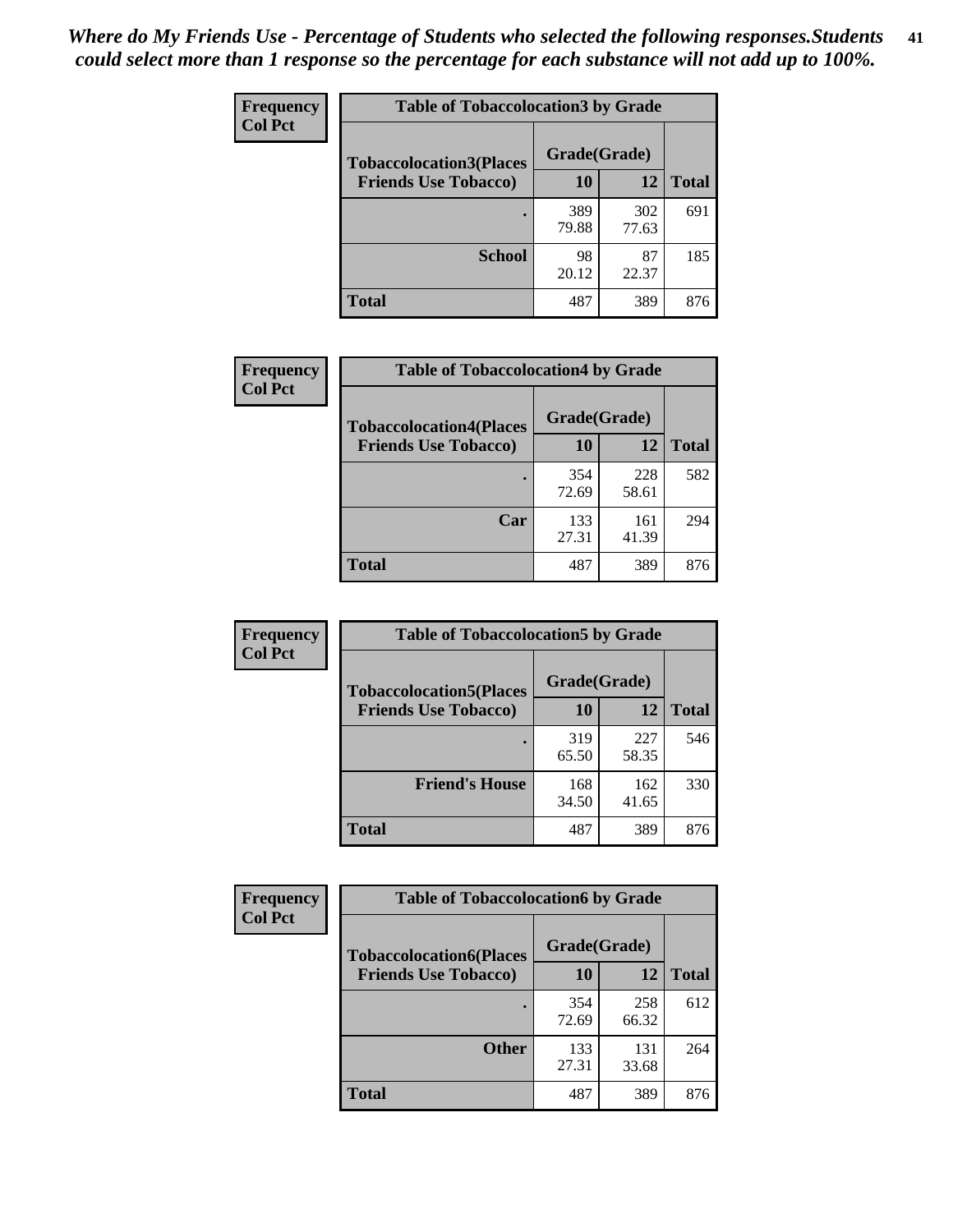*Where do My Friends Use - Percentage of Students who selected the following responses.Students could select more than 1 response so the percentage for each substance will not add up to 100%.*

**Frequency**
**Col Pct**

| Table of Tobaccolocation3 by Grade | | | |
|---|---|---|---|
| **Tobaccolocation3(Places Friends Use Tobacco)** | **Grade(Grade)** | | **Total** |
| | **10** | **12** | |
| **.** | 389<br>79.88 | 302<br>77.63 | 691 |
| **School** | 98<br>20.12 | 87<br>22.37 | 185 |
| **Total** | 487 | 389 | 876 |

**Frequency**
**Col Pct**

| Table of Tobaccolocation4 by Grade | | | |
|---|---|---|---|
| **Tobaccolocation4(Places Friends Use Tobacco)** | **Grade(Grade)** | | **Total** |
| | **10** | **12** | |
| **.** | 354<br>72.69 | 228<br>58.61 | 582 |
| **Car** | 133<br>27.31 | 161<br>41.39 | 294 |
| **Total** | 487 | 389 | 876 |

**Frequency**
**Col Pct**

| Table of Tobaccolocation5 by Grade | | | |
|---|---|---|---|
| **Tobaccolocation5(Places Friends Use Tobacco)** | **Grade(Grade)** | | **Total** |
| | **10** | **12** | |
| **.** | 319<br>65.50 | 227<br>58.35 | 546 |
| **Friend's House** | 168<br>34.50 | 162<br>41.65 | 330 |
| **Total** | 487 | 389 | 876 |

**Frequency**
**Col Pct**

| Table of Tobaccolocation6 by Grade | | | |
|---|---|---|---|
| **Tobaccolocation6(Places Friends Use Tobacco)** | **Grade(Grade)** | | **Total** |
| | **10** | **12** | |
| **.** | 354<br>72.69 | 258<br>66.32 | 612 |
| **Other** | 133<br>27.31 | 131<br>33.68 | 264 |
| **Total** | 487 | 389 | 876 |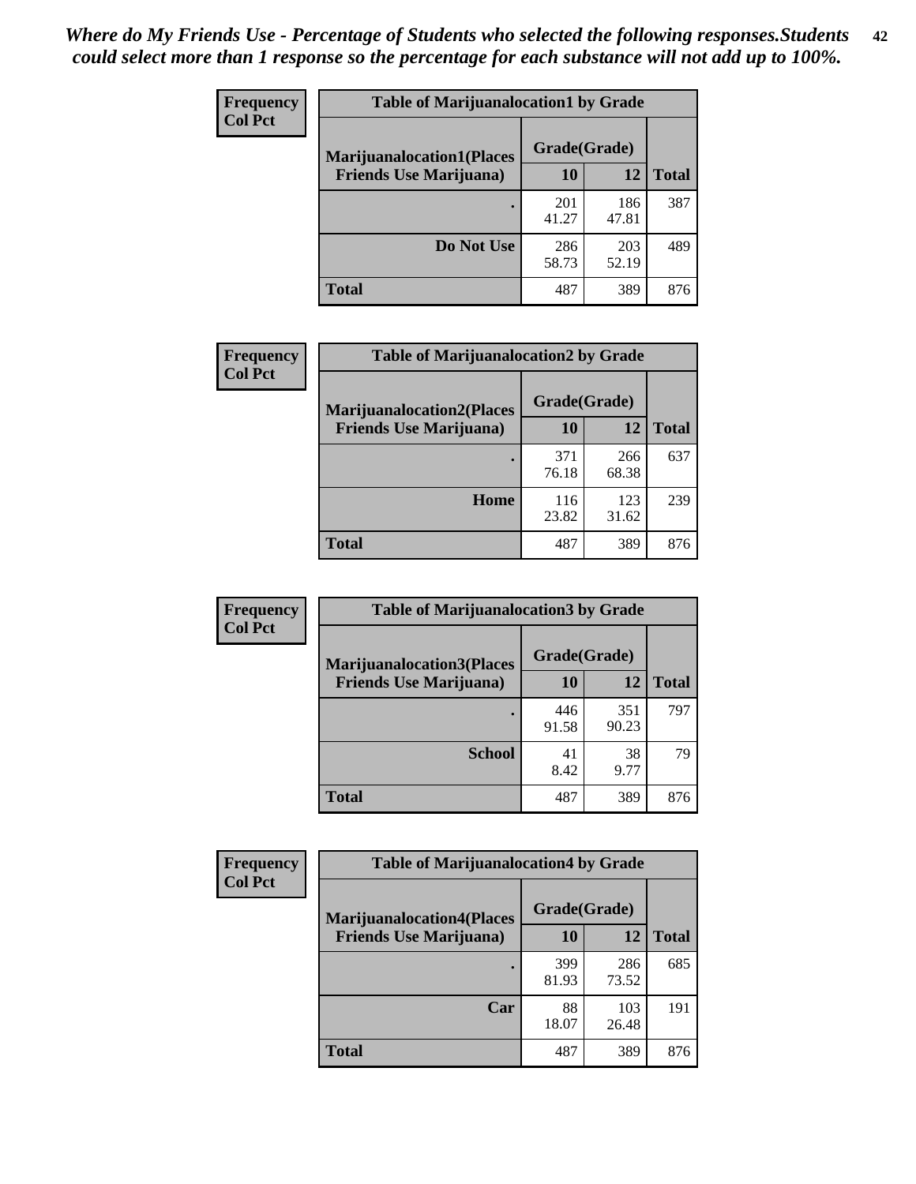*Where do My Friends Use - Percentage of Students who selected the following responses.Students could select more than 1 response so the percentage for each substance will not add up to 100%.*

**Frequency**
**Col Pct**

| Table of Marijuanalocation1 by Grade | | | |
|---|---|---|---|
| **Marijuanalocation1(Places Friends Use Marijuana)** | **Grade(Grade)** | | |
| | **10** | **12** | **Total** |
| **.** | 201<br>41.27 | 186<br>47.81 | 387 |
| **Do Not Use** | 286<br>58.73 | 203<br>52.19 | 489 |
| **Total** | 487 | 389 | 876 |

**Frequency**
**Col Pct**

| Table of Marijuanalocation2 by Grade | | | |
|---|---|---|---|
| **Marijuanalocation2(Places Friends Use Marijuana)** | **Grade(Grade)** | | |
| | **10** | **12** | **Total** |
| **.** | 371<br>76.18 | 266<br>68.38 | 637 |
| **Home** | 116<br>23.82 | 123<br>31.62 | 239 |
| **Total** | 487 | 389 | 876 |

**Frequency**
**Col Pct**

| Table of Marijuanalocation3 by Grade | | | |
|---|---|---|---|
| **Marijuanalocation3(Places Friends Use Marijuana)** | **Grade(Grade)** | | |
| | **10** | **12** | **Total** |
| **.** | 446<br>91.58 | 351<br>90.23 | 797 |
| **School** | 41<br>8.42 | 38<br>9.77 | 79 |
| **Total** | 487 | 389 | 876 |

**Frequency**
**Col Pct**

| Table of Marijuanalocation4 by Grade | | | |
|---|---|---|---|
| **Marijuanalocation4(Places Friends Use Marijuana)** | **Grade(Grade)** | | |
| | **10** | **12** | **Total** |
| **.** | 399<br>81.93 | 286<br>73.52 | 685 |
| **Car** | 88<br>18.07 | 103<br>26.48 | 191 |
| **Total** | 487 | 389 | 876 |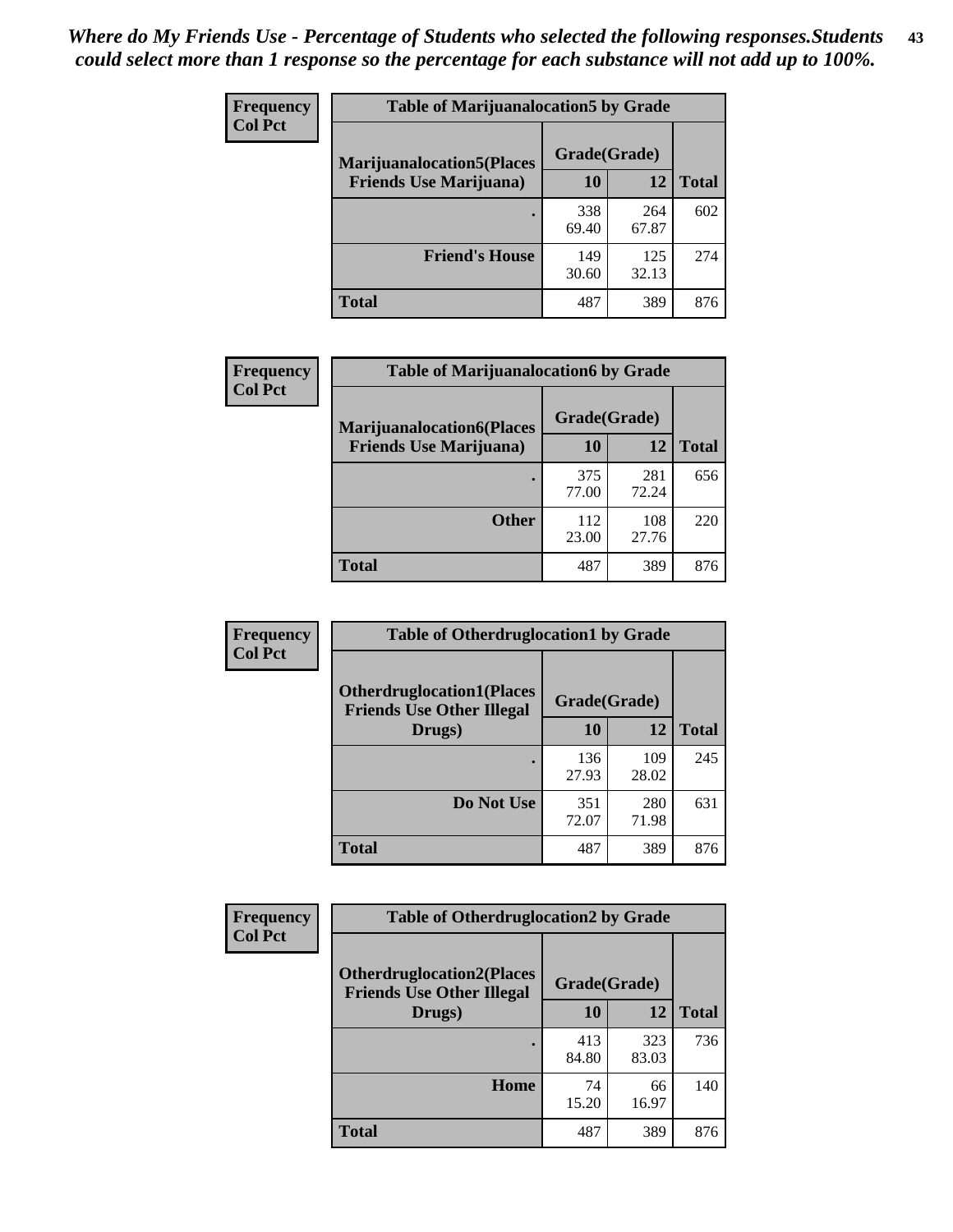*Where do My Friends Use - Percentage of Students who selected the following responses.Students could select more than 1 response so the percentage for each substance will not add up to 100%.*

**Frequency**
**Col Pct**

**Table of Marijuanalocation5 by Grade**

| Marijuanalocation5(Places Friends Use Marijuana) | Grade(Grade) 10 | 12 | Total |
|---|---|---|---|
| . | 338<br>69.40 | 264<br>67.87 | 602 |
| Friend's House | 149<br>30.60 | 125<br>32.13 | 274 |
| Total | 487 | 389 | 876 |

**Frequency**
**Col Pct**

**Table of Marijuanalocation6 by Grade**

| Marijuanalocation6(Places Friends Use Marijuana) | Grade(Grade) 10 | 12 | Total |
|---|---|---|---|
| . | 375<br>77.00 | 281<br>72.24 | 656 |
| Other | 112<br>23.00 | 108<br>27.76 | 220 |
| Total | 487 | 389 | 876 |

**Frequency**
**Col Pct**

**Table of Otherdruglocation1 by Grade**

| Otherdruglocation1(Places Friends Use Other Illegal Drugs) | Grade(Grade) 10 | 12 | Total |
|---|---|---|---|
| . | 136<br>27.93 | 109<br>28.02 | 245 |
| Do Not Use | 351<br>72.07 | 280<br>71.98 | 631 |
| Total | 487 | 389 | 876 |

**Frequency**
**Col Pct**

**Table of Otherdruglocation2 by Grade**

| Otherdruglocation2(Places Friends Use Other Illegal Drugs) | Grade(Grade) 10 | 12 | Total |
|---|---|---|---|
| . | 413<br>84.80 | 323<br>83.03 | 736 |
| Home | 74<br>15.20 | 66<br>16.97 | 140 |
| Total | 487 | 389 | 876 |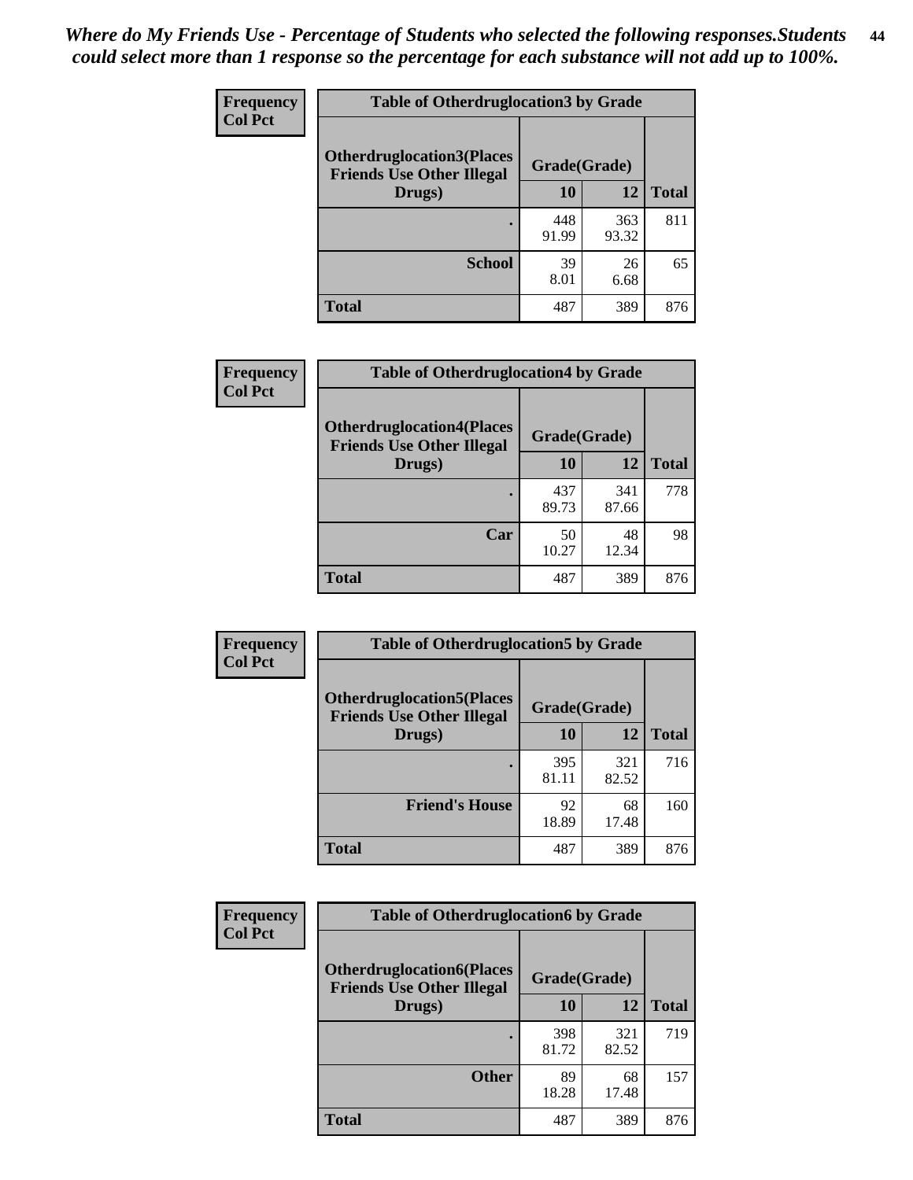*Where do My Friends Use - Percentage of Students who selected the following responses.Students could select more than 1 response so the percentage for each substance will not add up to 100%.*

| Frequency Col Pct | Table of Otherdruglocation3 by Grade | | |
|---|---|---|---|
| Otherdruglocation3(Places Friends Use Other Illegal Drugs) | Grade(Grade) | | |
| | 10 | 12 | Total |
| . | 448<br>91.99 | 363<br>93.32 | 811 |
| School | 39<br>8.01 | 26<br>6.68 | 65 |
| Total | 487 | 389 | 876 |

| Frequency Col Pct | Table of Otherdruglocation4 by Grade | | |
|---|---|---|---|
| Otherdruglocation4(Places Friends Use Other Illegal Drugs) | Grade(Grade) | | |
| | 10 | 12 | Total |
| . | 437<br>89.73 | 341<br>87.66 | 778 |
| Car | 50<br>10.27 | 48<br>12.34 | 98 |
| Total | 487 | 389 | 876 |

| Frequency Col Pct | Table of Otherdruglocation5 by Grade | | |
|---|---|---|---|
| Otherdruglocation5(Places Friends Use Other Illegal Drugs) | Grade(Grade) | | |
| | 10 | 12 | Total |
| . | 395<br>81.11 | 321<br>82.52 | 716 |
| Friend's House | 92<br>18.89 | 68<br>17.48 | 160 |
| Total | 487 | 389 | 876 |

| Frequency Col Pct | Table of Otherdruglocation6 by Grade | | |
|---|---|---|---|
| Otherdruglocation6(Places Friends Use Other Illegal Drugs) | Grade(Grade) | | |
| | 10 | 12 | Total |
| . | 398<br>81.72 | 321<br>82.52 | 719 |
| Other | 89<br>18.28 | 68<br>17.48 | 157 |
| Total | 487 | 389 | 876 |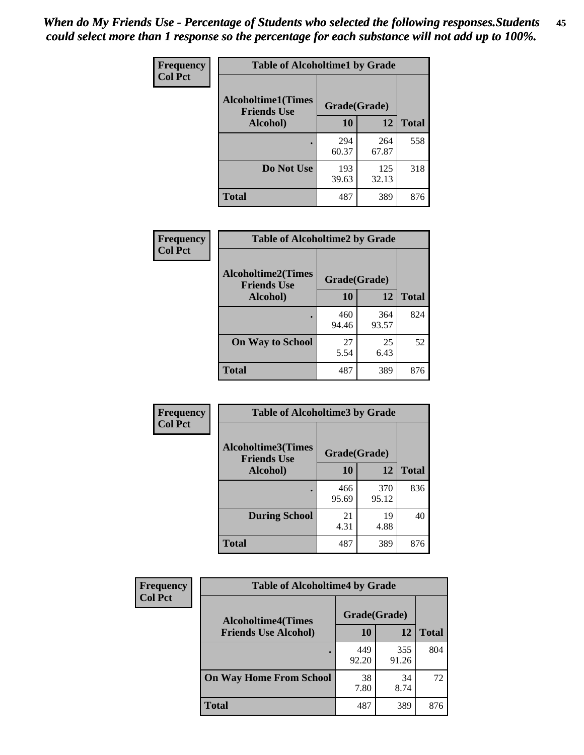*When do My Friends Use - Percentage of Students who selected the following responses.Students could select more than 1 response so the percentage for each substance will not add up to 100%.*

**Frequency**
**Col Pct**

**Table of Alcoholtime1 by Grade**

| Alcoholtime1(Times Friends Use Alcohol) | Grade(Grade) | | |
|---|---|---|---|
| | 10 | 12 | Total |
| . | 294<br>60.37 | 264<br>67.87 | 558 |
| Do Not Use | 193<br>39.63 | 125<br>32.13 | 318 |
| Total | 487 | 389 | 876 |

**Frequency**
**Col Pct**

**Table of Alcoholtime2 by Grade**

| Alcoholtime2(Times Friends Use Alcohol) | Grade(Grade) | | |
|---|---|---|---|
| | 10 | 12 | Total |
| . | 460<br>94.46 | 364<br>93.57 | 824 |
| On Way to School | 27<br>5.54 | 25<br>6.43 | 52 |
| Total | 487 | 389 | 876 |

**Frequency**
**Col Pct**

**Table of Alcoholtime3 by Grade**

| Alcoholtime3(Times Friends Use Alcohol) | Grade(Grade) | | |
|---|---|---|---|
| | 10 | 12 | Total |
| . | 466<br>95.69 | 370<br>95.12 | 836 |
| During School | 21<br>4.31 | 19<br>4.88 | 40 |
| Total | 487 | 389 | 876 |

**Frequency**
**Col Pct**

**Table of Alcoholtime4 by Grade**

| Alcoholtime4(Times Friends Use Alcohol) | Grade(Grade) | | |
|---|---|---|---|
| | 10 | 12 | Total |
| . | 449<br>92.20 | 355<br>91.26 | 804 |
| On Way Home From School | 38<br>7.80 | 34<br>8.74 | 72 |
| Total | 487 | 389 | 876 |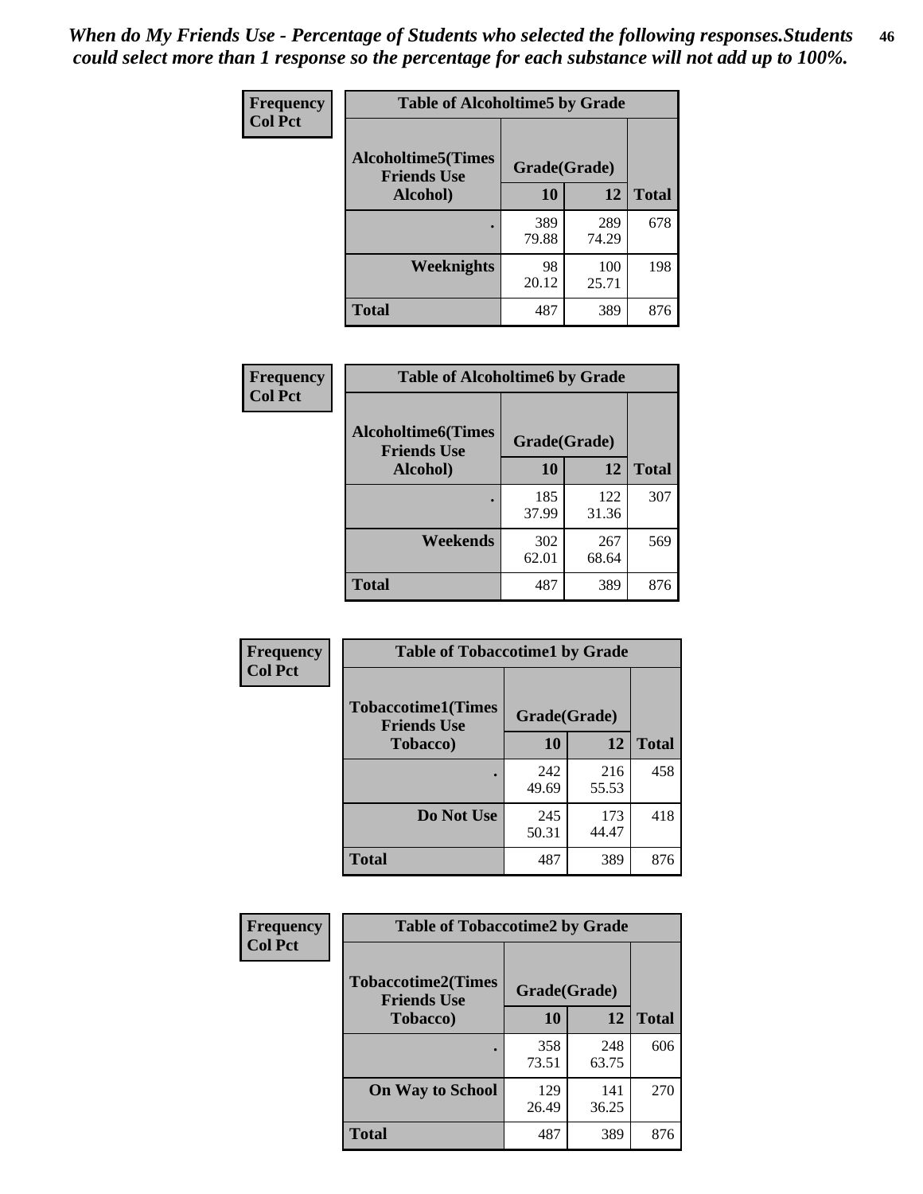*When do My Friends Use - Percentage of Students who selected the following responses.Students could select more than 1 response so the percentage for each substance will not add up to 100%.*

**Frequency**
**Col Pct**

| Table of Alcoholtime5 by Grade | | | |
|---|---|---|---|
| **Alcoholtime5(Times Friends Use Alcohol)** | **Grade(Grade)** | | **Total** |
| | **10** | **12** | |
| **.** | 389<br>79.88 | 289<br>74.29 | 678 |
| **Weeknights** | 98<br>20.12 | 100<br>25.71 | 198 |
| **Total** | 487 | 389 | 876 |

**Frequency**
**Col Pct**

| Table of Alcoholtime6 by Grade | | | |
|---|---|---|---|
| **Alcoholtime6(Times Friends Use Alcohol)** | **Grade(Grade)** | | **Total** |
| | **10** | **12** | |
| **.** | 185<br>37.99 | 122<br>31.36 | 307 |
| **Weekends** | 302<br>62.01 | 267<br>68.64 | 569 |
| **Total** | 487 | 389 | 876 |

**Frequency**
**Col Pct**

| Table of Tobaccotime1 by Grade | | | |
|---|---|---|---|
| **Tobaccotime1(Times Friends Use Tobacco)** | **Grade(Grade)** | | **Total** |
| | **10** | **12** | |
| **.** | 242<br>49.69 | 216<br>55.53 | 458 |
| **Do Not Use** | 245<br>50.31 | 173<br>44.47 | 418 |
| **Total** | 487 | 389 | 876 |

**Frequency**
**Col Pct**

| Table of Tobaccotime2 by Grade | | | |
|---|---|---|---|
| **Tobaccotime2(Times Friends Use Tobacco)** | **Grade(Grade)** | | **Total** |
| | **10** | **12** | |
| **.** | 358<br>73.51 | 248<br>63.75 | 606 |
| **On Way to School** | 129<br>26.49 | 141<br>36.25 | 270 |
| **Total** | 487 | 389 | 876 |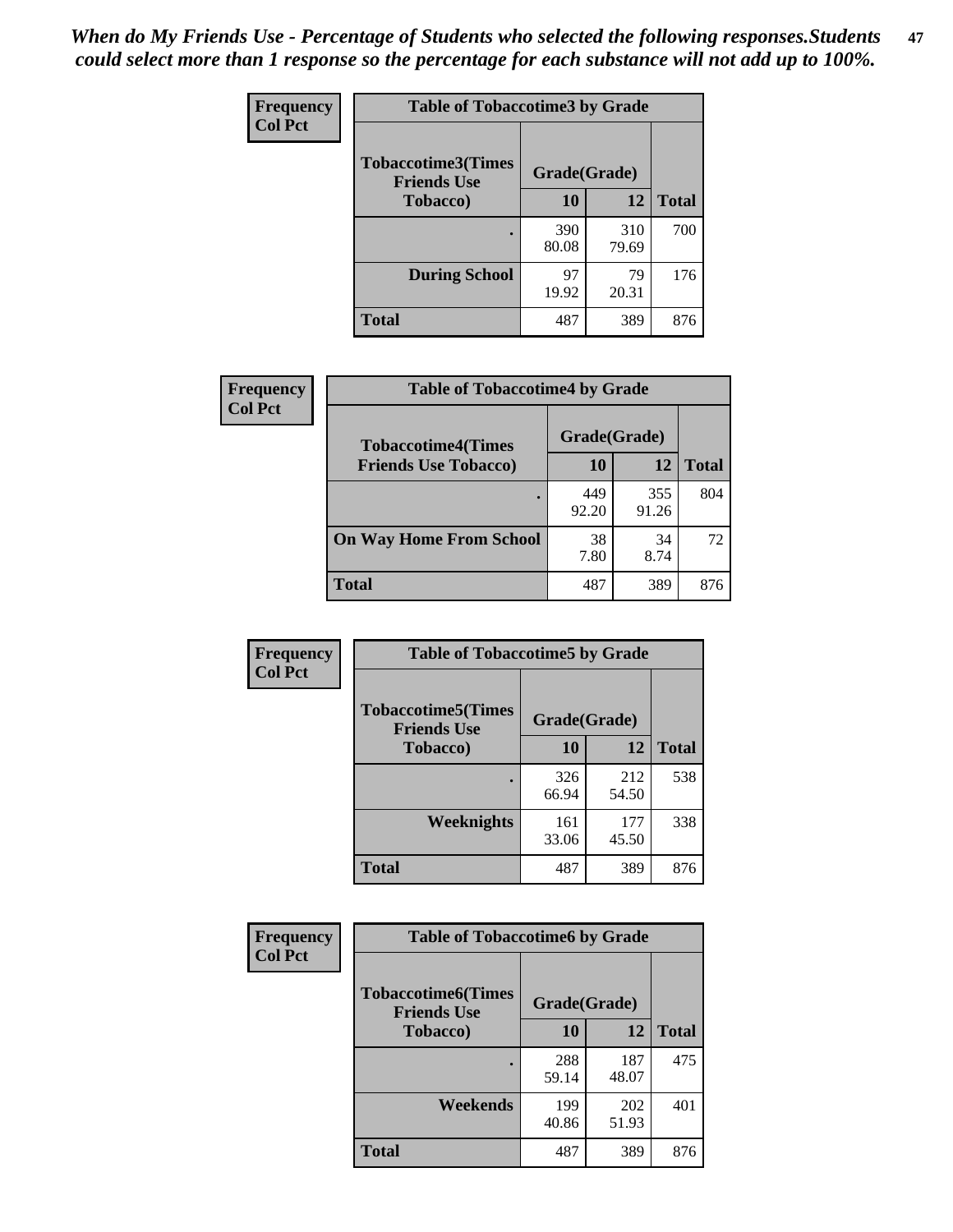*When do My Friends Use - Percentage of Students who selected the following responses.Students could select more than 1 response so the percentage for each substance will not add up to 100%.*

**Frequency**
**Col Pct**

| Table of Tobaccotime3 by Grade | | | |
|---|---|---|---|
| **Tobaccotime3(Times Friends Use Tobacco)** | **Grade(Grade)** | | **Total** |
| | **10** | **12** | |
| **.** | 390<br>80.08 | 310<br>79.69 | 700 |
| **During School** | 97<br>19.92 | 79<br>20.31 | 176 |
| **Total** | 487 | 389 | 876 |

**Frequency**
**Col Pct**

| Table of Tobaccotime4 by Grade | | | |
|---|---|---|---|
| **Tobaccotime4(Times Friends Use Tobacco)** | **Grade(Grade)** | | **Total** |
| | **10** | **12** | |
| **.** | 449<br>92.20 | 355<br>91.26 | 804 |
| **On Way Home From School** | 38<br>7.80 | 34<br>8.74 | 72 |
| **Total** | 487 | 389 | 876 |

**Frequency**
**Col Pct**

| Table of Tobaccotime5 by Grade | | | |
|---|---|---|---|
| **Tobaccotime5(Times Friends Use Tobacco)** | **Grade(Grade)** | | **Total** |
| | **10** | **12** | |
| **.** | 326<br>66.94 | 212<br>54.50 | 538 |
| **Weeknights** | 161<br>33.06 | 177<br>45.50 | 338 |
| **Total** | 487 | 389 | 876 |

**Frequency**
**Col Pct**

| Table of Tobaccotime6 by Grade | | | |
|---|---|---|---|
| **Tobaccotime6(Times Friends Use Tobacco)** | **Grade(Grade)** | | **Total** |
| | **10** | **12** | |
| **.** | 288<br>59.14 | 187<br>48.07 | 475 |
| **Weekends** | 199<br>40.86 | 202<br>51.93 | 401 |
| **Total** | 487 | 389 | 876 |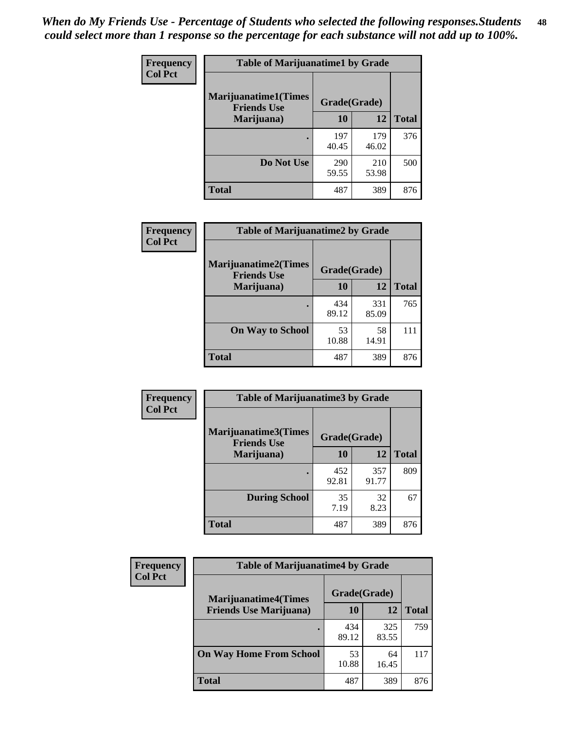*When do My Friends Use - Percentage of Students who selected the following responses.Students could select more than 1 response so the percentage for each substance will not add up to 100%.*

| Frequency Col Pct | Table of Marijuanatime1 by Grade | | |
|---|---|---|---|
| Marijuanatime1(Times Friends Use Marijuana) | Grade(Grade) | | |
| | 10 | 12 | Total |
| . | 197<br>40.45 | 179<br>46.02 | 376 |
| Do Not Use | 290<br>59.55 | 210<br>53.98 | 500 |
| Total | 487 | 389 | 876 |

| Frequency Col Pct | Table of Marijuanatime2 by Grade | | |
|---|---|---|---|
| Marijuanatime2(Times Friends Use Marijuana) | Grade(Grade) | | |
| | 10 | 12 | Total |
| . | 434<br>89.12 | 331<br>85.09 | 765 |
| On Way to School | 53<br>10.88 | 58<br>14.91 | 111 |
| Total | 487 | 389 | 876 |

| Frequency Col Pct | Table of Marijuanatime3 by Grade | | |
|---|---|---|---|
| Marijuanatime3(Times Friends Use Marijuana) | Grade(Grade) | | |
| | 10 | 12 | Total |
| . | 452<br>92.81 | 357<br>91.77 | 809 |
| During School | 35<br>7.19 | 32<br>8.23 | 67 |
| Total | 487 | 389 | 876 |

| Frequency Col Pct | Table of Marijuanatime4 by Grade | | |
|---|---|---|---|
| Marijuanatime4(Times Friends Use Marijuana) | Grade(Grade) | | |
| | 10 | 12 | Total |
| . | 434<br>89.12 | 325<br>83.55 | 759 |
| On Way Home From School | 53<br>10.88 | 64<br>16.45 | 117 |
| Total | 487 | 389 | 876 |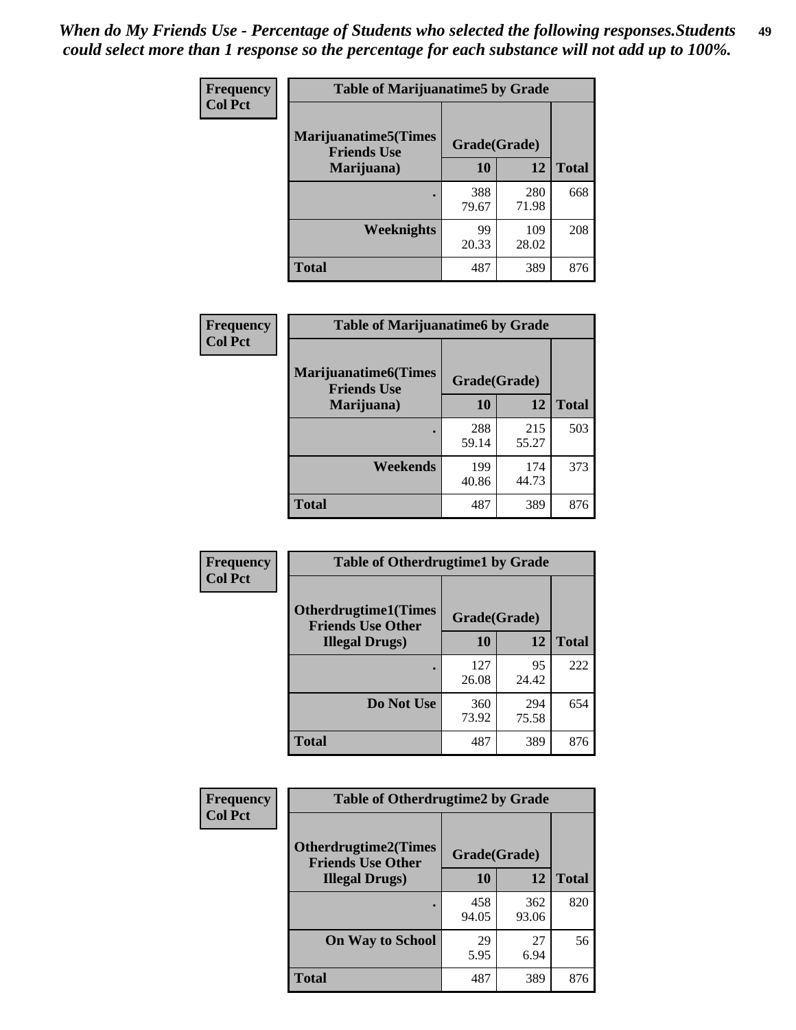*When do My Friends Use - Percentage of Students who selected the following responses.Students could select more than 1 response so the percentage for each substance will not add up to 100%.*

**Frequency**
**Col Pct**

| Table of Marijuanatime5 by Grade | | | |
|---|---|---|---|
| Marijuanatime5(Times Friends Use Marijuana) | Grade(Grade) | | Total |
| | 10 | 12 | |
| . | 388<br>79.67 | 280<br>71.98 | 668 |
| Weeknights | 99<br>20.33 | 109<br>28.02 | 208 |
| Total | 487 | 389 | 876 |

**Frequency**
**Col Pct**

| Table of Marijuanatime6 by Grade | | | |
|---|---|---|---|
| Marijuanatime6(Times Friends Use Marijuana) | Grade(Grade) | | Total |
| | 10 | 12 | |
| . | 288<br>59.14 | 215<br>55.27 | 503 |
| Weekends | 199<br>40.86 | 174<br>44.73 | 373 |
| Total | 487 | 389 | 876 |

**Frequency**
**Col Pct**

| Table of Otherdrugtime1 by Grade | | | |
|---|---|---|---|
| Otherdrugtime1(Times Friends Use Other Illegal Drugs) | Grade(Grade) | | Total |
| | 10 | 12 | |
| . | 127<br>26.08 | 95<br>24.42 | 222 |
| Do Not Use | 360<br>73.92 | 294<br>75.58 | 654 |
| Total | 487 | 389 | 876 |

**Frequency**
**Col Pct**

| Table of Otherdrugtime2 by Grade | | | |
|---|---|---|---|
| Otherdrugtime2(Times Friends Use Other Illegal Drugs) | Grade(Grade) | | Total |
| | 10 | 12 | |
| . | 458<br>94.05 | 362<br>93.06 | 820 |
| On Way to School | 29<br>5.95 | 27<br>6.94 | 56 |
| Total | 487 | 389 | 876 |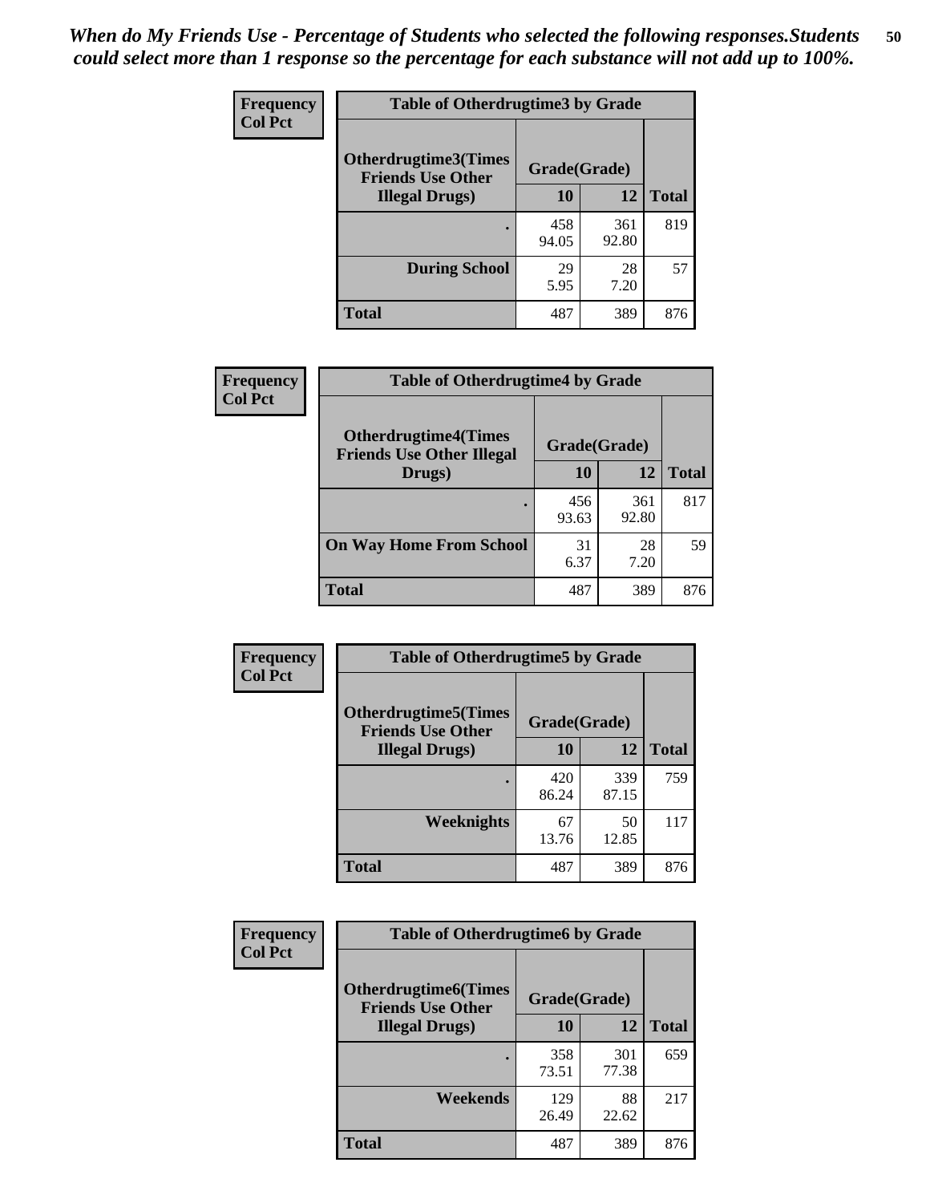*When do My Friends Use - Percentage of Students who selected the following responses.Students could select more than 1 response so the percentage for each substance will not add up to 100%.*

**Frequency**
**Col Pct**

| Table of Otherdrugtime3 by Grade | | | |
|---|---|---|---|
| **Otherdrugtime3(Times Friends Use Other Illegal Drugs)** | **Grade(Grade)** | | |
| | **10** | **12** | **Total** |
| . | 458<br>94.05 | 361<br>92.80 | 819 |
| **During School** | 29<br>5.95 | 28<br>7.20 | 57 |
| **Total** | 487 | 389 | 876 |

**Frequency**
**Col Pct**

| Table of Otherdrugtime4 by Grade | | | |
|---|---|---|---|
| **Otherdrugtime4(Times Friends Use Other Illegal Drugs)** | **Grade(Grade)** | | |
| | **10** | **12** | **Total** |
| . | 456<br>93.63 | 361<br>92.80 | 817 |
| **On Way Home From School** | 31<br>6.37 | 28<br>7.20 | 59 |
| **Total** | 487 | 389 | 876 |

**Frequency**
**Col Pct**

| Table of Otherdrugtime5 by Grade | | | |
|---|---|---|---|
| **Otherdrugtime5(Times Friends Use Other Illegal Drugs)** | **Grade(Grade)** | | |
| | **10** | **12** | **Total** |
| . | 420<br>86.24 | 339<br>87.15 | 759 |
| **Weeknights** | 67<br>13.76 | 50<br>12.85 | 117 |
| **Total** | 487 | 389 | 876 |

**Frequency**
**Col Pct**

| Table of Otherdrugtime6 by Grade | | | |
|---|---|---|---|
| **Otherdrugtime6(Times Friends Use Other Illegal Drugs)** | **Grade(Grade)** | | |
| | **10** | **12** | **Total** |
| . | 358<br>73.51 | 301<br>77.38 | 659 |
| **Weekends** | 129<br>26.49 | 88<br>22.62 | 217 |
| **Total** | 487 | 389 | 876 |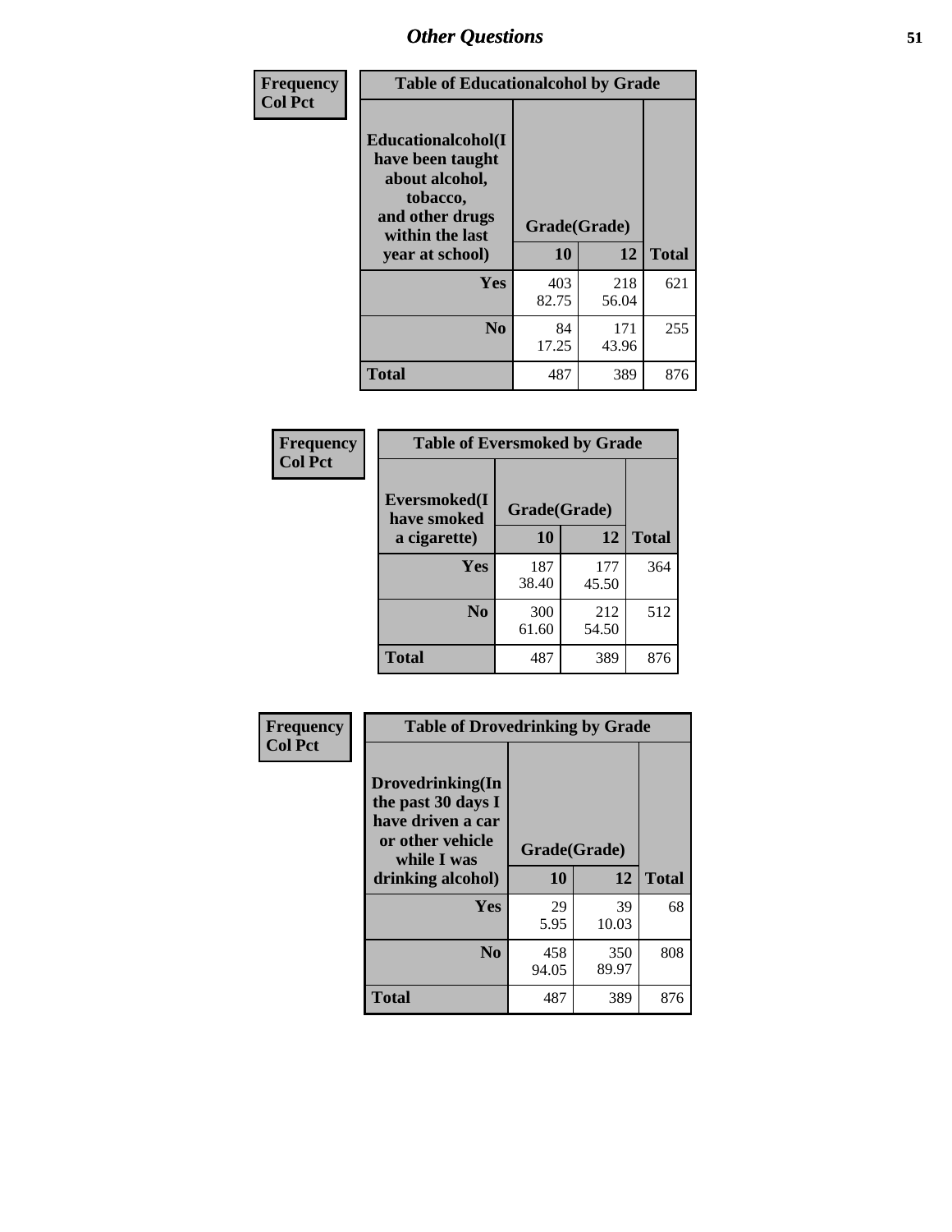# Other Questions

Frequency
Col Pct

**Table of Educationalalcohol by Grade**

| Educationalalcohol(I have been taught about alcohol, tobacco, and other drugs within the last year at school) | Grade(Grade) | | |
|---|---|---|---|
| | 10 | 12 | Total |
| Yes | 403<br>82.75 | 218<br>56.04 | 621 |
| No | 84<br>17.25 | 171<br>43.96 | 255 |
| Total | 487 | 389 | 876 |

Frequency
Col Pct

**Table of Eversmoked by Grade**

| Eversmoked(I have smoked a cigarette) | Grade(Grade) | | |
|---|---|---|---|
| | 10 | 12 | Total |
| Yes | 187<br>38.40 | 177<br>45.50 | 364 |
| No | 300<br>61.60 | 212<br>54.50 | 512 |
| Total | 487 | 389 | 876 |

Frequency
Col Pct

**Table of Drovedrinking by Grade**

| Drovedrinking(In the past 30 days I have driven a car or other vehicle while I was drinking alcohol) | Grade(Grade) | | |
|---|---|---|---|
| | 10 | 12 | Total |
| Yes | 29<br>5.95 | 39<br>10.03 | 68 |
| No | 458<br>94.05 | 350<br>89.97 | 808 |
| Total | 487 | 389 | 876 |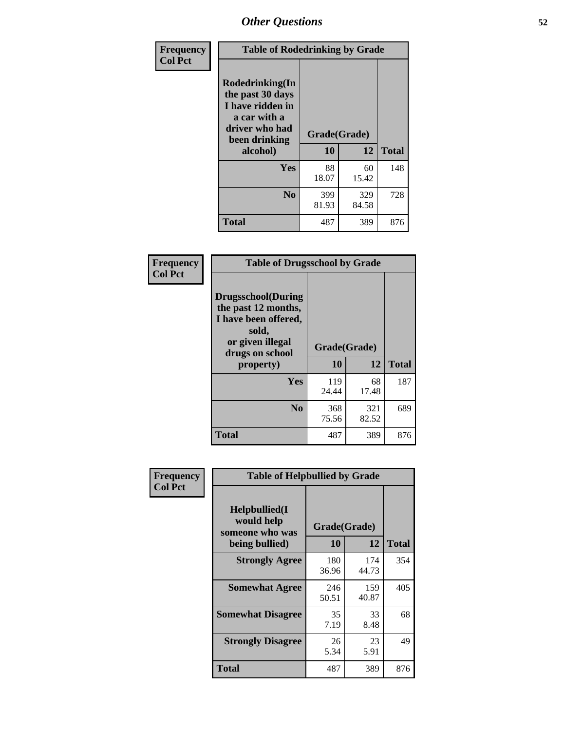## Other Questions

**Frequency**
**Col Pct**

| Table of Rodedrinking by Grade | | | |
|---|---|---|---|
| **Rodedrinking(In the past 30 days I have ridden in a car with a driver who had been drinking alcohol)** | **Grade(Grade)** | | |
| | **10** | **12** | **Total** |
| **Yes** | 88<br>18.07 | 60<br>15.42 | 148 |
| **No** | 399<br>81.93 | 329<br>84.58 | 728 |
| **Total** | 487 | 389 | 876 |

**Frequency**
**Col Pct**

| Table of Drugsschool by Grade | | | |
|---|---|---|---|
| **Drugsschool(During the past 12 months, I have been offered, sold, or given illegal drugs on school property)** | **Grade(Grade)** | | |
| | **10** | **12** | **Total** |
| **Yes** | 119<br>24.44 | 68<br>17.48 | 187 |
| **No** | 368<br>75.56 | 321<br>82.52 | 689 |
| **Total** | 487 | 389 | 876 |

**Frequency**
**Col Pct**

| Table of Helpbullied by Grade | | | |
|---|---|---|---|
| **Helpbullied(I would help someone who was being bullied)** | **Grade(Grade)** | | |
| | **10** | **12** | **Total** |
| **Strongly Agree** | 180<br>36.96 | 174<br>44.73 | 354 |
| **Somewhat Agree** | 246<br>50.51 | 159<br>40.87 | 405 |
| **Somewhat Disagree** | 35<br>7.19 | 33<br>8.48 | 68 |
| **Strongly Disagree** | 26<br>5.34 | 23<br>5.91 | 49 |
| **Total** | 487 | 389 | 876 |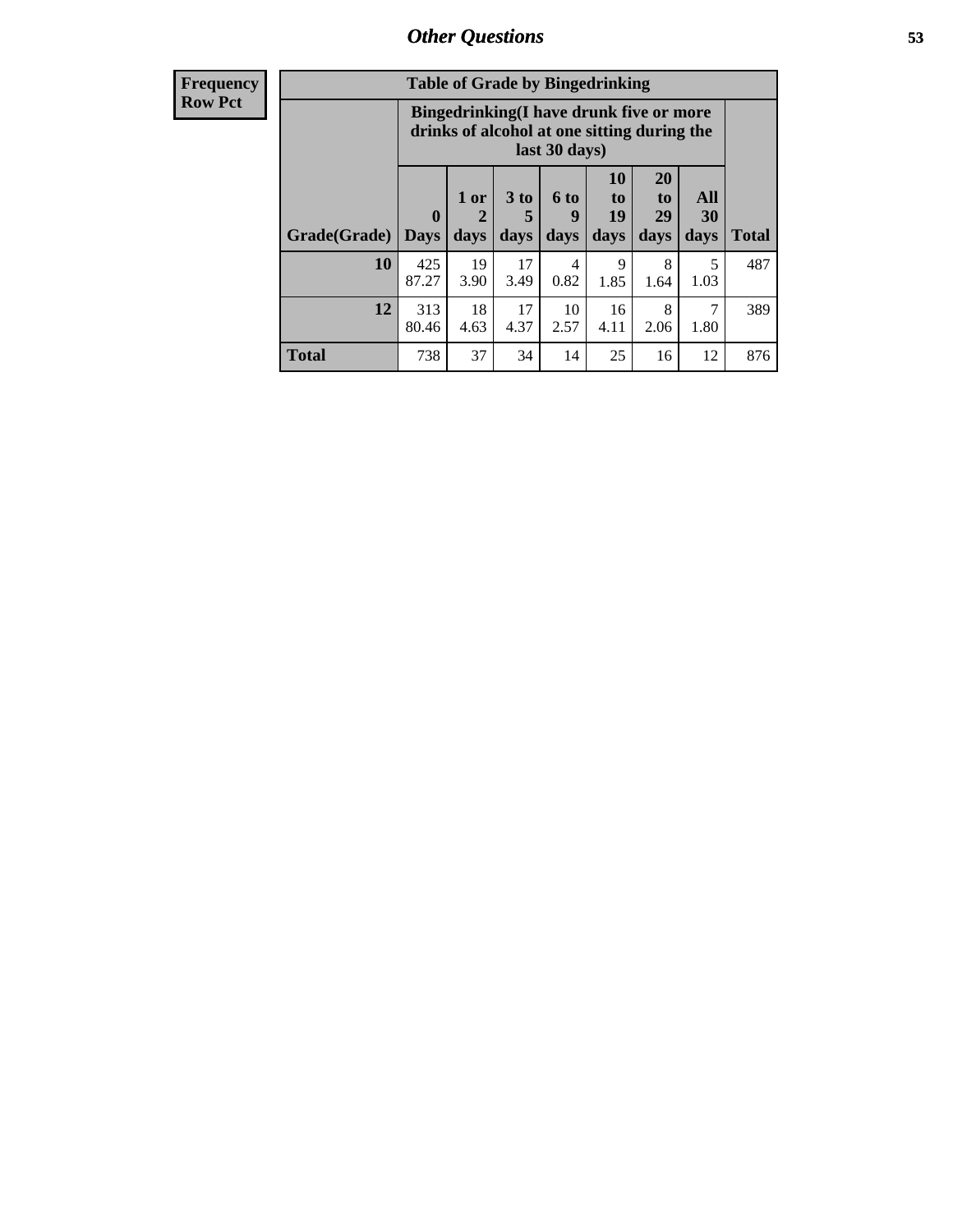# *Other Questions*

**Frequency**
**Row Pct**

| **Table of Grade by Bingedrinking** | | | | | | | | |
|---|---|---|---|---|---|---|---|---|
| | **Bingedrinking(I have drunk five or more drinks of alcohol at one sitting during the last 30 days)** | | | | | | | |
| **Grade(Grade)** | **0 Days** | **1 or 2 days** | **3 to 5 days** | **6 to 9 days** | **10 to 19 days** | **20 to 29 days** | **All 30 days** | **Total** |
| **10** | 425<br>87.27 | 19<br>3.90 | 17<br>3.49 | 4<br>0.82 | 9<br>1.85 | 8<br>1.64 | 5<br>1.03 | 487 |
| **12** | 313<br>80.46 | 18<br>4.63 | 17<br>4.37 | 10<br>2.57 | 16<br>4.11 | 8<br>2.06 | 7<br>1.80 | 389 |
| **Total** | 738 | 37 | 34 | 14 | 25 | 16 | 12 | 876 |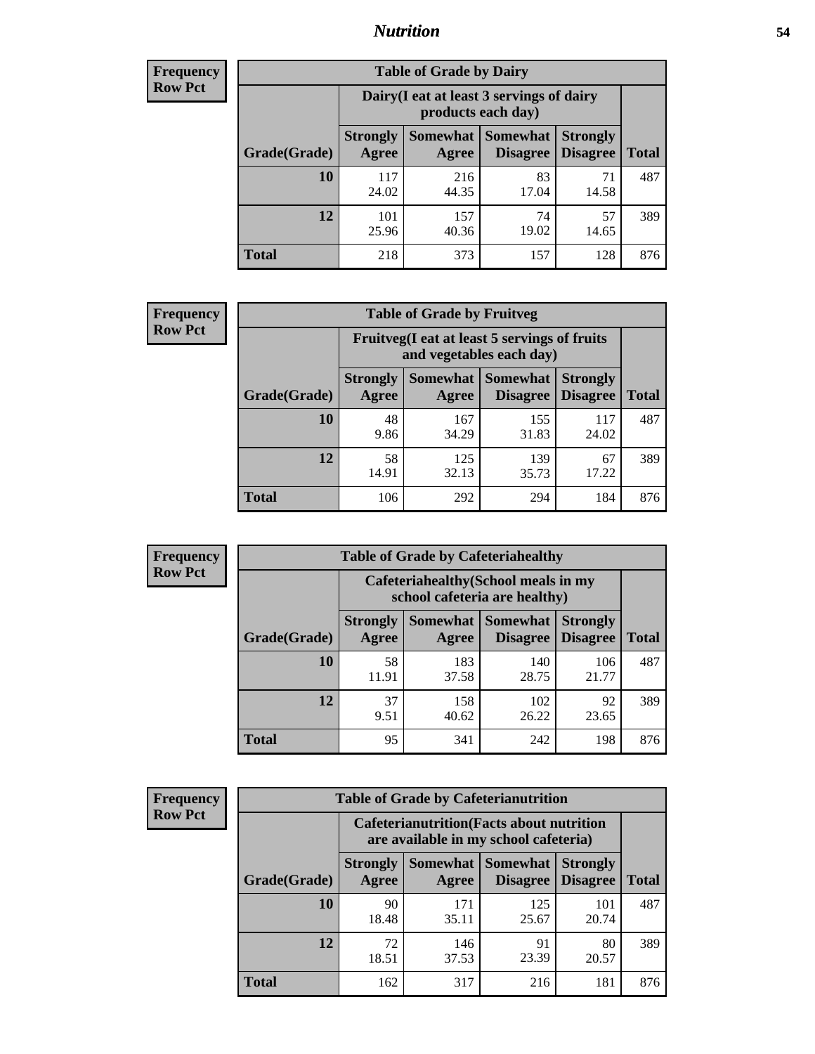# Nutrition

**Frequency**
**Row Pct**

| Table of Grade by Dairy | | | | | |
|---|---|---|---|---|---|
| | Dairy(I eat at least 3 servings of dairy products each day) | | | | |
| Grade(Grade) | Strongly Agree | Somewhat Agree | Somewhat Disagree | Strongly Disagree | Total |
| 10 | 117<br>24.02 | 216<br>44.35 | 83<br>17.04 | 71<br>14.58 | 487 |
| 12 | 101<br>25.96 | 157<br>40.36 | 74<br>19.02 | 57<br>14.65 | 389 |
| Total | 218 | 373 | 157 | 128 | 876 |

**Frequency**
**Row Pct**

| Table of Grade by Fruitveg | | | | | |
|---|---|---|---|---|---|
| | Fruitveg(I eat at least 5 servings of fruits and vegetables each day) | | | | |
| Grade(Grade) | Strongly Agree | Somewhat Agree | Somewhat Disagree | Strongly Disagree | Total |
| 10 | 48<br>9.86 | 167<br>34.29 | 155<br>31.83 | 117<br>24.02 | 487 |
| 12 | 58<br>14.91 | 125<br>32.13 | 139<br>35.73 | 67<br>17.22 | 389 |
| Total | 106 | 292 | 294 | 184 | 876 |

**Frequency**
**Row Pct**

| Table of Grade by Cafeteriahealthy | | | | | |
|---|---|---|---|---|---|
| | Cafeteriahealthy(School meals in my school cafeteria are healthy) | | | | |
| Grade(Grade) | Strongly Agree | Somewhat Agree | Somewhat Disagree | Strongly Disagree | Total |
| 10 | 58<br>11.91 | 183<br>37.58 | 140<br>28.75 | 106<br>21.77 | 487 |
| 12 | 37<br>9.51 | 158<br>40.62 | 102<br>26.22 | 92<br>23.65 | 389 |
| Total | 95 | 341 | 242 | 198 | 876 |

**Frequency**
**Row Pct**

| Table of Grade by Cafeterianutrition | | | | | |
|---|---|---|---|---|---|
| | Cafeterianutrition(Facts about nutrition are available in my school cafeteria) | | | | |
| Grade(Grade) | Strongly Agree | Somewhat Agree | Somewhat Disagree | Strongly Disagree | Total |
| 10 | 90<br>18.48 | 171<br>35.11 | 125<br>25.67 | 101<br>20.74 | 487 |
| 12 | 72<br>18.51 | 146<br>37.53 | 91<br>23.39 | 80<br>20.57 | 389 |
| Total | 162 | 317 | 216 | 181 | 876 |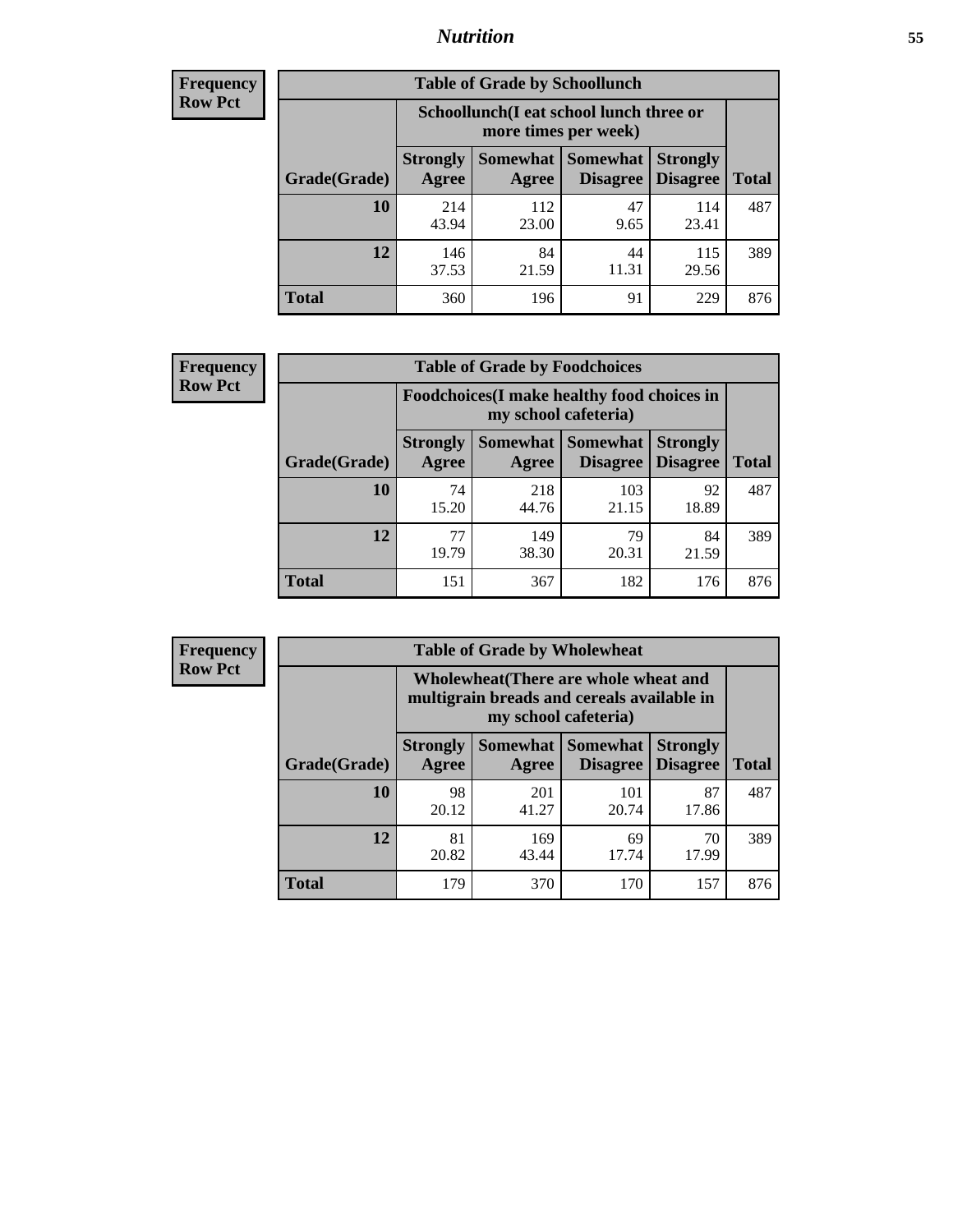## Nutrition

**Frequency**
**Row Pct**

| Table of Grade by Schoollunch | | | | | |
|---|---|---|---|---|---|
| | Schoollunch(I eat school lunch three or more times per week) | | | | |
| Grade(Grade) | Strongly Agree | Somewhat Agree | Somewhat Disagree | Strongly Disagree | Total |
| 10 | 214<br>43.94 | 112<br>23.00 | 47<br>9.65 | 114<br>23.41 | 487 |
| 12 | 146<br>37.53 | 84<br>21.59 | 44<br>11.31 | 115<br>29.56 | 389 |
| Total | 360 | 196 | 91 | 229 | 876 |

**Frequency**
**Row Pct**

| Table of Grade by Foodchoices | | | | | |
|---|---|---|---|---|---|
| | Foodchoices(I make healthy food choices in my school cafeteria) | | | | |
| Grade(Grade) | Strongly Agree | Somewhat Agree | Somewhat Disagree | Strongly Disagree | Total |
| 10 | 74<br>15.20 | 218<br>44.76 | 103<br>21.15 | 92<br>18.89 | 487 |
| 12 | 77<br>19.79 | 149<br>38.30 | 79<br>20.31 | 84<br>21.59 | 389 |
| Total | 151 | 367 | 182 | 176 | 876 |

**Frequency**
**Row Pct**

| Table of Grade by Wholewheat | | | | | |
|---|---|---|---|---|---|
| | Wholewheat(There are whole wheat and multigrain breads and cereals available in my school cafeteria) | | | | |
| Grade(Grade) | Strongly Agree | Somewhat Agree | Somewhat Disagree | Strongly Disagree | Total |
| 10 | 98<br>20.12 | 201<br>41.27 | 101<br>20.74 | 87<br>17.86 | 487 |
| 12 | 81<br>20.82 | 169<br>43.44 | 69<br>17.74 | 70<br>17.99 | 389 |
| Total | 179 | 370 | 170 | 157 | 876 |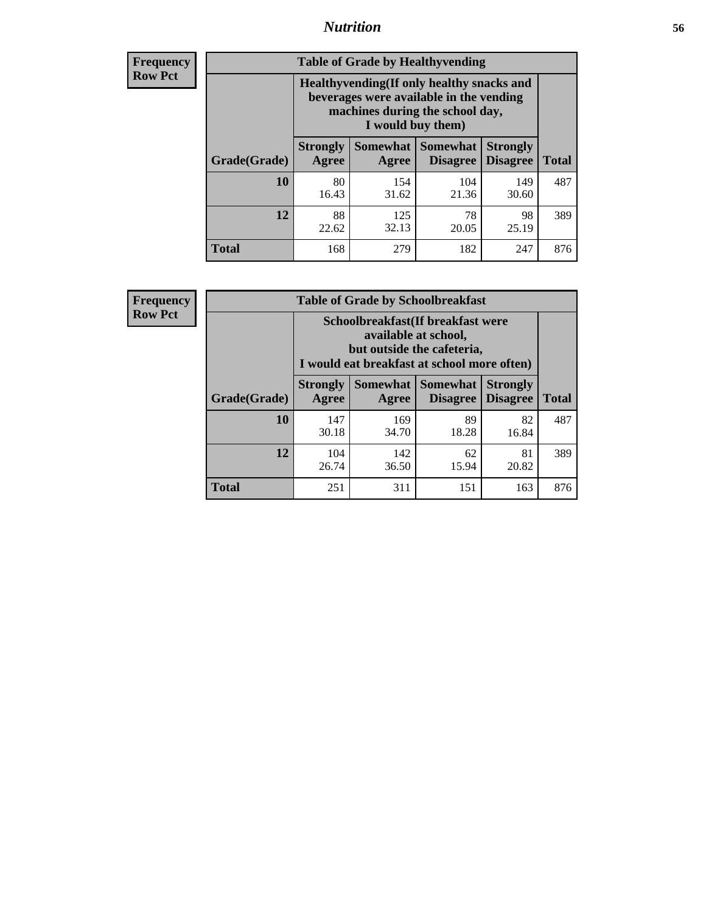**Frequency**
**Row Pct**

| Table of Grade by Healthyvending | | | | | |
|---|---|---|---|---|---|
| | Healthyvending(If only healthy snacks and beverages were available in the vending machines during the school day, I would buy them) | | | | |
| Grade(Grade) | Strongly Agree | Somewhat Agree | Somewhat Disagree | Strongly Disagree | Total |
| **10** | 80<br>16.43 | 154<br>31.62 | 104<br>21.36 | 149<br>30.60 | 487 |
| **12** | 88<br>22.62 | 125<br>32.13 | 78<br>20.05 | 98<br>25.19 | 389 |
| **Total** | 168 | 279 | 182 | 247 | 876 |

**Frequency**
**Row Pct**

| Table of Grade by Schoolbreakfast | | | | | |
|---|---|---|---|---|---|
| | Schoolbreakfast(If breakfast were available at school, but outside the cafeteria, I would eat breakfast at school more often) | | | | |
| Grade(Grade) | Strongly Agree | Somewhat Agree | Somewhat Disagree | Strongly Disagree | Total |
| **10** | 147<br>30.18 | 169<br>34.70 | 89<br>18.28 | 82<br>16.84 | 487 |
| **12** | 104<br>26.74 | 142<br>36.50 | 62<br>15.94 | 81<br>20.82 | 389 |
| **Total** | 251 | 311 | 151 | 163 | 876 |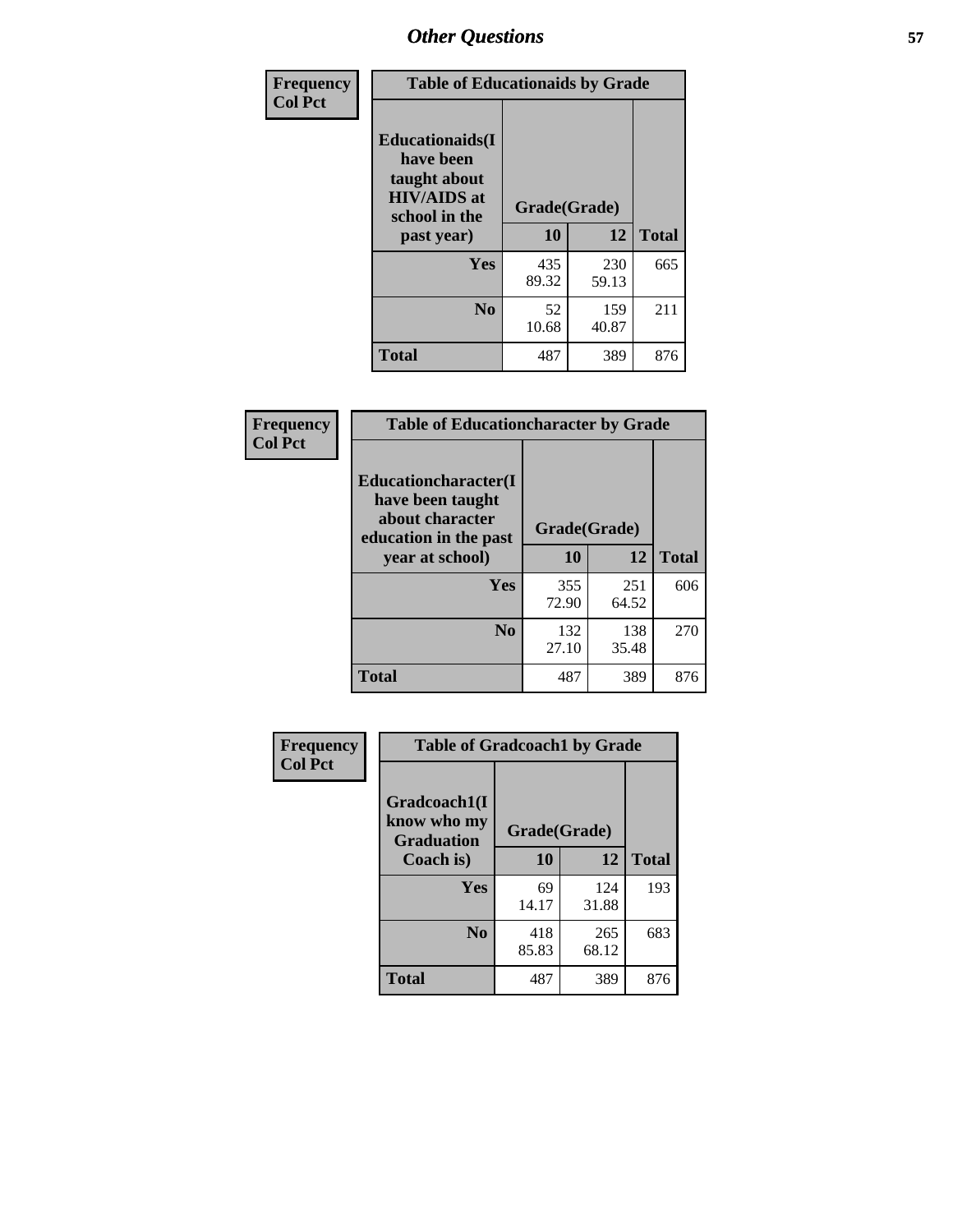## Other Questions

**Frequency**
**Col Pct**

| Table of Educationaids by Grade | | | |
|---|---|---|---|
| **Educationaids(I have been taught about HIV/AIDS at school in the past year)** | **Grade(Grade)** | | |
| | **10** | **12** | **Total** |
| **Yes** | 435<br>89.32 | 230<br>59.13 | 665 |
| **No** | 52<br>10.68 | 159<br>40.87 | 211 |
| **Total** | 487 | 389 | 876 |

**Frequency**
**Col Pct**

| Table of Educationcharacter by Grade | | | |
|---|---|---|---|
| **Educationcharacter(I have been taught about character education in the past year at school)** | **Grade(Grade)** | | |
| | **10** | **12** | **Total** |
| **Yes** | 355<br>72.90 | 251<br>64.52 | 606 |
| **No** | 132<br>27.10 | 138<br>35.48 | 270 |
| **Total** | 487 | 389 | 876 |

**Frequency**
**Col Pct**

| Table of Gradcoach1 by Grade | | | |
|---|---|---|---|
| **Gradcoach1(I know who my Graduation Coach is)** | **Grade(Grade)** | | |
| | **10** | **12** | **Total** |
| **Yes** | 69<br>14.17 | 124<br>31.88 | 193 |
| **No** | 418<br>85.83 | 265<br>68.12 | 683 |
| **Total** | 487 | 389 | 876 |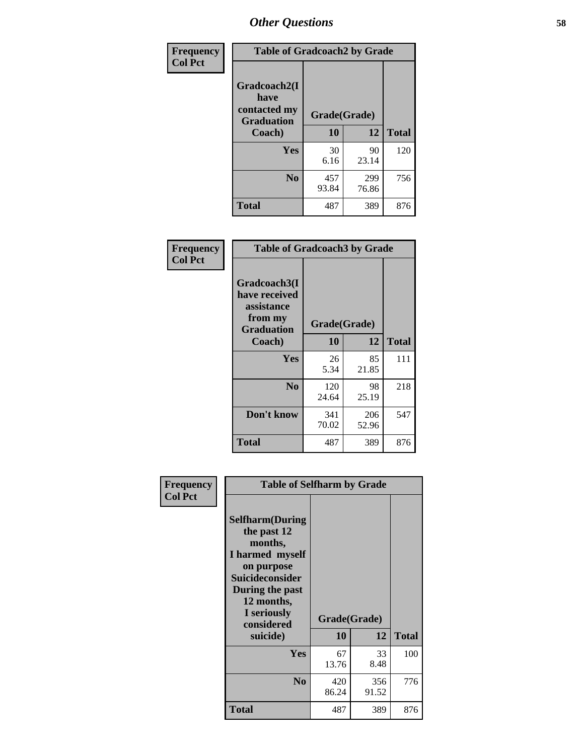## Other Questions

**Frequency**
**Col Pct**

| Table of Gradcoach2 by Grade | | | |
|---|---|---|---|
| **Gradcoach2(I have contacted my Graduation Coach)** | **Grade(Grade)** | | |
| | **10** | **12** | **Total** |
| **Yes** | 30<br>6.16 | 90<br>23.14 | 120 |
| **No** | 457<br>93.84 | 299<br>76.86 | 756 |
| **Total** | 487 | 389 | 876 |

**Frequency**
**Col Pct**

| Table of Gradcoach3 by Grade | | | |
|---|---|---|---|
| **Gradcoach3(I have received assistance from my Graduation Coach)** | **Grade(Grade)** | | |
| | **10** | **12** | **Total** |
| **Yes** | 26<br>5.34 | 85<br>21.85 | 111 |
| **No** | 120<br>24.64 | 98<br>25.19 | 218 |
| **Don't know** | 341<br>70.02 | 206<br>52.96 | 547 |
| **Total** | 487 | 389 | 876 |

**Frequency**
**Col Pct**

| Table of Selfharm by Grade | | | |
|---|---|---|---|
| **Selfharm(During the past 12 months, I harmed myself on purpose Suicideconsider During the past 12 months, I seriously considered suicide)** | **Grade(Grade)** | | |
| | **10** | **12** | **Total** |
| **Yes** | 67<br>13.76 | 33<br>8.48 | 100 |
| **No** | 420<br>86.24 | 356<br>91.52 | 776 |
| **Total** | 487 | 389 | 876 |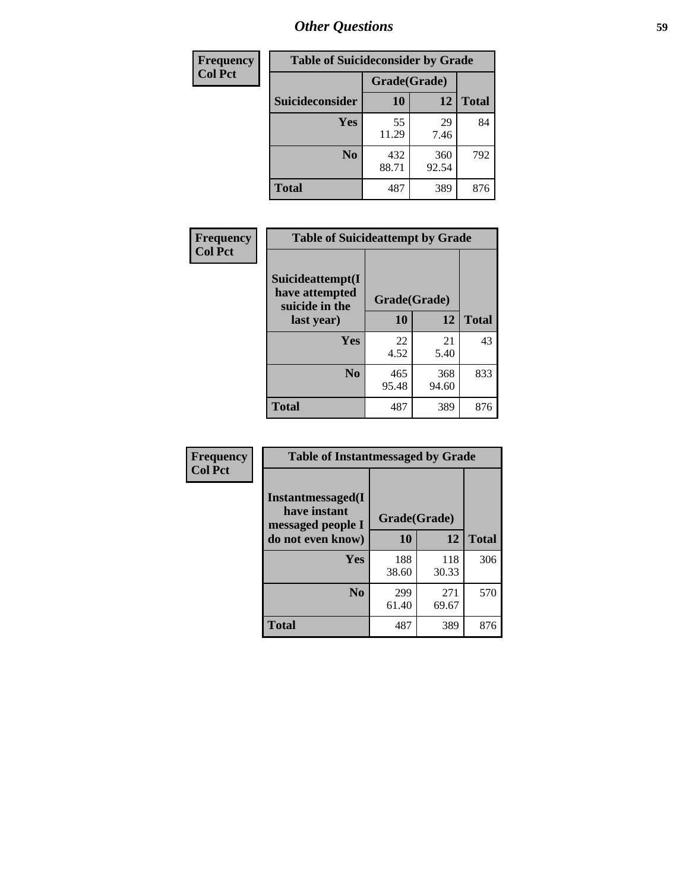# Other Questions

| Frequency<br>Col Pct | Table of Suicideconsider by Grade | | |
|---|---|---|---|
| | Grade(Grade) | | |
| Suicideconsider | 10 | 12 | Total |
| Yes | 55<br>11.29 | 29<br>7.46 | 84 |
| No | 432<br>88.71 | 360<br>92.54 | 792 |
| Total | 487 | 389 | 876 |

| Frequency<br>Col Pct | Table of Suicideattempt by Grade | | |
|---|---|---|---|
| Suicideattempt(I have attempted suicide in the last year) | Grade(Grade)<br>10 | 12 | Total |
| Yes | 22<br>4.52 | 21<br>5.40 | 43 |
| No | 465<br>95.48 | 368<br>94.60 | 833 |
| Total | 487 | 389 | 876 |

| Frequency<br>Col Pct | Table of Instantmessaged by Grade | | |
|---|---|---|---|
| Instantmessaged(I have instant messaged people I do not even know) | Grade(Grade)<br>10 | 12 | Total |
| Yes | 188<br>38.60 | 118<br>30.33 | 306 |
| No | 299<br>61.40 | 271<br>69.67 | 570 |
| Total | 487 | 389 | 876 |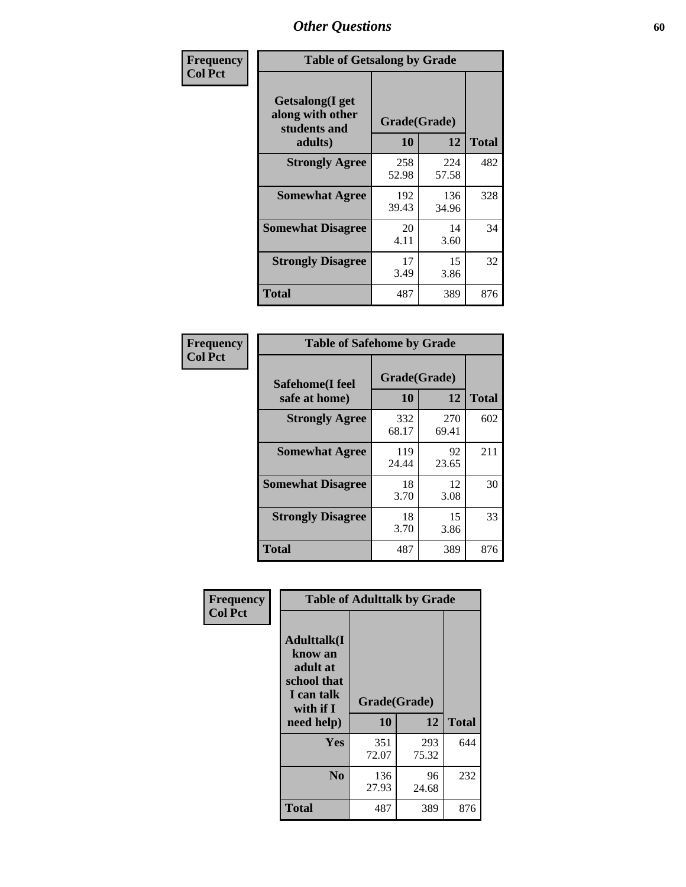# Other Questions

Frequency
Col Pct

**Table of Getsalong by Grade**

| Getsalong(I get along with other students and adults) | Grade(Grade) 10 | 12 | Total |
|---|---|---|---|
| **Strongly Agree** | 258<br>52.98 | 224<br>57.58 | 482 |
| **Somewhat Agree** | 192<br>39.43 | 136<br>34.96 | 328 |
| **Somewhat Disagree** | 20<br>4.11 | 14<br>3.60 | 34 |
| **Strongly Disagree** | 17<br>3.49 | 15<br>3.86 | 32 |
| **Total** | 487 | 389 | 876 |

Frequency
Col Pct

**Table of Safehome by Grade**

| Safehome(I feel safe at home) | Grade(Grade) 10 | 12 | Total |
|---|---|---|---|
| **Strongly Agree** | 332<br>68.17 | 270<br>69.41 | 602 |
| **Somewhat Agree** | 119<br>24.44 | 92<br>23.65 | 211 |
| **Somewhat Disagree** | 18<br>3.70 | 12<br>3.08 | 30 |
| **Strongly Disagree** | 18<br>3.70 | 15<br>3.86 | 33 |
| **Total** | 487 | 389 | 876 |

Frequency
Col Pct

**Table of Adulttalk by Grade**

| Adulttalk(I know an adult at school that I can talk with if I need help) | Grade(Grade) 10 | 12 | Total |
|---|---|---|---|
| **Yes** | 351<br>72.07 | 293<br>75.32 | 644 |
| **No** | 136<br>27.93 | 96<br>24.68 | 232 |
| **Total** | 487 | 389 | 876 |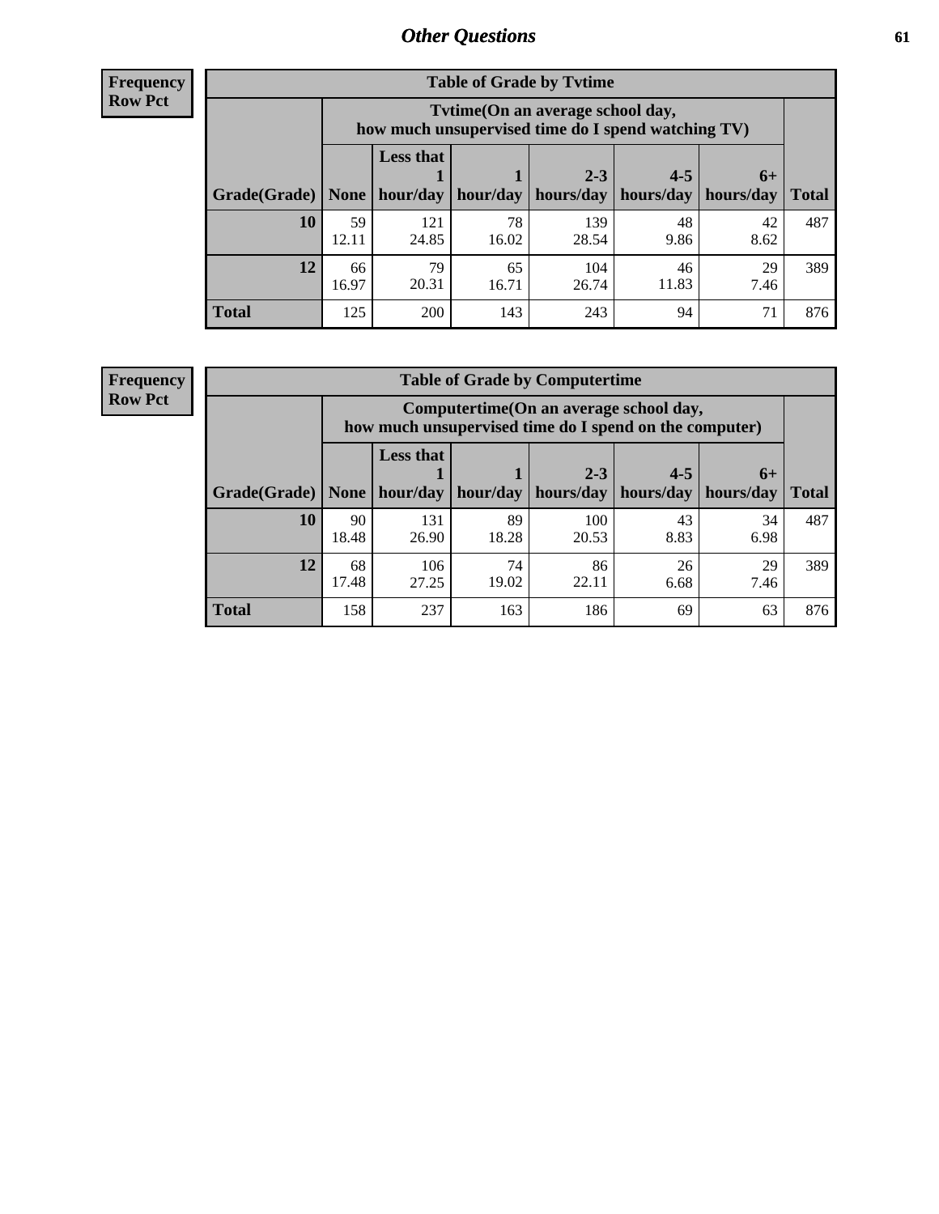## Other Questions

**Frequency**
**Row Pct**

**Table of Grade by Tvtime**

| Grade(Grade) | Tvtime(On an average school day, how much unsupervised time do I spend watching TV) None | Less that 1 hour/day | 1 hour/day | 2-3 hours/day | 4-5 hours/day | 6+ hours/day | Total |
|---|---|---|---|---|---|---|---|
| **10** | 59<br>12.11 | 121<br>24.85 | 78<br>16.02 | 139<br>28.54 | 48<br>9.86 | 42<br>8.62 | 487 |
| **12** | 66<br>16.97 | 79<br>20.31 | 65<br>16.71 | 104<br>26.74 | 46<br>11.83 | 29<br>7.46 | 389 |
| **Total** | 125 | 200 | 143 | 243 | 94 | 71 | 876 |

**Frequency**
**Row Pct**

**Table of Grade by Computertime**

| Grade(Grade) | Computertime(On an average school day, how much unsupervised time do I spend on the computer) None | Less that 1 hour/day | 1 hour/day | 2-3 hours/day | 4-5 hours/day | 6+ hours/day | Total |
|---|---|---|---|---|---|---|---|
| **10** | 90<br>18.48 | 131<br>26.90 | 89<br>18.28 | 100<br>20.53 | 43<br>8.83 | 34<br>6.98 | 487 |
| **12** | 68<br>17.48 | 106<br>27.25 | 74<br>19.02 | 86<br>22.11 | 26<br>6.68 | 29<br>7.46 | 389 |
| **Total** | 158 | 237 | 163 | 186 | 69 | 63 | 876 |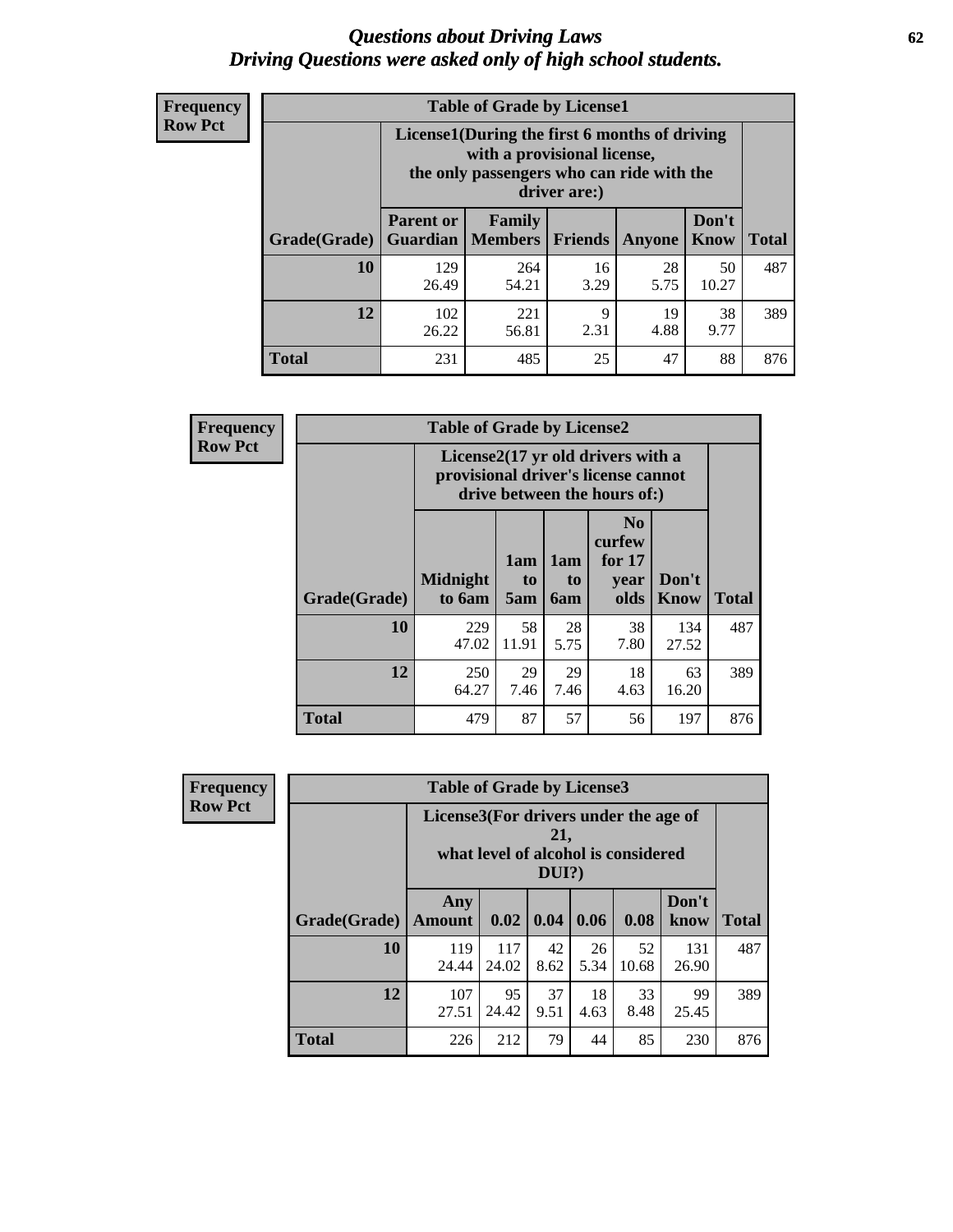# Questions about Driving Laws
## Driving Questions were asked only of high school students.

**Frequency**
**Row Pct**

**Table of Grade by License1**

| Grade(Grade) | License1(During the first 6 months of driving with a provisional license, the only passengers who can ride with the driver are:) | | | | | Total |
|---|---|---|---|---|---|---|
| | Parent or Guardian | Family Members | Friends | Anyone | Don't Know | |
| 10 | 129<br>26.49 | 264<br>54.21 | 16<br>3.29 | 28<br>5.75 | 50<br>10.27 | 487 |
| 12 | 102<br>26.22 | 221<br>56.81 | 9<br>2.31 | 19<br>4.88 | 38<br>9.77 | 389 |
| Total | 231 | 485 | 25 | 47 | 88 | 876 |

**Frequency**
**Row Pct**

**Table of Grade by License2**

| Grade(Grade) | License2(17 yr old drivers with a provisional driver's license cannot drive between the hours of:) | | | | | Total |
|---|---|---|---|---|---|---|
| | Midnight to 6am | 1am to 5am | 1am to 6am | No curfew for 17 year olds | Don't Know | |
| 10 | 229<br>47.02 | 58<br>11.91 | 28<br>5.75 | 38<br>7.80 | 134<br>27.52 | 487 |
| 12 | 250<br>64.27 | 29<br>7.46 | 29<br>7.46 | 18<br>4.63 | 63<br>16.20 | 389 |
| Total | 479 | 87 | 57 | 56 | 197 | 876 |

**Frequency**
**Row Pct**

**Table of Grade by License3**

| Grade(Grade) | License3(For drivers under the age of 21, what level of alcohol is considered DUI?) | | | | | | Total |
|---|---|---|---|---|---|---|---|
| | Any Amount | 0.02 | 0.04 | 0.06 | 0.08 | Don't know | |
| 10 | 119<br>24.44 | 117<br>24.02 | 42<br>8.62 | 26<br>5.34 | 52<br>10.68 | 131<br>26.90 | 487 |
| 12 | 107<br>27.51 | 95<br>24.42 | 37<br>9.51 | 18<br>4.63 | 33<br>8.48 | 99<br>25.45 | 389 |
| Total | 226 | 212 | 79 | 44 | 85 | 230 | 876 |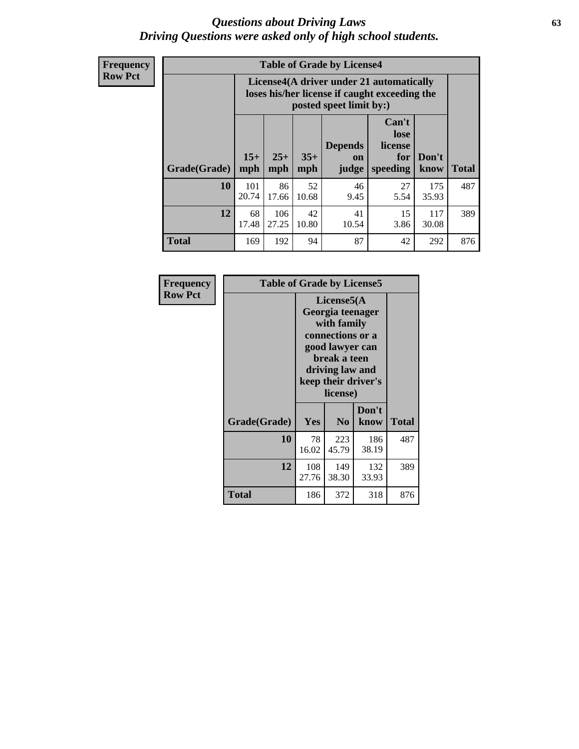# Questions about Driving Laws
## Driving Questions were asked only of high school students.

**Frequency**
**Row Pct**

**Table of Grade by License4**

| Grade(Grade) | License4(A driver under 21 automatically loses his/her license if caught exceeding the posted speet limit by:) | | | | | | Total |
|---|---|---|---|---|---|---|---|
| | 15+ mph | 25+ mph | 35+ mph | Depends on judge | Can't lose license for speeding | Don't know | |
| **10** | 101<br>20.74 | 86<br>17.66 | 52<br>10.68 | 46<br>9.45 | 27<br>5.54 | 175<br>35.93 | 487 |
| **12** | 68<br>17.48 | 106<br>27.25 | 42<br>10.80 | 41<br>10.54 | 15<br>3.86 | 117<br>30.08 | 389 |
| **Total** | 169 | 192 | 94 | 87 | 42 | 292 | 876 |

**Frequency**
**Row Pct**

**Table of Grade by License5**

| Grade(Grade) | License5(A Georgia teenager with family connections or a good lawyer can break a teen driving law and keep their driver's license) | | | Total |
|---|---|---|---|---|
| | Yes | No | Don't know | |
| **10** | 78<br>16.02 | 223<br>45.79 | 186<br>38.19 | 487 |
| **12** | 108<br>27.76 | 149<br>38.30 | 132<br>33.93 | 389 |
| **Total** | 186 | 372 | 318 | 876 |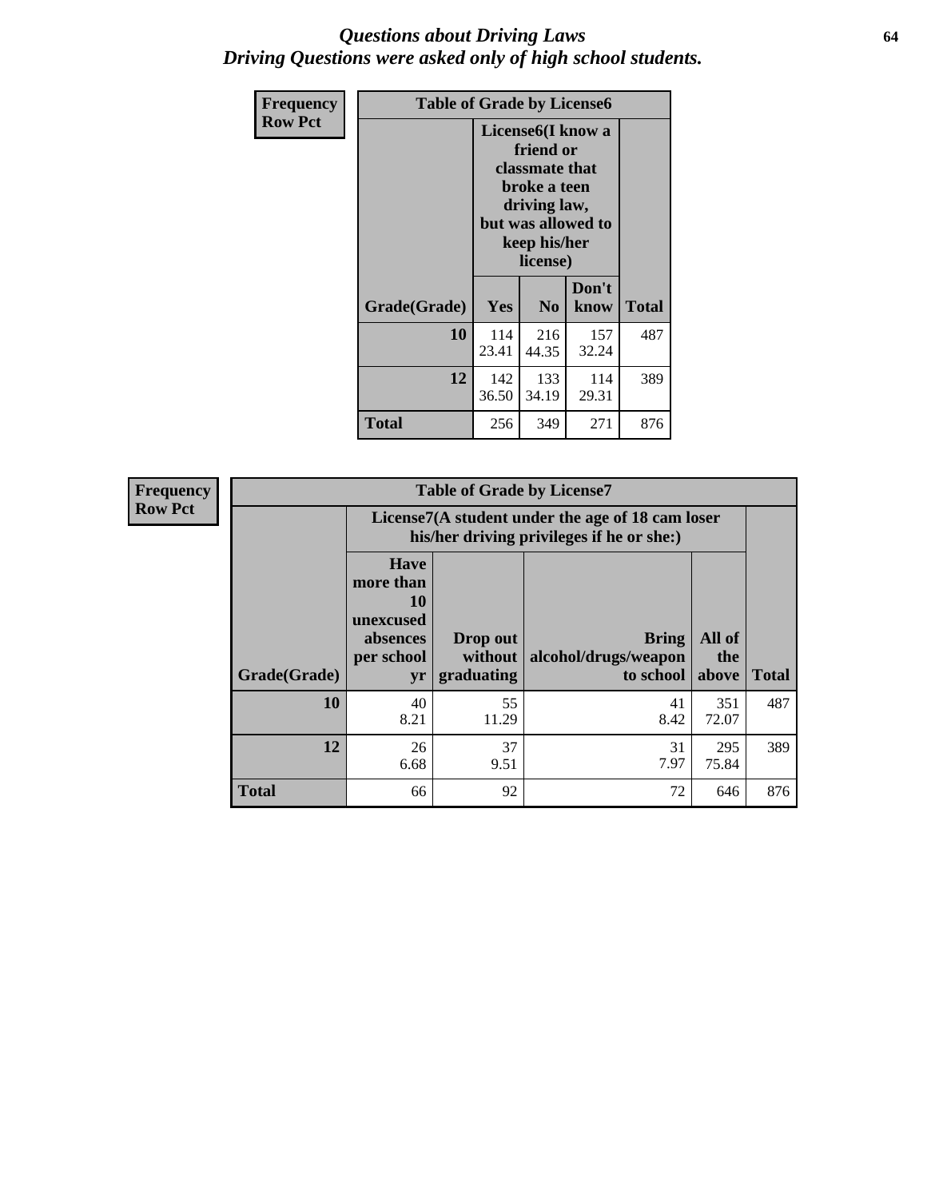# *Questions about Driving Laws*
# *Driving Questions were asked only of high school students.*

**Frequency**
**Row Pct**

| Table of Grade by License6 | | | | |
|---|---|---|---|---|
| | License6(I know a friend or classmate that broke a teen driving law, but was allowed to keep his/her license) | | | |
| Grade(Grade) | Yes | No | Don't know | Total |
| 10 | 114<br>23.41 | 216<br>44.35 | 157<br>32.24 | 487 |
| 12 | 142<br>36.50 | 133<br>34.19 | 114<br>29.31 | 389 |
| Total | 256 | 349 | 271 | 876 |

**Frequency**
**Row Pct**

| Table of Grade by License7 | | | | | |
|---|---|---|---|---|---|
| | License7(A student under the age of 18 cam loser his/her driving privileges if he or she:) | | | | |
| Grade(Grade) | Have more than 10 unexcused absences per school yr | Drop out without graduating | Bring alcohol/drugs/weapon to school | All of the above | Total |
| 10 | 40<br>8.21 | 55<br>11.29 | 41<br>8.42 | 351<br>72.07 | 487 |
| 12 | 26<br>6.68 | 37<br>9.51 | 31<br>7.97 | 295<br>75.84 | 389 |
| Total | 66 | 92 | 72 | 646 | 876 |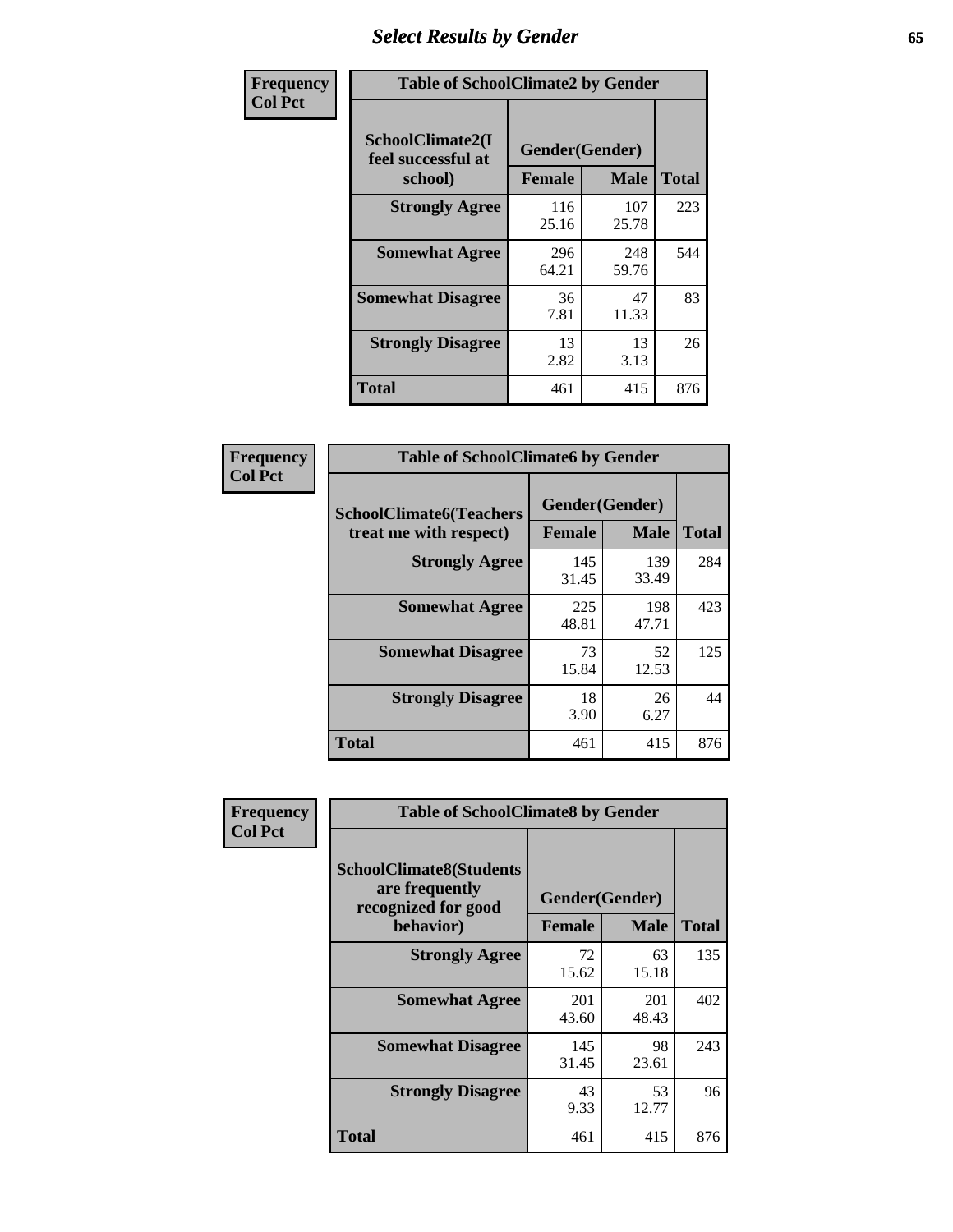# Select Results by Gender

**Frequency / Col Pct**

**Table of SchoolClimate2 by Gender**

| SchoolClimate2(I feel successful at school) | Gender(Gender) | | Total |
|---|---|---|---|
| | Female | Male | |
| Strongly Agree | 116<br>25.16 | 107<br>25.78 | 223 |
| Somewhat Agree | 296<br>64.21 | 248<br>59.76 | 544 |
| Somewhat Disagree | 36<br>7.81 | 47<br>11.33 | 83 |
| Strongly Disagree | 13<br>2.82 | 13<br>3.13 | 26 |
| Total | 461 | 415 | 876 |

**Frequency / Col Pct**

**Table of SchoolClimate6 by Gender**

| SchoolClimate6(Teachers treat me with respect) | Gender(Gender) | | Total |
|---|---|---|---|
| | Female | Male | |
| Strongly Agree | 145<br>31.45 | 139<br>33.49 | 284 |
| Somewhat Agree | 225<br>48.81 | 198<br>47.71 | 423 |
| Somewhat Disagree | 73<br>15.84 | 52<br>12.53 | 125 |
| Strongly Disagree | 18<br>3.90 | 26<br>6.27 | 44 |
| Total | 461 | 415 | 876 |

**Frequency / Col Pct**

**Table of SchoolClimate8 by Gender**

| SchoolClimate8(Students are frequently recognized for good behavior) | Gender(Gender) | | Total |
|---|---|---|---|
| | Female | Male | |
| Strongly Agree | 72<br>15.62 | 63<br>15.18 | 135 |
| Somewhat Agree | 201<br>43.60 | 201<br>48.43 | 402 |
| Somewhat Disagree | 145<br>31.45 | 98<br>23.61 | 243 |
| Strongly Disagree | 43<br>9.33 | 53<br>12.77 | 96 |
| Total | 461 | 415 | 876 |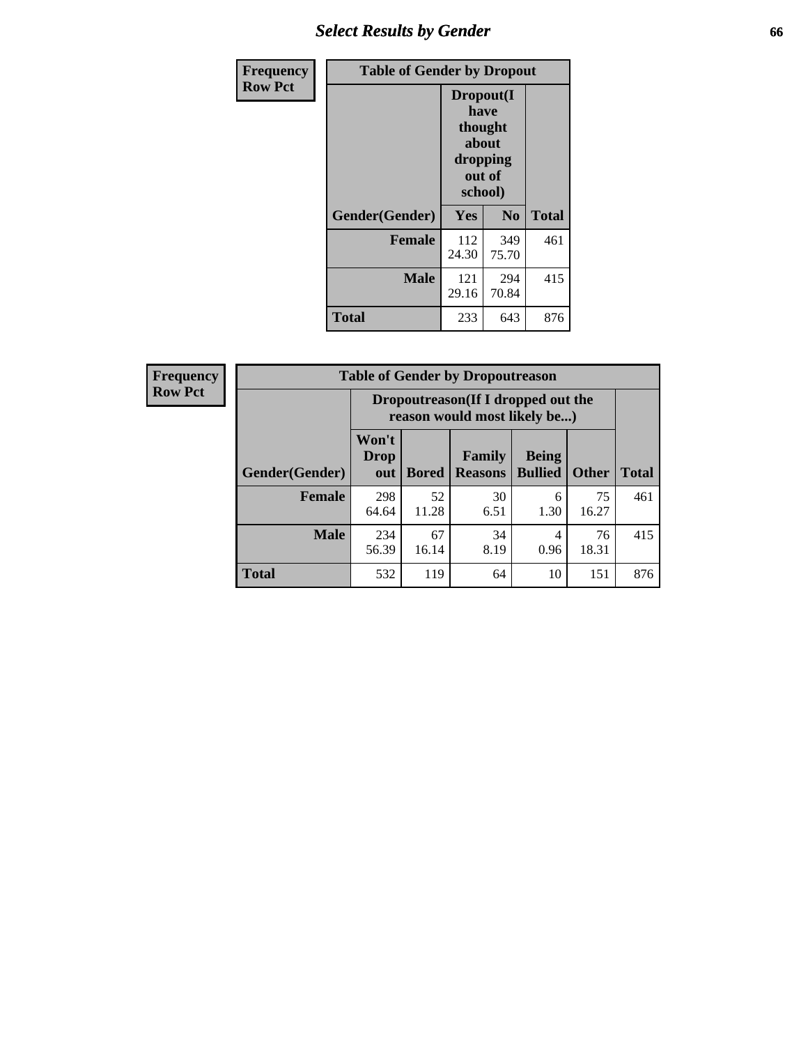## Select Results by Gender

| Frequency<br>Row Pct | | | |
|---|---|---|---|

| Table of Gender by Dropout | | | |
|---|---|---|---|
| | Dropout(I have thought about dropping out of school) | | |
| Gender(Gender) | Yes | No | Total |
| **Female** | 112<br>24.30 | 349<br>75.70 | 461 |
| **Male** | 121<br>29.16 | 294<br>70.84 | 415 |
| **Total** | 233 | 643 | 876 |

| Frequency<br>Row Pct | | | | | | |
|---|---|---|---|---|---|---|

| Table of Gender by Dropoutreason | | | | | | |
|---|---|---|---|---|---|---|
| | Dropoutreason(If I dropped out the reason would most likely be...) | | | | | |
| Gender(Gender) | Won't Drop out | Bored | Family Reasons | Being Bullied | Other | Total |
| **Female** | 298<br>64.64 | 52<br>11.28 | 30<br>6.51 | 6<br>1.30 | 75<br>16.27 | 461 |
| **Male** | 234<br>56.39 | 67<br>16.14 | 34<br>8.19 | 4<br>0.96 | 76<br>18.31 | 415 |
| **Total** | 532 | 119 | 64 | 10 | 151 | 876 |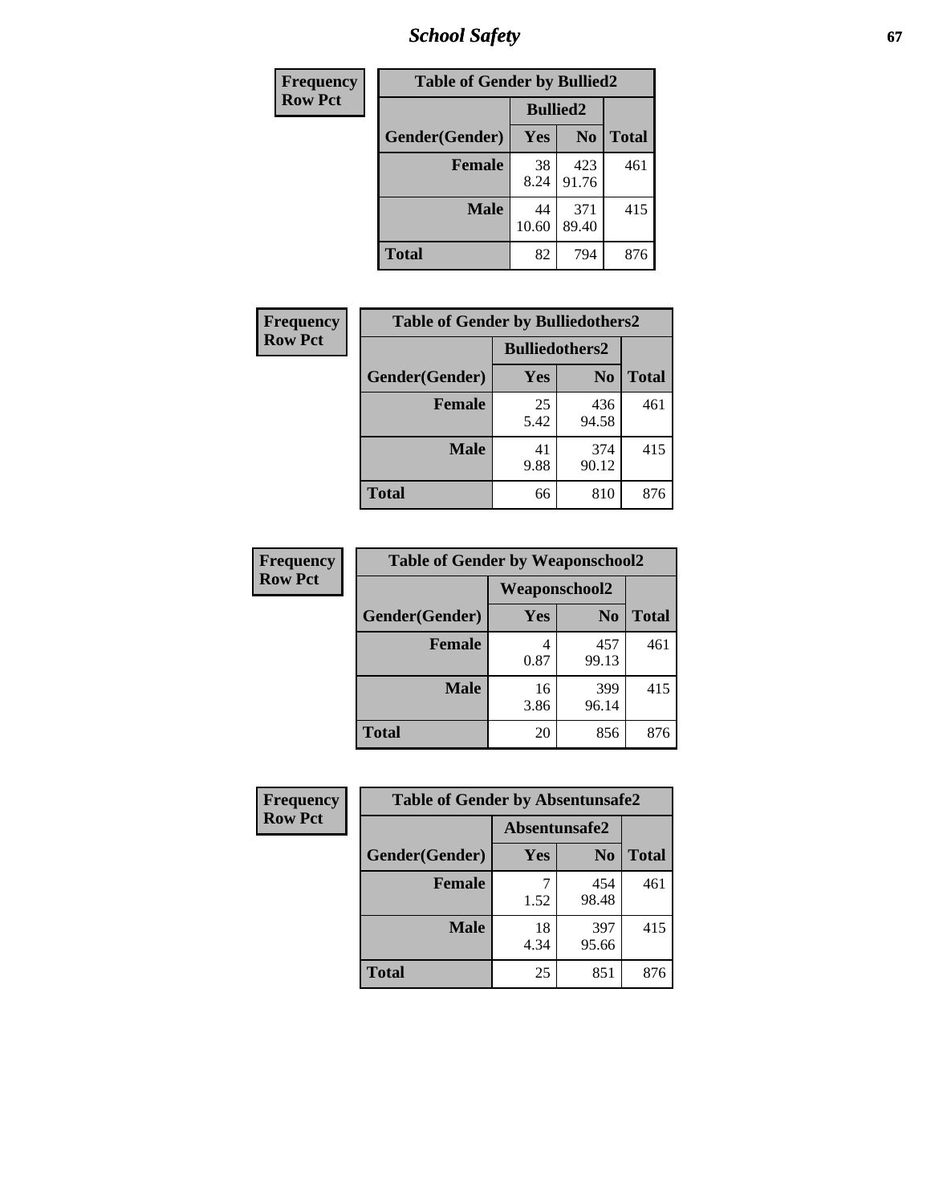| Frequency |
|---|
| Row Pct |

| Table of Gender by Bullied2 | | | |
|---|---|---|---|
| | Bullied2 | | |
| Gender(Gender) | Yes | No | Total |
| Female | 38<br>8.24 | 423<br>91.76 | 461 |
| Male | 44<br>10.60 | 371<br>89.40 | 415 |
| Total | 82 | 794 | 876 |

| Frequency |
|---|
| Row Pct |

| Table of Gender by Bulliedothers2 | | | |
|---|---|---|---|
| | Bulliedothers2 | | |
| Gender(Gender) | Yes | No | Total |
| Female | 25<br>5.42 | 436<br>94.58 | 461 |
| Male | 41<br>9.88 | 374<br>90.12 | 415 |
| Total | 66 | 810 | 876 |

| Frequency |
|---|
| Row Pct |

| Table of Gender by Weaponschool2 | | | |
|---|---|---|---|
| | Weaponschool2 | | |
| Gender(Gender) | Yes | No | Total |
| Female | 4<br>0.87 | 457<br>99.13 | 461 |
| Male | 16<br>3.86 | 399<br>96.14 | 415 |
| Total | 20 | 856 | 876 |

| Frequency |
|---|
| Row Pct |

| Table of Gender by Absentunsafe2 | | | |
|---|---|---|---|
| | Absentunsafe2 | | |
| Gender(Gender) | Yes | No | Total |
| Female | 7<br>1.52 | 454<br>98.48 | 461 |
| Male | 18<br>4.34 | 397<br>95.66 | 415 |
| Total | 25 | 851 | 876 |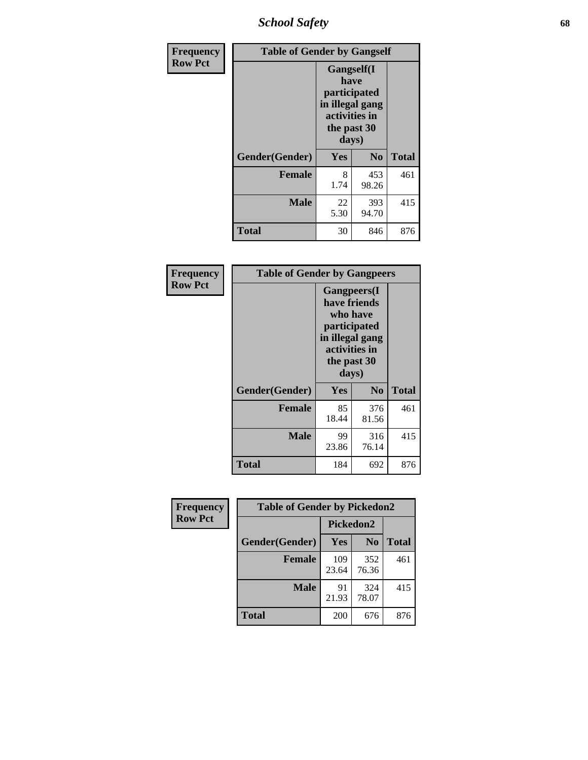| Frequency Row Pct | Table of Gender by Gangself | | |
|---|---|---|---|
| | Gangself(I have participated in illegal gang activities in the past 30 days) | | |
| Gender(Gender) | Yes | No | Total |
| Female | 8<br>1.74 | 453<br>98.26 | 461 |
| Male | 22<br>5.30 | 393<br>94.70 | 415 |
| Total | 30 | 846 | 876 |

| Frequency Row Pct | Table of Gender by Gangpeers | | |
|---|---|---|---|
| | Gangpeers(I have friends who have participated in illegal gang activities in the past 30 days) | | |
| Gender(Gender) | Yes | No | Total |
| Female | 85<br>18.44 | 376<br>81.56 | 461 |
| Male | 99<br>23.86 | 316<br>76.14 | 415 |
| Total | 184 | 692 | 876 |

| Frequency Row Pct | Table of Gender by Pickedon2 | | |
|---|---|---|---|
| | Pickedon2 | | |
| Gender(Gender) | Yes | No | Total |
| Female | 109<br>23.64 | 352<br>76.36 | 461 |
| Male | 91<br>21.93 | 324<br>78.07 | 415 |
| Total | 200 | 676 | 876 |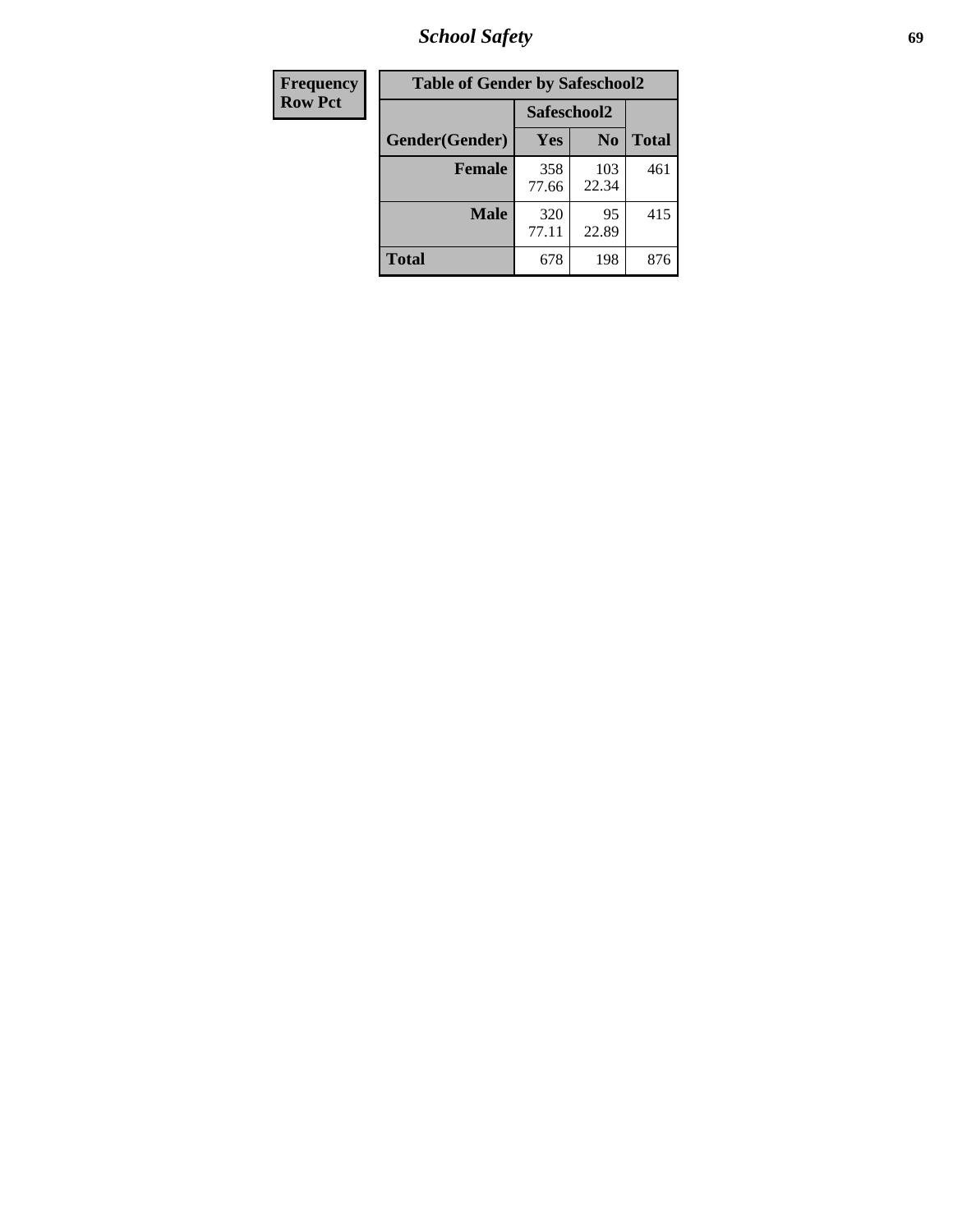| Frequency Row Pct |
|---|

| Table of Gender by Safeschool2 | | | |
|---|---|---|---|
| | Safeschool2 | | |
| Gender(Gender) | Yes | No | Total |
| Female | 358 77.66 | 103 22.34 | 461 |
| Male | 320 77.11 | 95 22.89 | 415 |
| Total | 678 | 198 | 876 |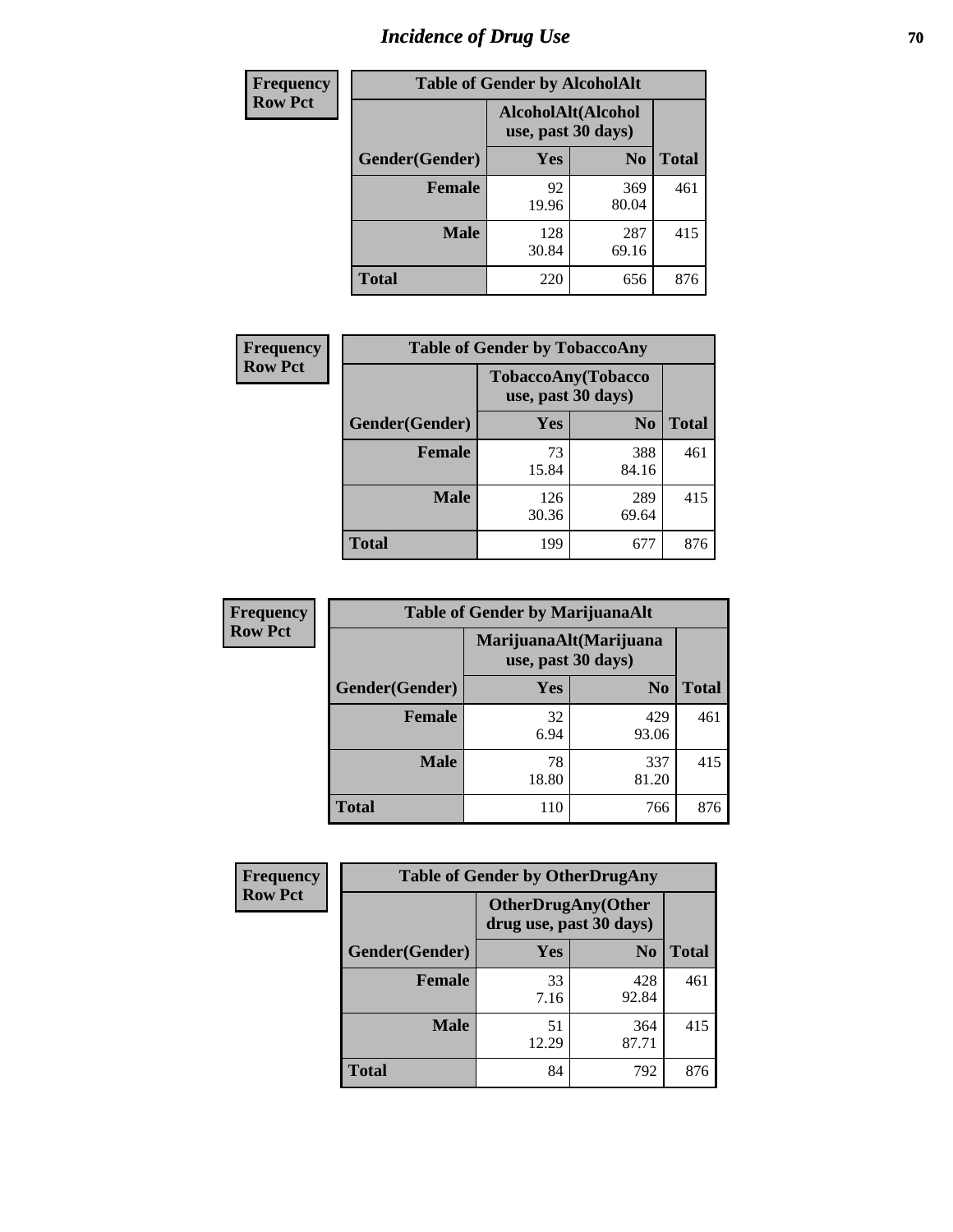# Incidence of Drug Use

**Frequency**
**Row Pct**

| Table of Gender by AlcoholAlt | | | |
|---|---|---|---|
| | AlcoholAlt(Alcohol use, past 30 days) | | |
| Gender(Gender) | Yes | No | Total |
| Female | 92<br>19.96 | 369<br>80.04 | 461 |
| Male | 128<br>30.84 | 287<br>69.16 | 415 |
| Total | 220 | 656 | 876 |

**Frequency**
**Row Pct**

| Table of Gender by TobaccoAny | | | |
|---|---|---|---|
| | TobaccoAny(Tobacco use, past 30 days) | | |
| Gender(Gender) | Yes | No | Total |
| Female | 73<br>15.84 | 388<br>84.16 | 461 |
| Male | 126<br>30.36 | 289<br>69.64 | 415 |
| Total | 199 | 677 | 876 |

**Frequency**
**Row Pct**

| Table of Gender by MarijuanaAlt | | | |
|---|---|---|---|
| | MarijuanaAlt(Marijuana use, past 30 days) | | |
| Gender(Gender) | Yes | No | Total |
| Female | 32<br>6.94 | 429<br>93.06 | 461 |
| Male | 78<br>18.80 | 337<br>81.20 | 415 |
| Total | 110 | 766 | 876 |

**Frequency**
**Row Pct**

| Table of Gender by OtherDrugAny | | | |
|---|---|---|---|
| | OtherDrugAny(Other drug use, past 30 days) | | |
| Gender(Gender) | Yes | No | Total |
| Female | 33<br>7.16 | 428<br>92.84 | 461 |
| Male | 51<br>12.29 | 364<br>87.71 | 415 |
| Total | 84 | 792 | 876 |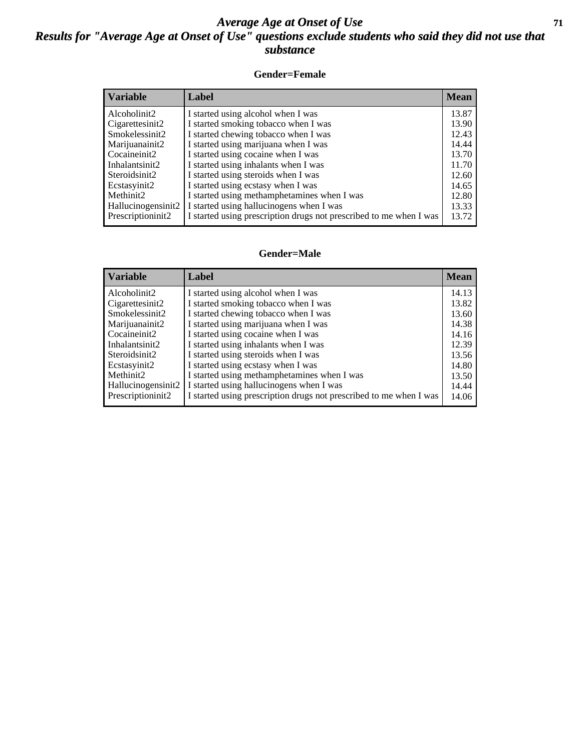# *Average Age at Onset of Use*

## *Results for "Average Age at Onset of Use" questions exclude students who said they did not use that substance*

### Gender=Female

| Variable | Label | Mean |
|---|---|---|
| Alcoholinit2 | I started using alcohol when I was | 13.87 |
| Cigarettesinit2 | I started smoking tobacco when I was | 13.90 |
| Smokelessinit2 | I started chewing tobacco when I was | 12.43 |
| Marijuanainit2 | I started using marijuana when I was | 14.44 |
| Cocaineinit2 | I started using cocaine when I was | 13.70 |
| Inhalantsinit2 | I started using inhalants when I was | 11.70 |
| Steroidsinit2 | I started using steroids when I was | 12.60 |
| Ecstasyinit2 | I started using ecstasy when I was | 14.65 |
| Methinit2 | I started using methamphetamines when I was | 12.80 |
| Hallucinogensinit2 | I started using hallucinogens when I was | 13.33 |
| Prescriptioninit2 | I started using prescription drugs not prescribed to me when I was | 13.72 |

### Gender=Male

| Variable | Label | Mean |
|---|---|---|
| Alcoholinit2 | I started using alcohol when I was | 14.13 |
| Cigarettesinit2 | I started smoking tobacco when I was | 13.82 |
| Smokelessinit2 | I started chewing tobacco when I was | 13.60 |
| Marijuanainit2 | I started using marijuana when I was | 14.38 |
| Cocaineinit2 | I started using cocaine when I was | 14.16 |
| Inhalantsinit2 | I started using inhalants when I was | 12.39 |
| Steroidsinit2 | I started using steroids when I was | 13.56 |
| Ecstasyinit2 | I started using ecstasy when I was | 14.80 |
| Methinit2 | I started using methamphetamines when I was | 13.50 |
| Hallucinogensinit2 | I started using hallucinogens when I was | 14.44 |
| Prescriptioninit2 | I started using prescription drugs not prescribed to me when I was | 14.06 |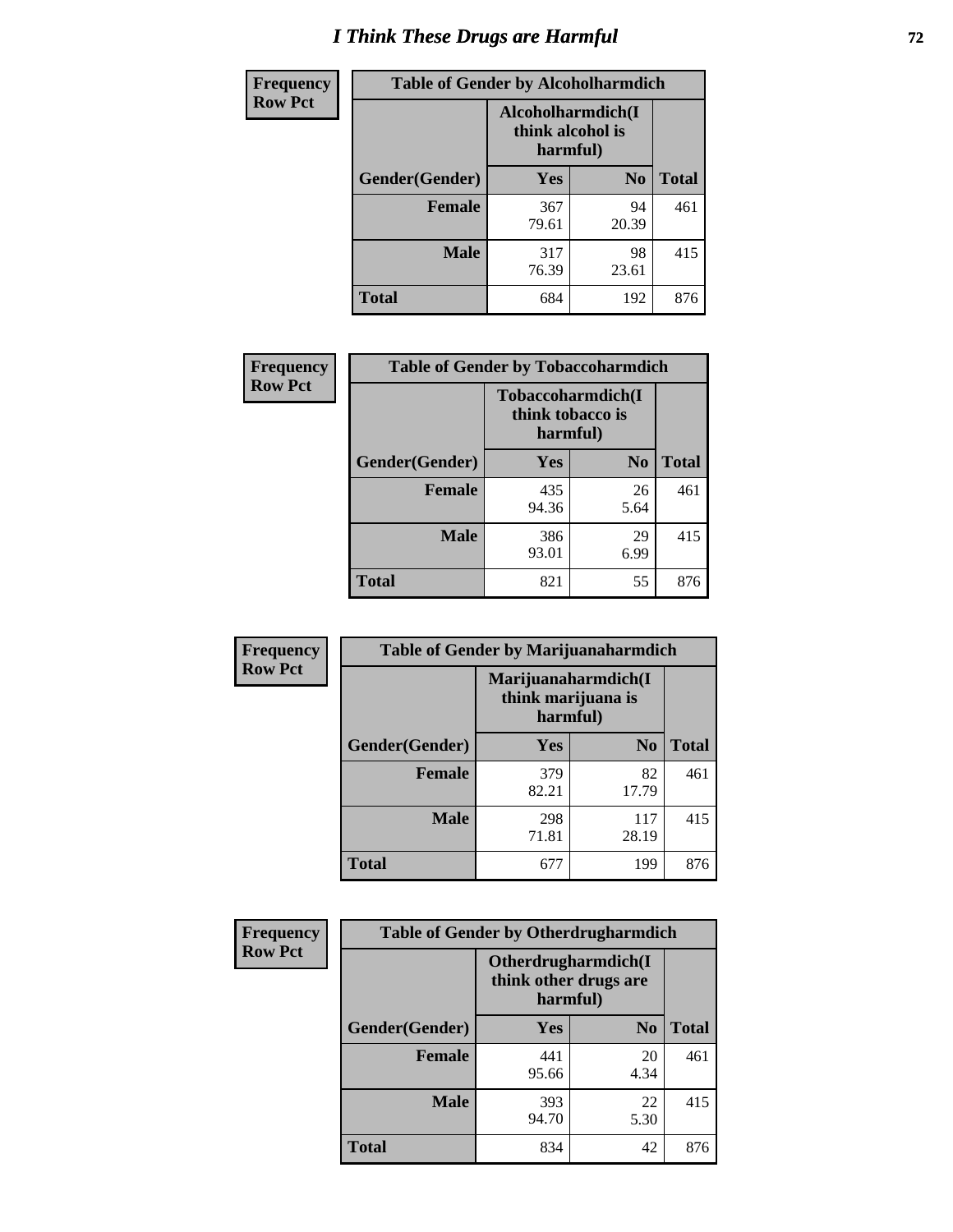# I Think These Drugs are Harmful

**Frequency**
**Row Pct**

| Table of Gender by Alcoholharmdich | | | |
|---|---|---|---|
| | Alcoholharmdich(I think alcohol is harmful) | | |
| Gender(Gender) | Yes | No | Total |
| Female | 367<br>79.61 | 94<br>20.39 | 461 |
| Male | 317<br>76.39 | 98<br>23.61 | 415 |
| Total | 684 | 192 | 876 |

**Frequency**
**Row Pct**

| Table of Gender by Tobaccoharmdich | | | |
|---|---|---|---|
| | Tobaccoharmdich(I think tobacco is harmful) | | |
| Gender(Gender) | Yes | No | Total |
| Female | 435<br>94.36 | 26<br>5.64 | 461 |
| Male | 386<br>93.01 | 29<br>6.99 | 415 |
| Total | 821 | 55 | 876 |

**Frequency**
**Row Pct**

| Table of Gender by Marijuanaharmdich | | | |
|---|---|---|---|
| | Marijuanaharmdich(I think marijuana is harmful) | | |
| Gender(Gender) | Yes | No | Total |
| Female | 379<br>82.21 | 82<br>17.79 | 461 |
| Male | 298<br>71.81 | 117<br>28.19 | 415 |
| Total | 677 | 199 | 876 |

**Frequency**
**Row Pct**

| Table of Gender by Otherdrugharmdich | | | |
|---|---|---|---|
| | Otherdrugharmdich(I think other drugs are harmful) | | |
| Gender(Gender) | Yes | No | Total |
| Female | 441<br>95.66 | 20<br>4.34 | 461 |
| Male | 393<br>94.70 | 22<br>5.30 | 415 |
| Total | 834 | 42 | 876 |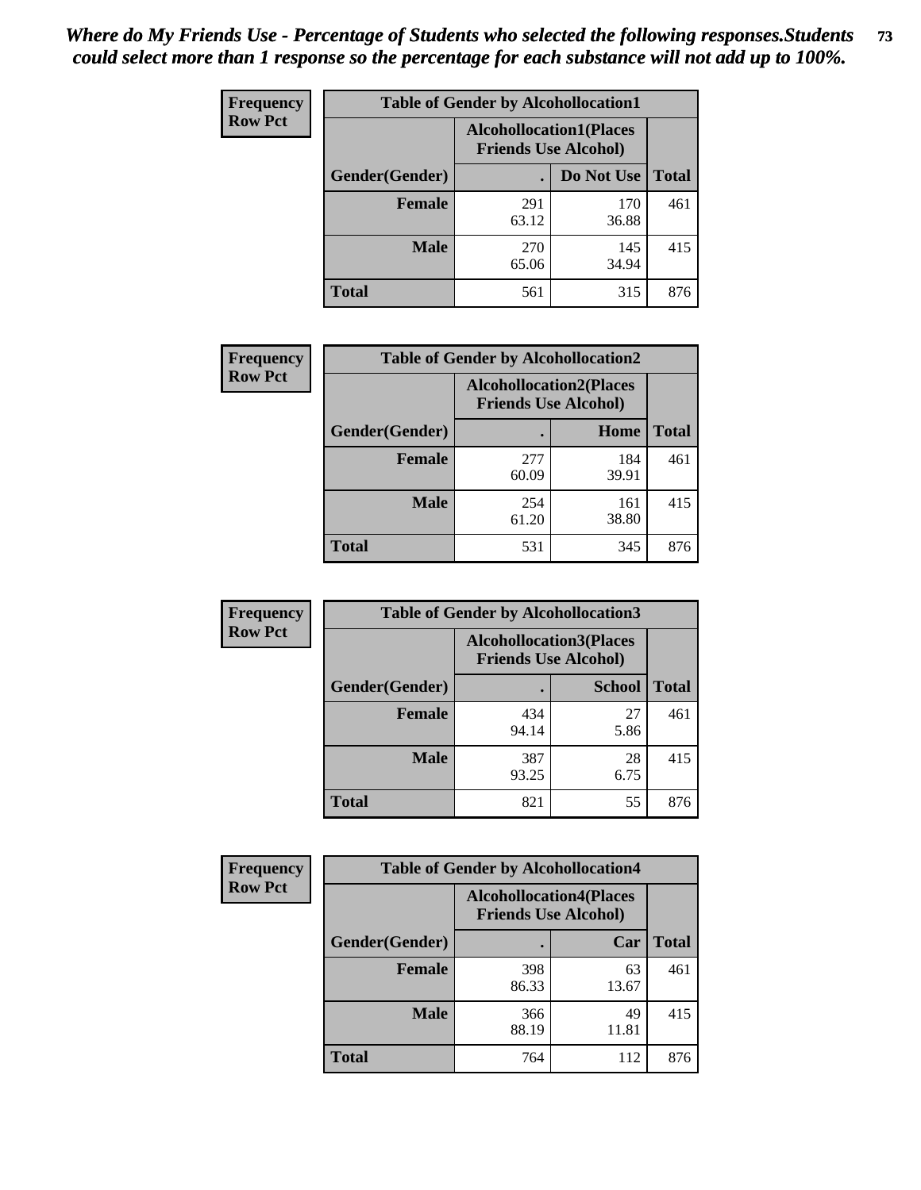*Where do My Friends Use - Percentage of Students who selected the following responses.Students could select more than 1 response so the percentage for each substance will not add up to 100%.*

**Frequency**
**Row Pct**

| Table of Gender by Alcohollocation1 | | | |
|---|---|---|---|
| | Alcohollocation1(Places Friends Use Alcohol) | | |
| Gender(Gender) | . | Do Not Use | Total |
| Female | 291<br>63.12 | 170<br>36.88 | 461 |
| Male | 270<br>65.06 | 145<br>34.94 | 415 |
| Total | 561 | 315 | 876 |

**Frequency**
**Row Pct**

| Table of Gender by Alcohollocation2 | | | |
|---|---|---|---|
| | Alcohollocation2(Places Friends Use Alcohol) | | |
| Gender(Gender) | . | Home | Total |
| Female | 277<br>60.09 | 184<br>39.91 | 461 |
| Male | 254<br>61.20 | 161<br>38.80 | 415 |
| Total | 531 | 345 | 876 |

**Frequency**
**Row Pct**

| Table of Gender by Alcohollocation3 | | | |
|---|---|---|---|
| | Alcohollocation3(Places Friends Use Alcohol) | | |
| Gender(Gender) | . | School | Total |
| Female | 434<br>94.14 | 27<br>5.86 | 461 |
| Male | 387<br>93.25 | 28<br>6.75 | 415 |
| Total | 821 | 55 | 876 |

**Frequency**
**Row Pct**

| Table of Gender by Alcohollocation4 | | | |
|---|---|---|---|
| | Alcohollocation4(Places Friends Use Alcohol) | | |
| Gender(Gender) | . | Car | Total |
| Female | 398<br>86.33 | 63<br>13.67 | 461 |
| Male | 366<br>88.19 | 49<br>11.81 | 415 |
| Total | 764 | 112 | 876 |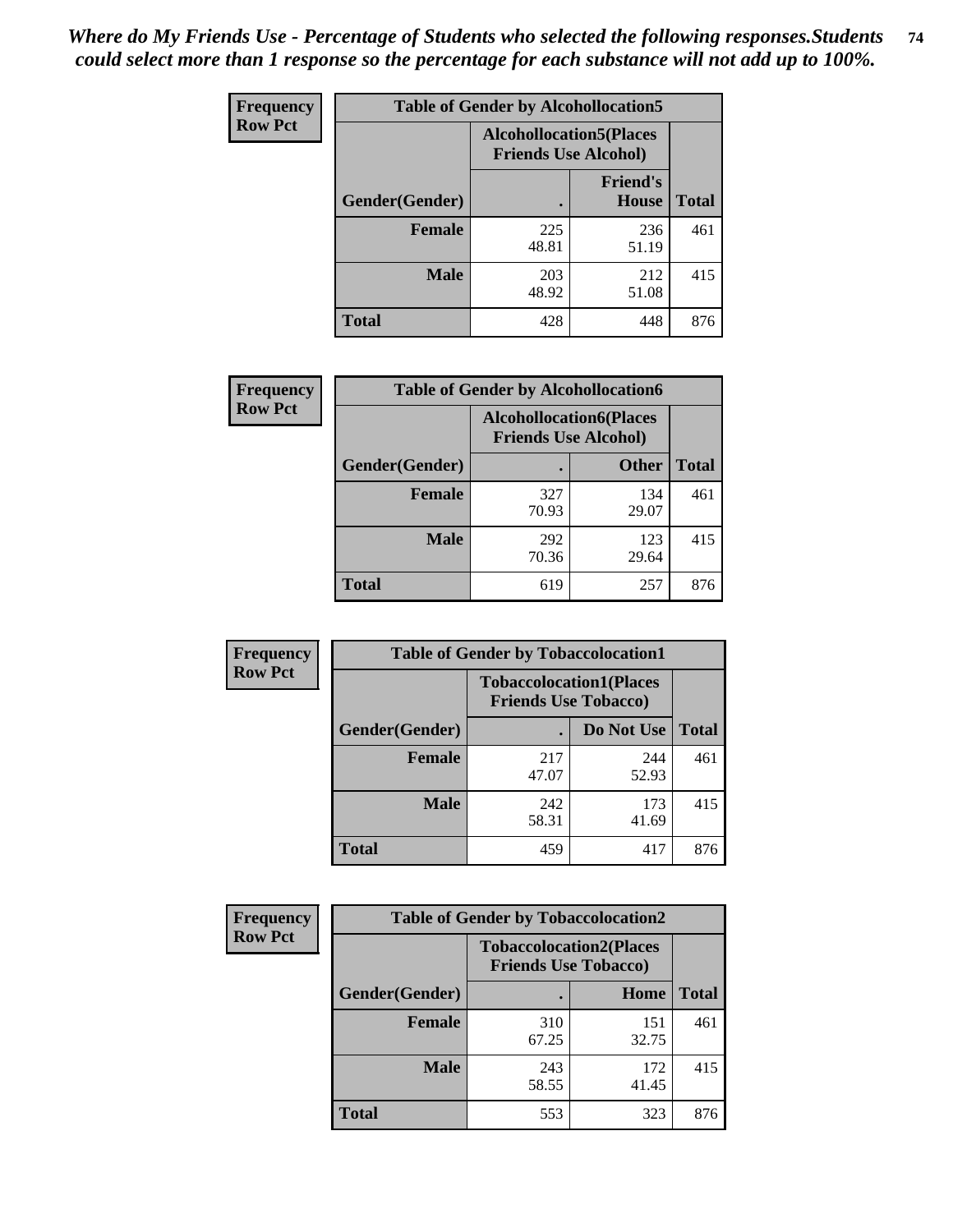*Where do My Friends Use - Percentage of Students who selected the following responses.Students could select more than 1 response so the percentage for each substance will not add up to 100%.*

**Frequency**
**Row Pct**

| Table of Gender by Alcohollocation5 | | | |
|---|---|---|---|
| | Alcohollocation5(Places Friends Use Alcohol) | | |
| Gender(Gender) | . | Friend's House | Total |
| **Female** | 225<br>48.81 | 236<br>51.19 | 461 |
| **Male** | 203<br>48.92 | 212<br>51.08 | 415 |
| **Total** | 428 | 448 | 876 |

**Frequency**
**Row Pct**

| Table of Gender by Alcohollocation6 | | | |
|---|---|---|---|
| | Alcohollocation6(Places Friends Use Alcohol) | | |
| Gender(Gender) | . | Other | Total |
| **Female** | 327<br>70.93 | 134<br>29.07 | 461 |
| **Male** | 292<br>70.36 | 123<br>29.64 | 415 |
| **Total** | 619 | 257 | 876 |

**Frequency**
**Row Pct**

| Table of Gender by Tobaccolocation1 | | | |
|---|---|---|---|
| | Tobaccolocation1(Places Friends Use Tobacco) | | |
| Gender(Gender) | . | Do Not Use | Total |
| **Female** | 217<br>47.07 | 244<br>52.93 | 461 |
| **Male** | 242<br>58.31 | 173<br>41.69 | 415 |
| **Total** | 459 | 417 | 876 |

**Frequency**
**Row Pct**

| Table of Gender by Tobaccolocation2 | | | |
|---|---|---|---|
| | Tobaccolocation2(Places Friends Use Tobacco) | | |
| Gender(Gender) | . | Home | Total |
| **Female** | 310<br>67.25 | 151<br>32.75 | 461 |
| **Male** | 243<br>58.55 | 172<br>41.45 | 415 |
| **Total** | 553 | 323 | 876 |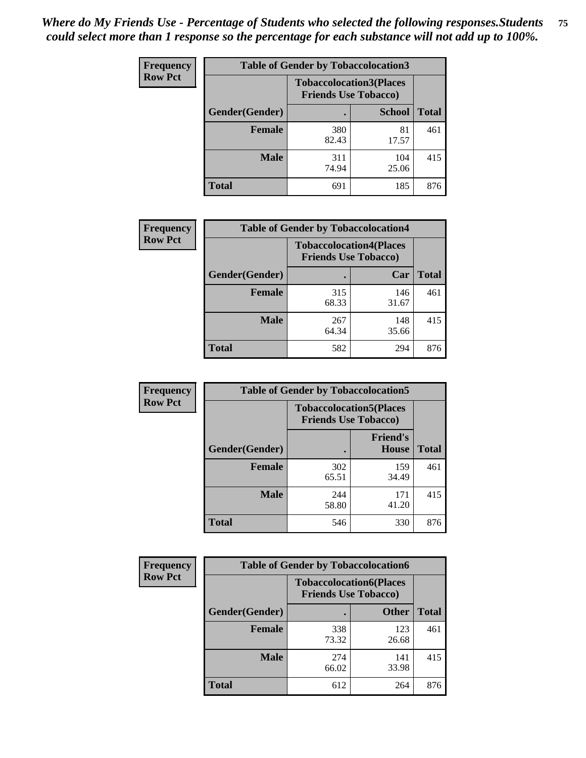*Where do My Friends Use - Percentage of Students who selected the following responses.Students could select more than 1 response so the percentage for each substance will not add up to 100%.*

**Frequency**
**Row Pct**

| Table of Gender by Tobaccolocation3 | | | |
|---|---|---|---|
| | Tobaccolocation3(Places Friends Use Tobacco) | | |
| Gender(Gender) | . | School | Total |
| Female | 380<br>82.43 | 81<br>17.57 | 461 |
| Male | 311<br>74.94 | 104<br>25.06 | 415 |
| Total | 691 | 185 | 876 |

**Frequency**
**Row Pct**

| Table of Gender by Tobaccolocation4 | | | |
|---|---|---|---|
| | Tobaccolocation4(Places Friends Use Tobacco) | | |
| Gender(Gender) | . | Car | Total |
| Female | 315<br>68.33 | 146<br>31.67 | 461 |
| Male | 267<br>64.34 | 148<br>35.66 | 415 |
| Total | 582 | 294 | 876 |

**Frequency**
**Row Pct**

| Table of Gender by Tobaccolocation5 | | | |
|---|---|---|---|
| | Tobaccolocation5(Places Friends Use Tobacco) | | |
| Gender(Gender) | . | Friend's House | Total |
| Female | 302<br>65.51 | 159<br>34.49 | 461 |
| Male | 244<br>58.80 | 171<br>41.20 | 415 |
| Total | 546 | 330 | 876 |

**Frequency**
**Row Pct**

| Table of Gender by Tobaccolocation6 | | | |
|---|---|---|---|
| | Tobaccolocation6(Places Friends Use Tobacco) | | |
| Gender(Gender) | . | Other | Total |
| Female | 338<br>73.32 | 123<br>26.68 | 461 |
| Male | 274<br>66.02 | 141<br>33.98 | 415 |
| Total | 612 | 264 | 876 |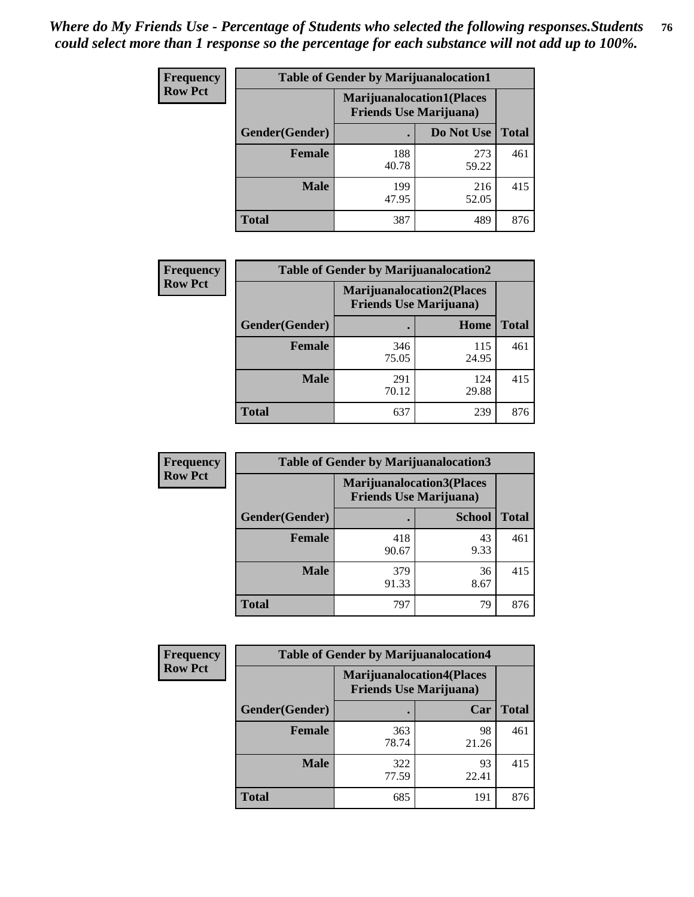*Where do My Friends Use - Percentage of Students who selected the following responses.Students could select more than 1 response so the percentage for each substance will not add up to 100%.*

**Frequency**
**Row Pct**

| Table of Gender by Marijuanalocation1 | | | |
|---|---|---|---|
| | Marijuanalocation1(Places Friends Use Marijuana) | | |
| Gender(Gender) | . | Do Not Use | Total |
| Female | 188<br>40.78 | 273<br>59.22 | 461 |
| Male | 199<br>47.95 | 216<br>52.05 | 415 |
| Total | 387 | 489 | 876 |

**Frequency**
**Row Pct**

| Table of Gender by Marijuanalocation2 | | | |
|---|---|---|---|
| | Marijuanalocation2(Places Friends Use Marijuana) | | |
| Gender(Gender) | . | Home | Total |
| Female | 346<br>75.05 | 115<br>24.95 | 461 |
| Male | 291<br>70.12 | 124<br>29.88 | 415 |
| Total | 637 | 239 | 876 |

**Frequency**
**Row Pct**

| Table of Gender by Marijuanalocation3 | | | |
|---|---|---|---|
| | Marijuanalocation3(Places Friends Use Marijuana) | | |
| Gender(Gender) | . | School | Total |
| Female | 418<br>90.67 | 43<br>9.33 | 461 |
| Male | 379<br>91.33 | 36<br>8.67 | 415 |
| Total | 797 | 79 | 876 |

**Frequency**
**Row Pct**

| Table of Gender by Marijuanalocation4 | | | |
|---|---|---|---|
| | Marijuanalocation4(Places Friends Use Marijuana) | | |
| Gender(Gender) | . | Car | Total |
| Female | 363<br>78.74 | 98<br>21.26 | 461 |
| Male | 322<br>77.59 | 93<br>22.41 | 415 |
| Total | 685 | 191 | 876 |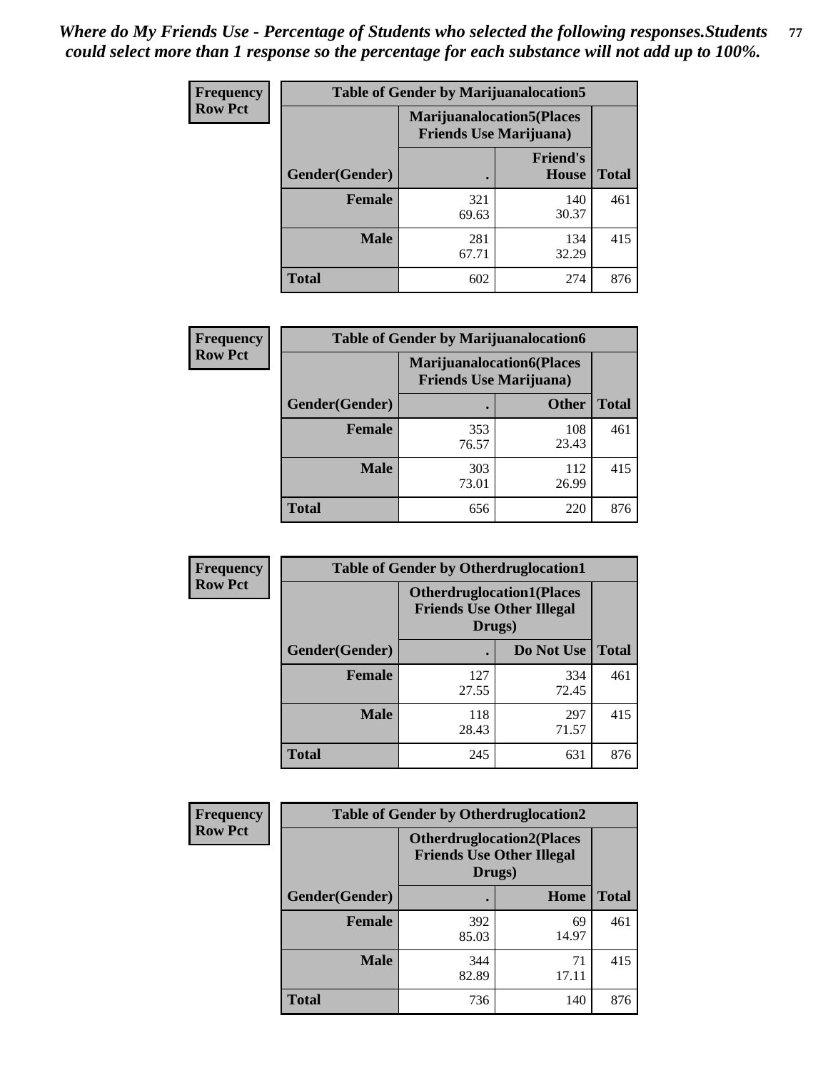*Where do My Friends Use - Percentage of Students who selected the following responses.Students could select more than 1 response so the percentage for each substance will not add up to 100%.*

**Frequency**
**Row Pct**

| Table of Gender by Marijuanalocation5 | | | |
|---|---|---|---|
| | Marijuanalocation5(Places Friends Use Marijuana) | | |
| Gender(Gender) | . | Friend's House | Total |
| Female | 321<br>69.63 | 140<br>30.37 | 461 |
| Male | 281<br>67.71 | 134<br>32.29 | 415 |
| Total | 602 | 274 | 876 |

**Frequency**
**Row Pct**

| Table of Gender by Marijuanalocation6 | | | |
|---|---|---|---|
| | Marijuanalocation6(Places Friends Use Marijuana) | | |
| Gender(Gender) | . | Other | Total |
| Female | 353<br>76.57 | 108<br>23.43 | 461 |
| Male | 303<br>73.01 | 112<br>26.99 | 415 |
| Total | 656 | 220 | 876 |

**Frequency**
**Row Pct**

| Table of Gender by Otherdruglocation1 | | | |
|---|---|---|---|
| | Otherdruglocation1(Places Friends Use Other Illegal Drugs) | | |
| Gender(Gender) | . | Do Not Use | Total |
| Female | 127<br>27.55 | 334<br>72.45 | 461 |
| Male | 118<br>28.43 | 297<br>71.57 | 415 |
| Total | 245 | 631 | 876 |

**Frequency**
**Row Pct**

| Table of Gender by Otherdruglocation2 | | | |
|---|---|---|---|
| | Otherdruglocation2(Places Friends Use Other Illegal Drugs) | | |
| Gender(Gender) | . | Home | Total |
| Female | 392<br>85.03 | 69<br>14.97 | 461 |
| Male | 344<br>82.89 | 71<br>17.11 | 415 |
| Total | 736 | 140 | 876 |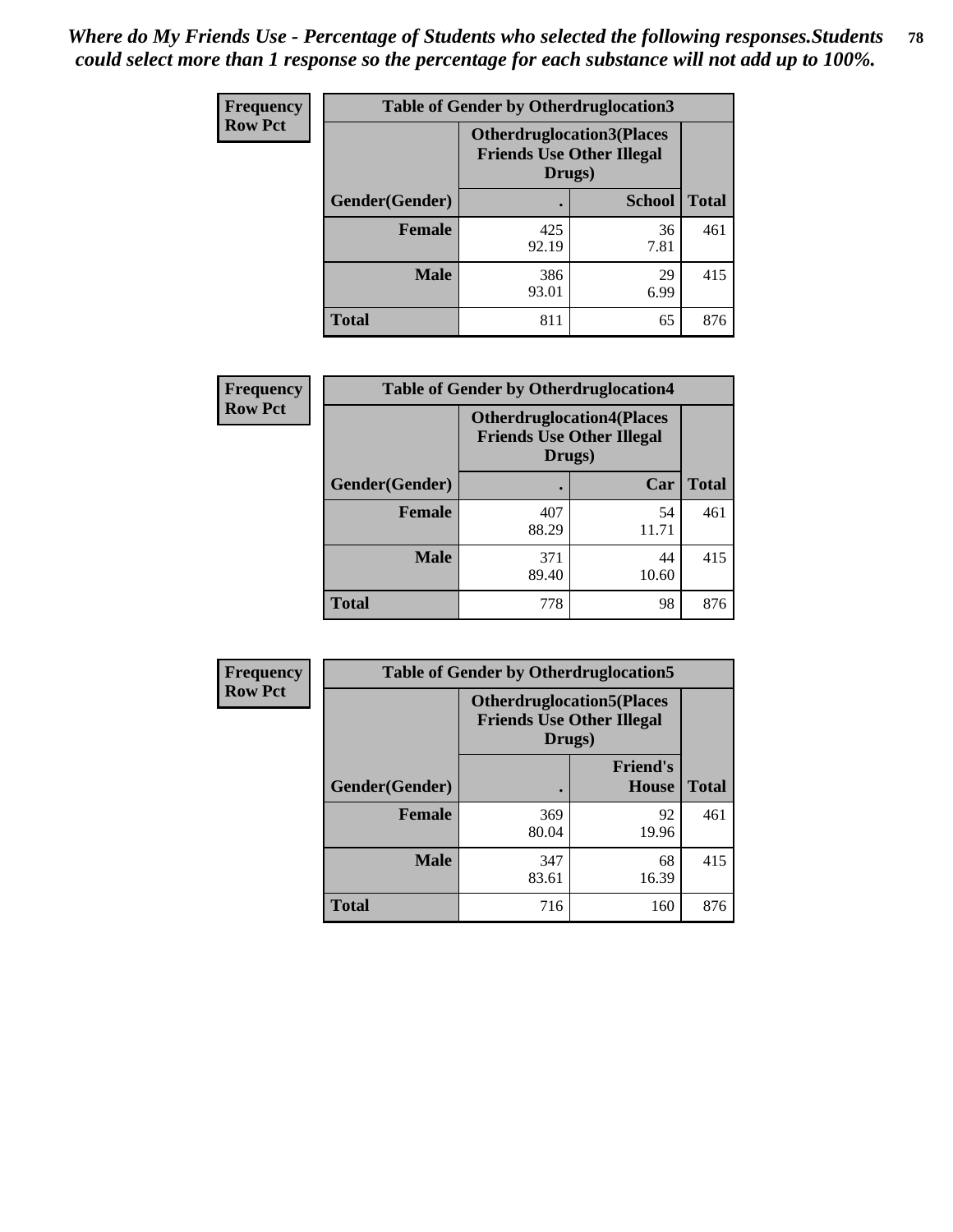*Where do My Friends Use - Percentage of Students who selected the following responses.Students could select more than 1 response so the percentage for each substance will not add up to 100%.*

**Frequency**
**Row Pct**

| Table of Gender by Otherdruglocation3 | | | |
|---|---|---|---|
| | Otherdruglocation3(Places Friends Use Other Illegal Drugs) | | |
| Gender(Gender) | . | School | Total |
| Female | 425<br>92.19 | 36<br>7.81 | 461 |
| Male | 386<br>93.01 | 29<br>6.99 | 415 |
| Total | 811 | 65 | 876 |

**Frequency**
**Row Pct**

| Table of Gender by Otherdruglocation4 | | | |
|---|---|---|---|
| | Otherdruglocation4(Places Friends Use Other Illegal Drugs) | | |
| Gender(Gender) | . | Car | Total |
| Female | 407<br>88.29 | 54<br>11.71 | 461 |
| Male | 371<br>89.40 | 44<br>10.60 | 415 |
| Total | 778 | 98 | 876 |

**Frequency**
**Row Pct**

| Table of Gender by Otherdruglocation5 | | | |
|---|---|---|---|
| | Otherdruglocation5(Places Friends Use Other Illegal Drugs) | | |
| Gender(Gender) | . | Friend's House | Total |
| Female | 369<br>80.04 | 92<br>19.96 | 461 |
| Male | 347<br>83.61 | 68<br>16.39 | 415 |
| Total | 716 | 160 | 876 |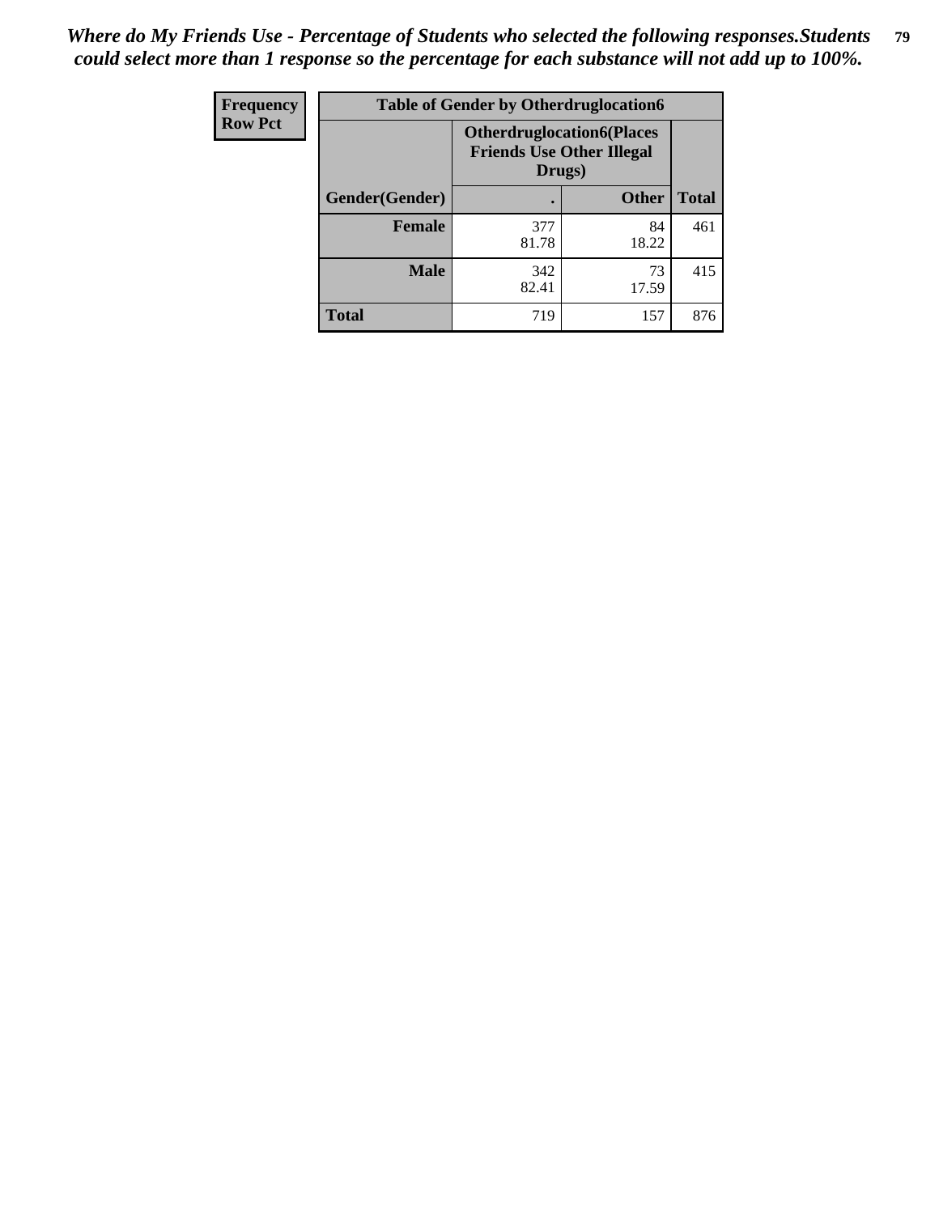*Where do My Friends Use - Percentage of Students who selected the following responses.Students could select more than 1 response so the percentage for each substance will not add up to 100%.*

| Frequency Row Pct | Table of Gender by Otherdruglocation6 | | |
|---|---|---|---|
| | Otherdruglocation6(Places Friends Use Other Illegal Drugs) | | |
| Gender(Gender) | . | Other | Total |
| Female | 377<br>81.78 | 84<br>18.22 | 461 |
| Male | 342<br>82.41 | 73<br>17.59 | 415 |
| Total | 719 | 157 | 876 |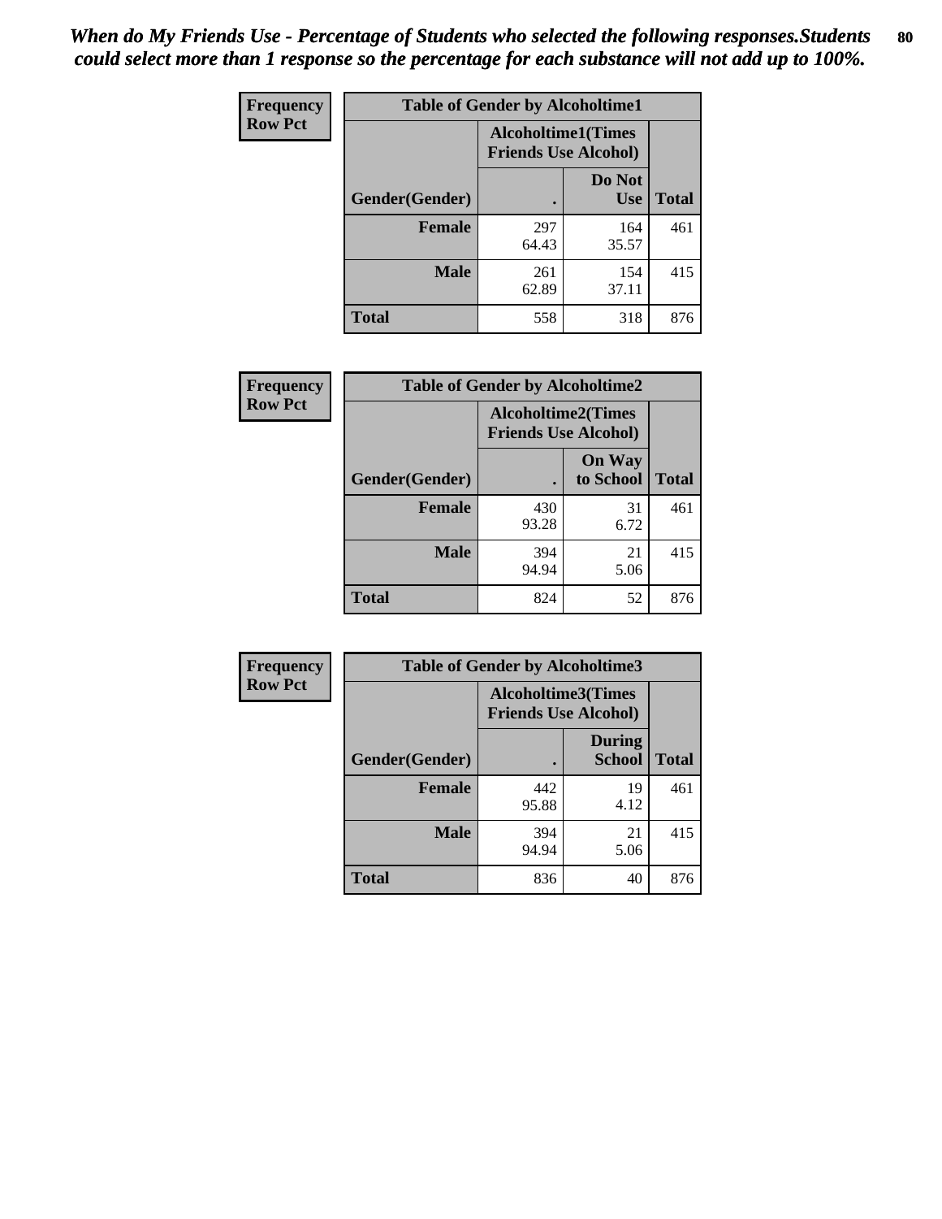*When do My Friends Use - Percentage of Students who selected the following responses.Students could select more than 1 response so the percentage for each substance will not add up to 100%.*

| Frequency Row Pct | Table of Gender by Alcoholtime1 | | |
|---|---|---|---|
| | Alcoholtime1(Times Friends Use Alcohol) | | |
| Gender(Gender) | . | Do Not Use | Total |
| Female | 297<br>64.43 | 164<br>35.57 | 461 |
| Male | 261<br>62.89 | 154<br>37.11 | 415 |
| Total | 558 | 318 | 876 |

| Frequency Row Pct | Table of Gender by Alcoholtime2 | | |
|---|---|---|---|
| | Alcoholtime2(Times Friends Use Alcohol) | | |
| Gender(Gender) | . | On Way to School | Total |
| Female | 430<br>93.28 | 31<br>6.72 | 461 |
| Male | 394<br>94.94 | 21<br>5.06 | 415 |
| Total | 824 | 52 | 876 |

| Frequency Row Pct | Table of Gender by Alcoholtime3 | | |
|---|---|---|---|
| | Alcoholtime3(Times Friends Use Alcohol) | | |
| Gender(Gender) | . | During School | Total |
| Female | 442<br>95.88 | 19<br>4.12 | 461 |
| Male | 394<br>94.94 | 21<br>5.06 | 415 |
| Total | 836 | 40 | 876 |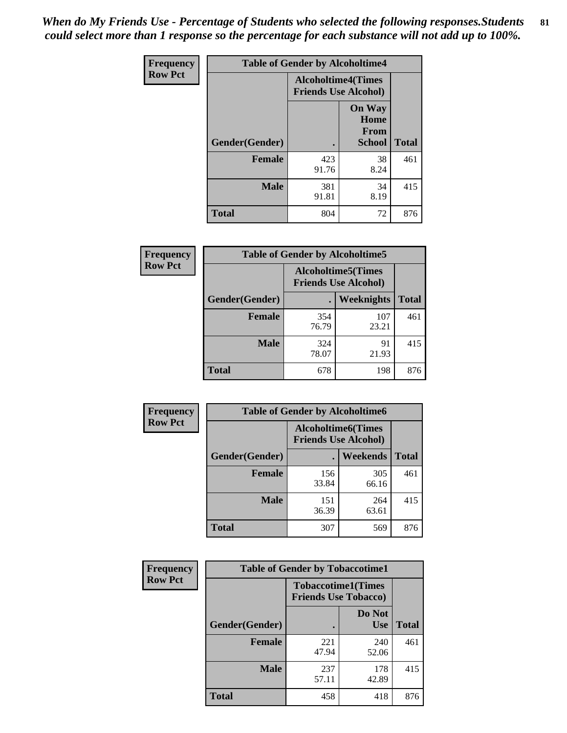*When do My Friends Use - Percentage of Students who selected the following responses.Students could select more than 1 response so the percentage for each substance will not add up to 100%.*

**Frequency**
**Row Pct**

| Table of Gender by Alcoholtime4 | | | |
|---|---|---|---|
| | Alcoholtime4(Times Friends Use Alcohol) | | |
| Gender(Gender) | . | On Way Home From School | Total |
| **Female** | 423<br>91.76 | 38<br>8.24 | 461 |
| **Male** | 381<br>91.81 | 34<br>8.19 | 415 |
| **Total** | 804 | 72 | 876 |

**Frequency**
**Row Pct**

| Table of Gender by Alcoholtime5 | | | |
|---|---|---|---|
| | Alcoholtime5(Times Friends Use Alcohol) | | |
| Gender(Gender) | . | Weeknights | Total |
| **Female** | 354<br>76.79 | 107<br>23.21 | 461 |
| **Male** | 324<br>78.07 | 91<br>21.93 | 415 |
| **Total** | 678 | 198 | 876 |

**Frequency**
**Row Pct**

| Table of Gender by Alcoholtime6 | | | |
|---|---|---|---|
| | Alcoholtime6(Times Friends Use Alcohol) | | |
| Gender(Gender) | . | Weekends | Total |
| **Female** | 156<br>33.84 | 305<br>66.16 | 461 |
| **Male** | 151<br>36.39 | 264<br>63.61 | 415 |
| **Total** | 307 | 569 | 876 |

**Frequency**
**Row Pct**

| Table of Gender by Tobaccotime1 | | | |
|---|---|---|---|
| | Tobaccotime1(Times Friends Use Tobacco) | | |
| Gender(Gender) | . | Do Not Use | Total |
| **Female** | 221<br>47.94 | 240<br>52.06 | 461 |
| **Male** | 237<br>57.11 | 178<br>42.89 | 415 |
| **Total** | 458 | 418 | 876 |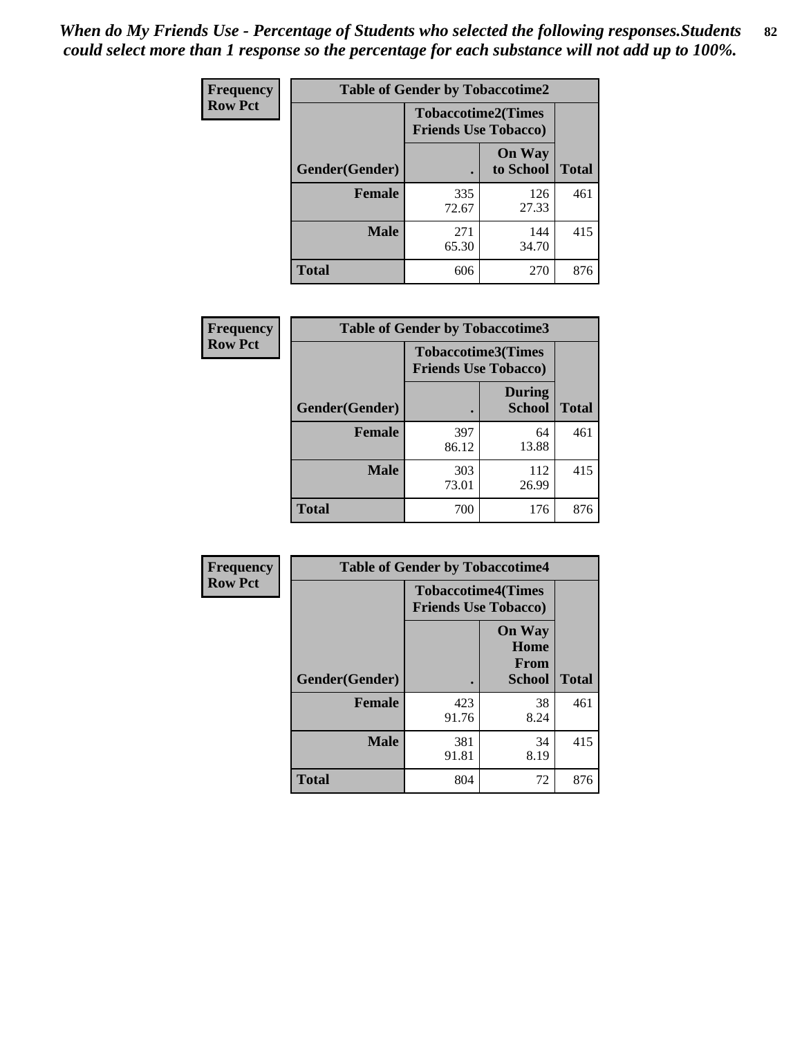*When do My Friends Use - Percentage of Students who selected the following responses.Students could select more than 1 response so the percentage for each substance will not add up to 100%.*

**Frequency**
**Row Pct**

| Table of Gender by Tobaccotime2 | | | |
|---|---|---|---|
| | Tobaccotime2(Times Friends Use Tobacco) | | |
| Gender(Gender) | . | On Way to School | Total |
| **Female** | 335<br>72.67 | 126<br>27.33 | 461 |
| **Male** | 271<br>65.30 | 144<br>34.70 | 415 |
| **Total** | 606 | 270 | 876 |

**Frequency**
**Row Pct**

| Table of Gender by Tobaccotime3 | | | |
|---|---|---|---|
| | Tobaccotime3(Times Friends Use Tobacco) | | |
| Gender(Gender) | . | During School | Total |
| **Female** | 397<br>86.12 | 64<br>13.88 | 461 |
| **Male** | 303<br>73.01 | 112<br>26.99 | 415 |
| **Total** | 700 | 176 | 876 |

**Frequency**
**Row Pct**

| Table of Gender by Tobaccotime4 | | | |
|---|---|---|---|
| | Tobaccotime4(Times Friends Use Tobacco) | | |
| Gender(Gender) | . | On Way Home From School | Total |
| **Female** | 423<br>91.76 | 38<br>8.24 | 461 |
| **Male** | 381<br>91.81 | 34<br>8.19 | 415 |
| **Total** | 804 | 72 | 876 |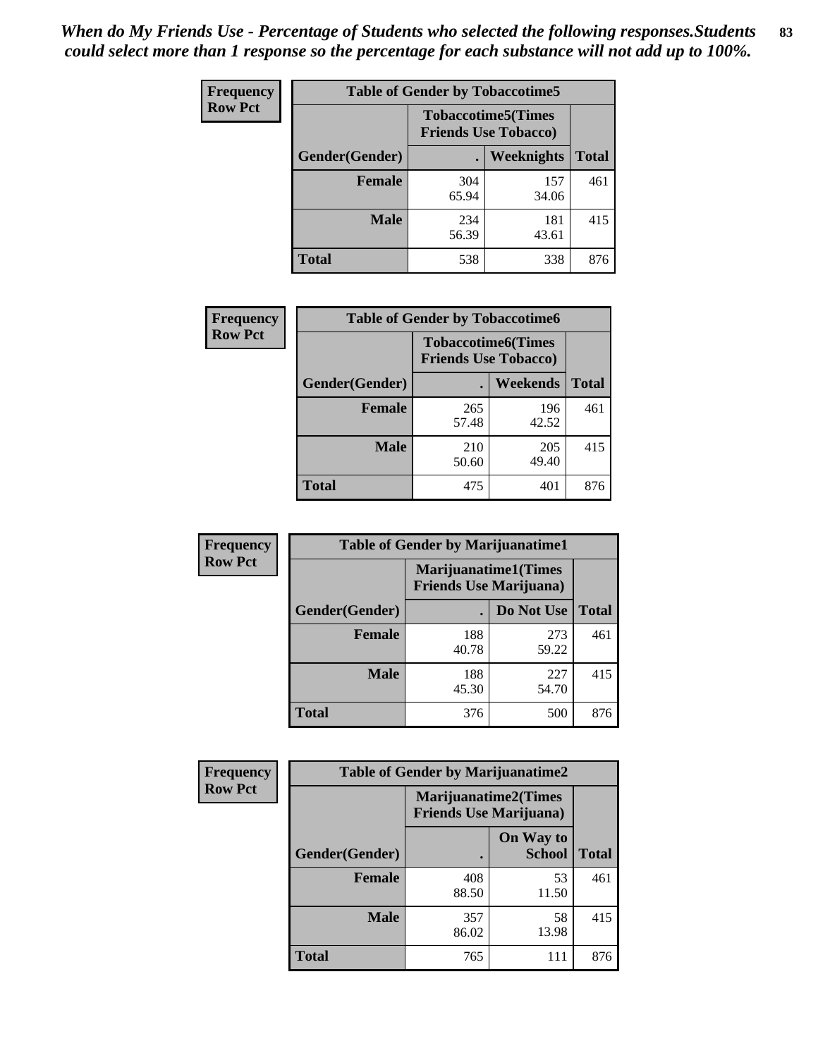*When do My Friends Use - Percentage of Students who selected the following responses.Students could select more than 1 response so the percentage for each substance will not add up to 100%.*

| Frequency<br>Row Pct | Table of Gender by Tobaccotime5 | | |
|---|---|---|---|
| | Tobaccotime5(Times Friends Use Tobacco) | | |
| Gender(Gender) | . | Weeknights | Total |
| Female | 304<br>65.94 | 157<br>34.06 | 461 |
| Male | 234<br>56.39 | 181<br>43.61 | 415 |
| Total | 538 | 338 | 876 |

| Frequency<br>Row Pct | Table of Gender by Tobaccotime6 | | |
|---|---|---|---|
| | Tobaccotime6(Times Friends Use Tobacco) | | |
| Gender(Gender) | . | Weekends | Total |
| Female | 265<br>57.48 | 196<br>42.52 | 461 |
| Male | 210<br>50.60 | 205<br>49.40 | 415 |
| Total | 475 | 401 | 876 |

| Frequency<br>Row Pct | Table of Gender by Marijuanatime1 | | |
|---|---|---|---|
| | Marijuanatime1(Times Friends Use Marijuana) | | |
| Gender(Gender) | . | Do Not Use | Total |
| Female | 188<br>40.78 | 273<br>59.22 | 461 |
| Male | 188<br>45.30 | 227<br>54.70 | 415 |
| Total | 376 | 500 | 876 |

| Frequency<br>Row Pct | Table of Gender by Marijuanatime2 | | |
|---|---|---|---|
| | Marijuanatime2(Times Friends Use Marijuana) | | |
| Gender(Gender) | . | On Way to School | Total |
| Female | 408<br>88.50 | 53<br>11.50 | 461 |
| Male | 357<br>86.02 | 58<br>13.98 | 415 |
| Total | 765 | 111 | 876 |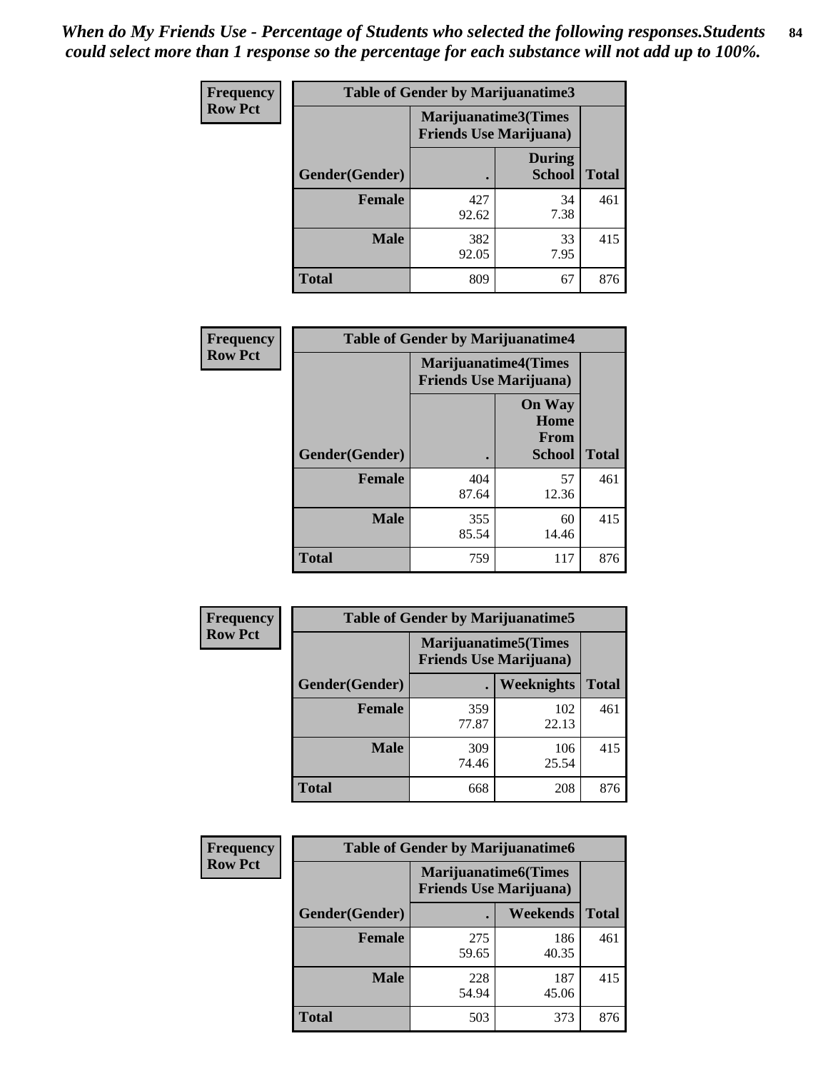*When do My Friends Use - Percentage of Students who selected the following responses.Students could select more than 1 response so the percentage for each substance will not add up to 100%.*

**Frequency Row Pct**

| Table of Gender by Marijuanatime3 | | | |
|---|---|---|---|
| | Marijuanatime3(Times Friends Use Marijuana) | | |
| Gender(Gender) | . | During School | Total |
| **Female** | 427<br>92.62 | 34<br>7.38 | 461 |
| **Male** | 382<br>92.05 | 33<br>7.95 | 415 |
| **Total** | 809 | 67 | 876 |

**Frequency Row Pct**

| Table of Gender by Marijuanatime4 | | | |
|---|---|---|---|
| | Marijuanatime4(Times Friends Use Marijuana) | | |
| Gender(Gender) | . | On Way Home From School | Total |
| **Female** | 404<br>87.64 | 57<br>12.36 | 461 |
| **Male** | 355<br>85.54 | 60<br>14.46 | 415 |
| **Total** | 759 | 117 | 876 |

**Frequency Row Pct**

| Table of Gender by Marijuanatime5 | | | |
|---|---|---|---|
| | Marijuanatime5(Times Friends Use Marijuana) | | |
| Gender(Gender) | . | Weeknights | Total |
| **Female** | 359<br>77.87 | 102<br>22.13 | 461 |
| **Male** | 309<br>74.46 | 106<br>25.54 | 415 |
| **Total** | 668 | 208 | 876 |

**Frequency Row Pct**

| Table of Gender by Marijuanatime6 | | | |
|---|---|---|---|
| | Marijuanatime6(Times Friends Use Marijuana) | | |
| Gender(Gender) | . | Weekends | Total |
| **Female** | 275<br>59.65 | 186<br>40.35 | 461 |
| **Male** | 228<br>54.94 | 187<br>45.06 | 415 |
| **Total** | 503 | 373 | 876 |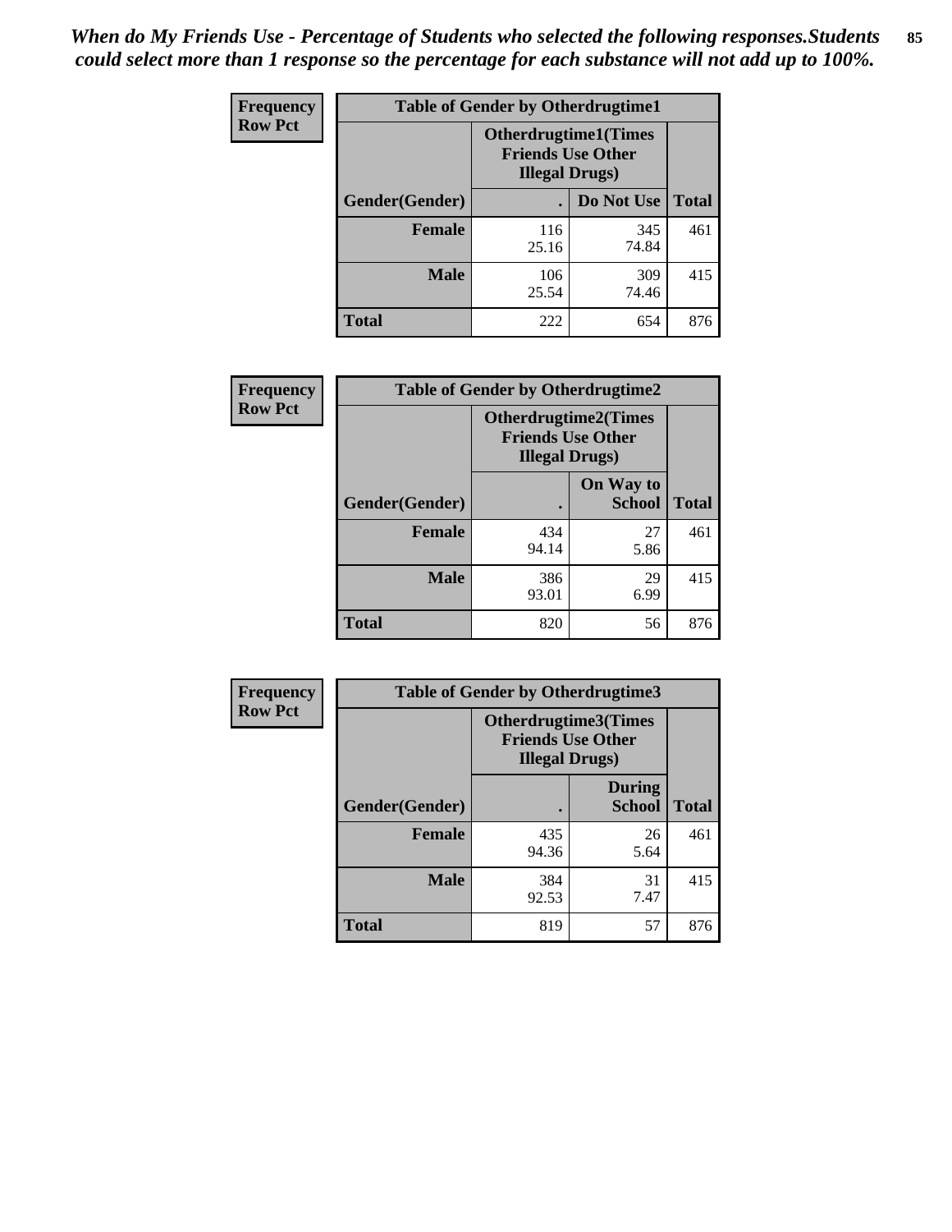*When do My Friends Use - Percentage of Students who selected the following responses.Students could select more than 1 response so the percentage for each substance will not add up to 100%.*

| Frequency Row Pct | Table of Gender by Otherdrugtime1 | | |
|---|---|---|---|
| | Otherdrugtime1(Times Friends Use Other Illegal Drugs) | | |
| Gender(Gender) | . | Do Not Use | Total |
| Female | 116<br>25.16 | 345<br>74.84 | 461 |
| Male | 106<br>25.54 | 309<br>74.46 | 415 |
| Total | 222 | 654 | 876 |

| Frequency Row Pct | Table of Gender by Otherdrugtime2 | | |
|---|---|---|---|
| | Otherdrugtime2(Times Friends Use Other Illegal Drugs) | | |
| Gender(Gender) | . | On Way to School | Total |
| Female | 434<br>94.14 | 27<br>5.86 | 461 |
| Male | 386<br>93.01 | 29<br>6.99 | 415 |
| Total | 820 | 56 | 876 |

| Frequency Row Pct | Table of Gender by Otherdrugtime3 | | |
|---|---|---|---|
| | Otherdrugtime3(Times Friends Use Other Illegal Drugs) | | |
| Gender(Gender) | . | During School | Total |
| Female | 435<br>94.36 | 26<br>5.64 | 461 |
| Male | 384<br>92.53 | 31<br>7.47 | 415 |
| Total | 819 | 57 | 876 |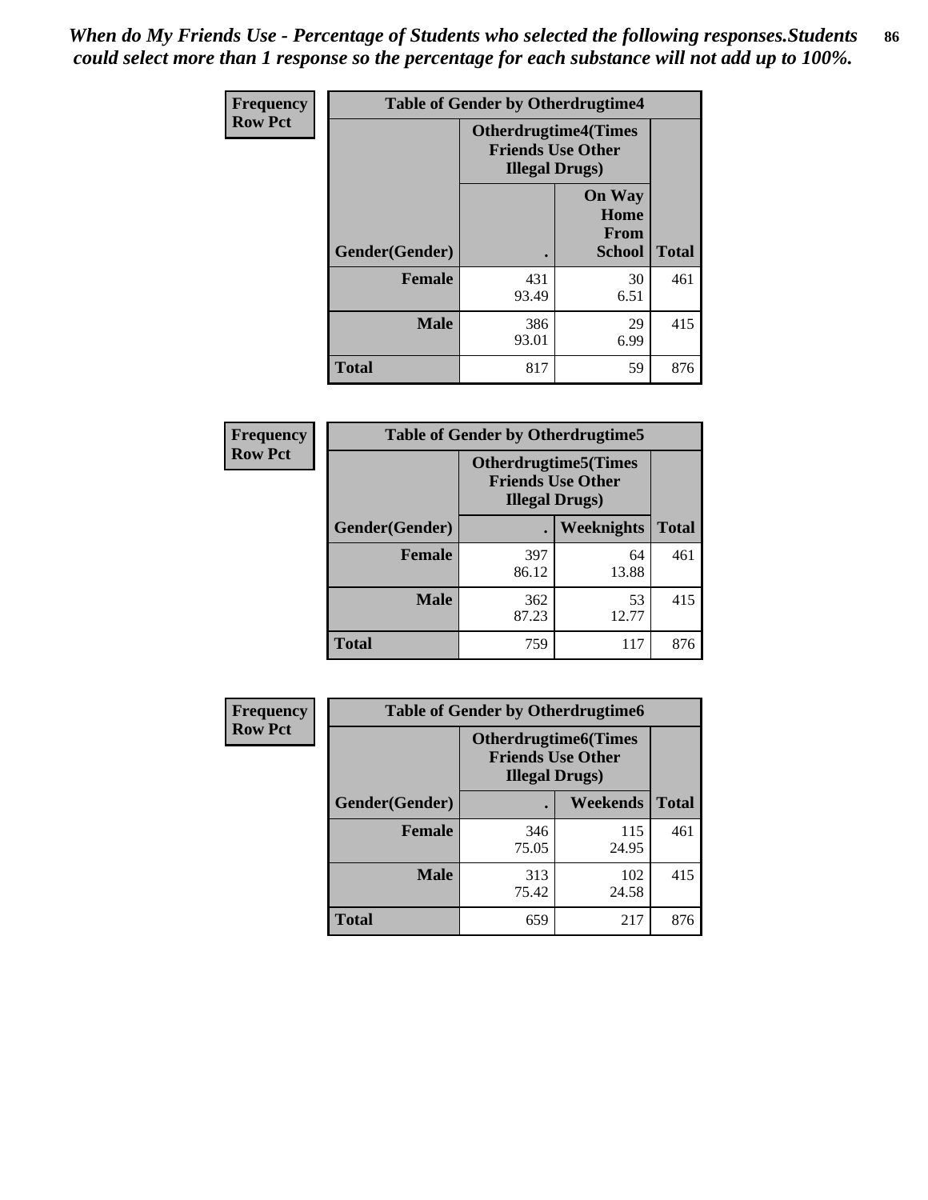*When do My Friends Use - Percentage of Students who selected the following responses.Students could select more than 1 response so the percentage for each substance will not add up to 100%.*

**Frequency Row Pct**

| Table of Gender by Otherdrugtime4 | | | |
|---|---|---|---|
| | Otherdrugtime4(Times Friends Use Other Illegal Drugs) | | |
| Gender(Gender) | . | On Way Home From School | Total |
| Female | 431<br>93.49 | 30<br>6.51 | 461 |
| Male | 386<br>93.01 | 29<br>6.99 | 415 |
| Total | 817 | 59 | 876 |

**Frequency Row Pct**

| Table of Gender by Otherdrugtime5 | | | |
|---|---|---|---|
| | Otherdrugtime5(Times Friends Use Other Illegal Drugs) | | |
| Gender(Gender) | . | Weeknights | Total |
| Female | 397<br>86.12 | 64<br>13.88 | 461 |
| Male | 362<br>87.23 | 53<br>12.77 | 415 |
| Total | 759 | 117 | 876 |

**Frequency Row Pct**

| Table of Gender by Otherdrugtime6 | | | |
|---|---|---|---|
| | Otherdrugtime6(Times Friends Use Other Illegal Drugs) | | |
| Gender(Gender) | . | Weekends | Total |
| Female | 346<br>75.05 | 115<br>24.95 | 461 |
| Male | 313<br>75.42 | 102<br>24.58 | 415 |
| Total | 659 | 217 | 876 |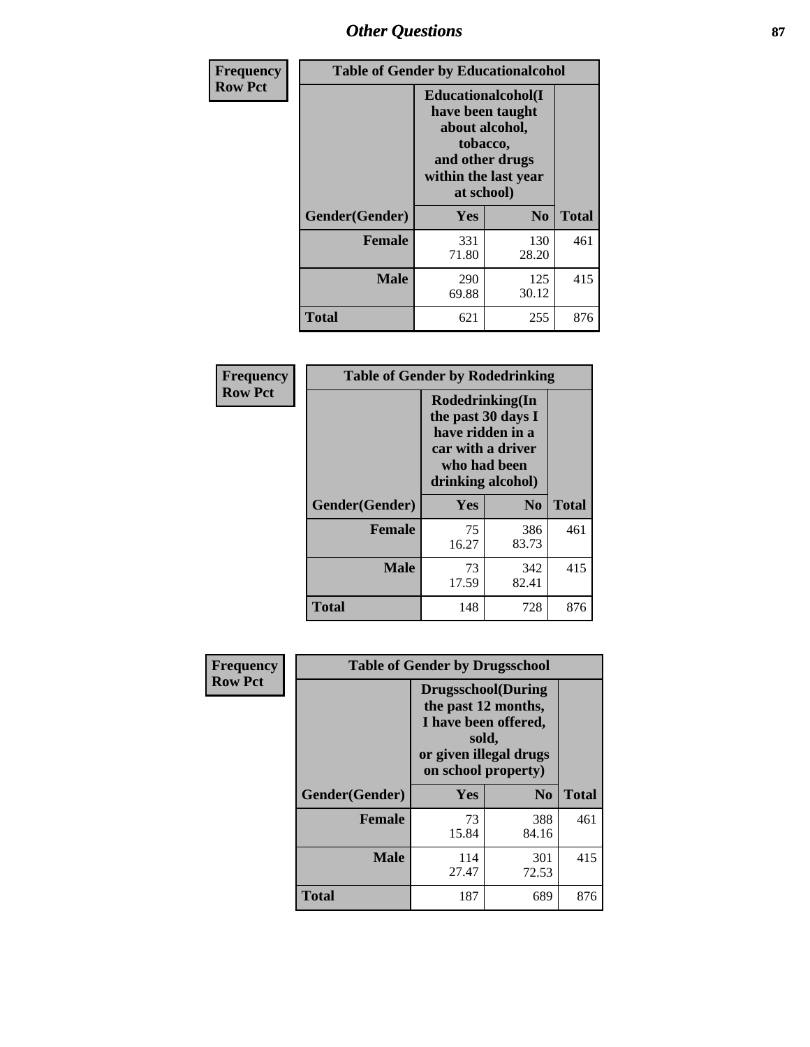## Other Questions

**Frequency Row Pct**

| Table of Gender by Educationalcohol | | | |
|---|---|---|---|
| | Educationalcohol(I have been taught about alcohol, tobacco, and other drugs within the last year at school) | | |
| Gender(Gender) | Yes | No | Total |
| Female | 331<br>71.80 | 130<br>28.20 | 461 |
| Male | 290<br>69.88 | 125<br>30.12 | 415 |
| Total | 621 | 255 | 876 |

**Frequency Row Pct**

| Table of Gender by Rodedrinking | | | |
|---|---|---|---|
| | Rodedrinking(In the past 30 days I have ridden in a car with a driver who had been drinking alcohol) | | |
| Gender(Gender) | Yes | No | Total |
| Female | 75<br>16.27 | 386<br>83.73 | 461 |
| Male | 73<br>17.59 | 342<br>82.41 | 415 |
| Total | 148 | 728 | 876 |

**Frequency Row Pct**

| Table of Gender by Drugsschool | | | |
|---|---|---|---|
| | Drugsschool(During the past 12 months, I have been offered, sold, or given illegal drugs on school property) | | |
| Gender(Gender) | Yes | No | Total |
| Female | 73<br>15.84 | 388<br>84.16 | 461 |
| Male | 114<br>27.47 | 301<br>72.53 | 415 |
| Total | 187 | 689 | 876 |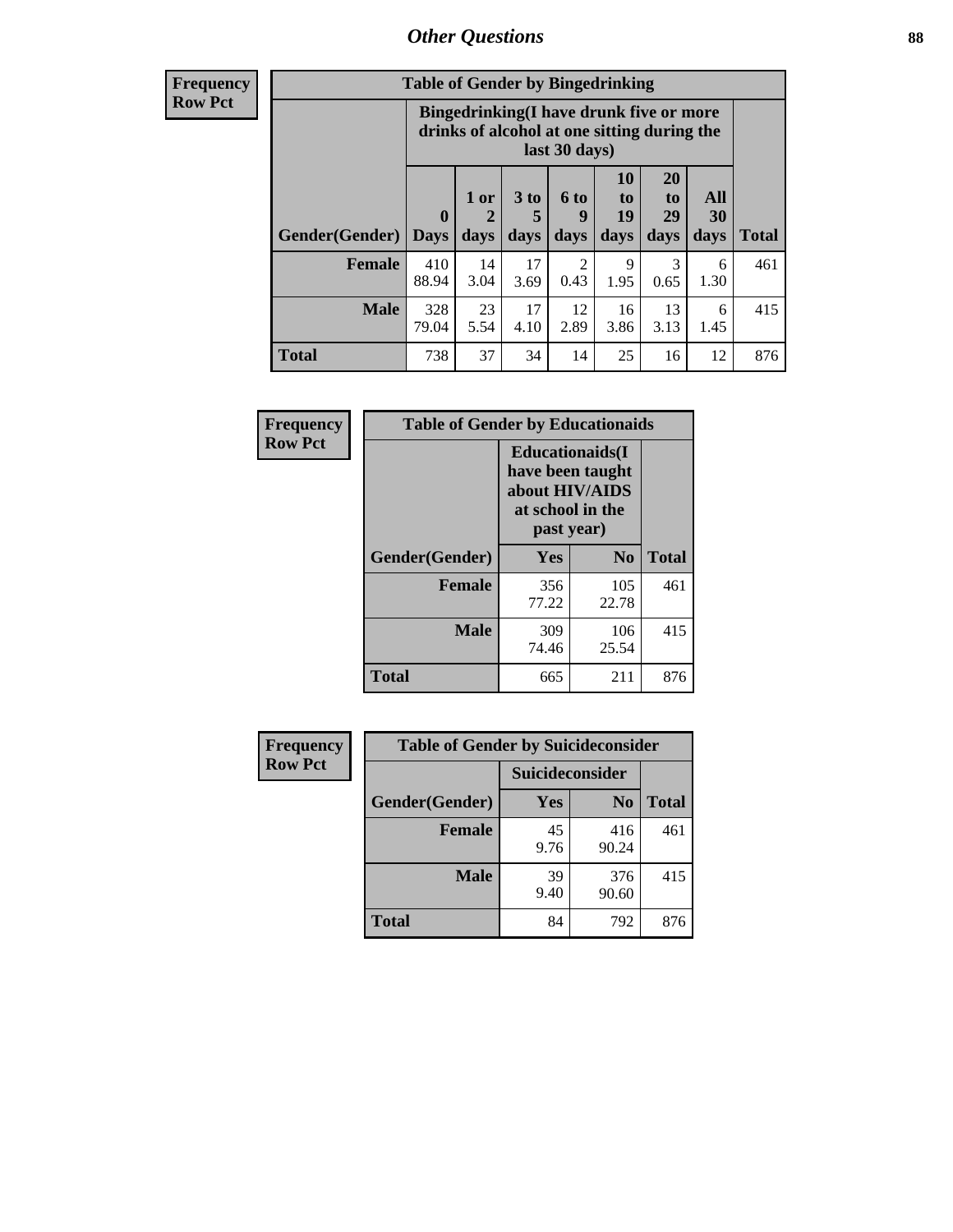## Other Questions

**Frequency**
**Row Pct**

| Table of Gender by Bingedrinking | | | | | | | | |
|---|---|---|---|---|---|---|---|---|
| | Bingedrinking(I have drunk five or more drinks of alcohol at one sitting during the last 30 days) | | | | | | | |
| Gender(Gender) | 0 Days | 1 or 2 days | 3 to 5 days | 6 to 9 days | 10 to 19 days | 20 to 29 days | All 30 days | Total |
| **Female** | 410<br>88.94 | 14<br>3.04 | 17<br>3.69 | 2<br>0.43 | 9<br>1.95 | 3<br>0.65 | 6<br>1.30 | 461 |
| **Male** | 328<br>79.04 | 23<br>5.54 | 17<br>4.10 | 12<br>2.89 | 16<br>3.86 | 13<br>3.13 | 6<br>1.45 | 415 |
| **Total** | 738 | 37 | 34 | 14 | 25 | 16 | 12 | 876 |

**Frequency**
**Row Pct**

| Table of Gender by Educationaids | | | |
|---|---|---|---|
| | Educationaids(I have been taught about HIV/AIDS at school in the past year) | | |
| Gender(Gender) | Yes | No | Total |
| **Female** | 356<br>77.22 | 105<br>22.78 | 461 |
| **Male** | 309<br>74.46 | 106<br>25.54 | 415 |
| **Total** | 665 | 211 | 876 |

**Frequency**
**Row Pct**

| Table of Gender by Suicideconsider | | | |
|---|---|---|---|
| | Suicideconsider | | |
| Gender(Gender) | Yes | No | Total |
| **Female** | 45<br>9.76 | 416<br>90.24 | 461 |
| **Male** | 39<br>9.40 | 376<br>90.60 | 415 |
| **Total** | 84 | 792 | 876 |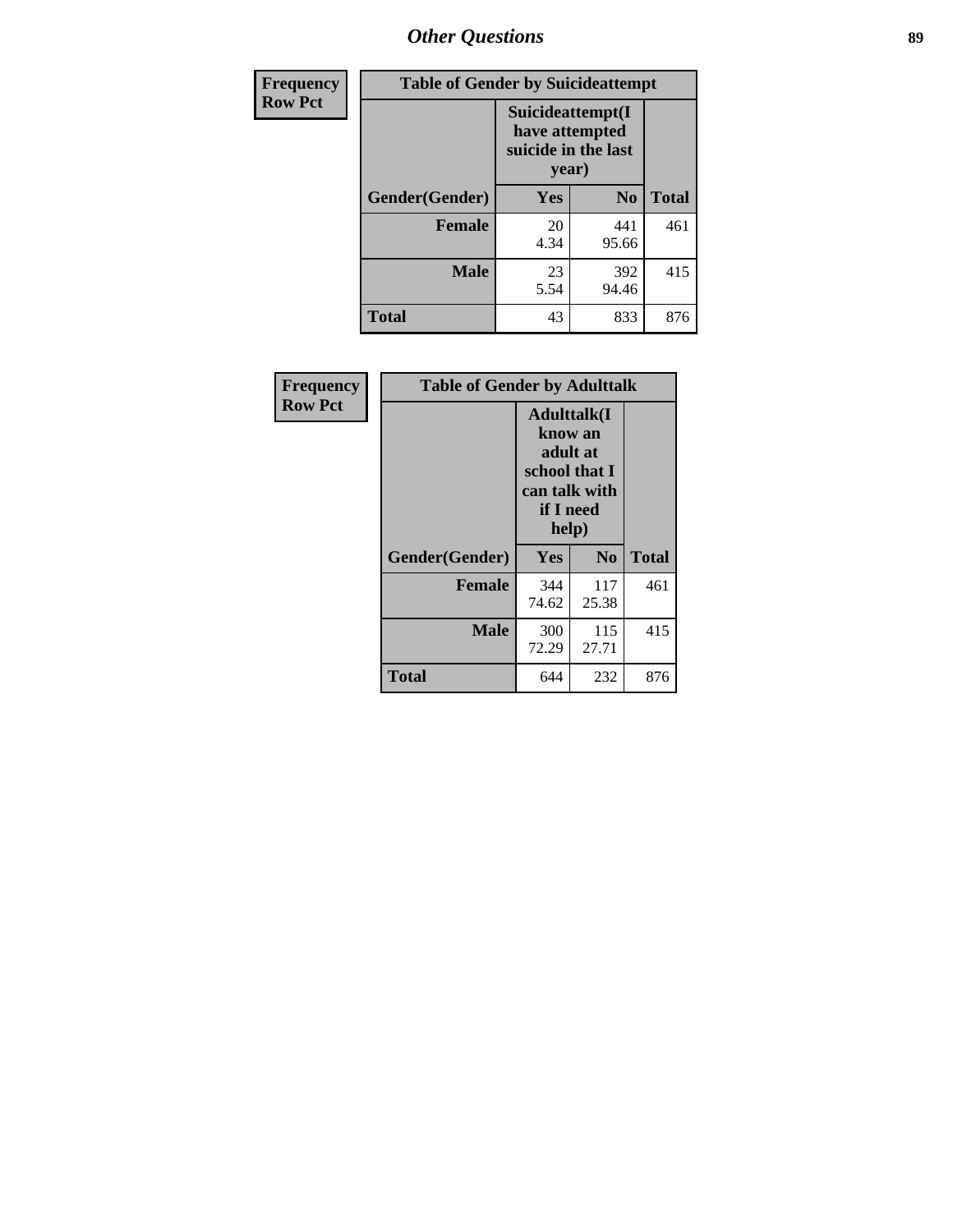## Other Questions

| Frequency Row Pct | Table of Gender by Suicideattempt | | |
|---|---|---|---|
| | Suicideattempt(I have attempted suicide in the last year) | | |
| Gender(Gender) | Yes | No | Total |
| Female | 20<br>4.34 | 441<br>95.66 | 461 |
| Male | 23<br>5.54 | 392<br>94.46 | 415 |
| Total | 43 | 833 | 876 |

| Frequency Row Pct | Table of Gender by Adulttalk | | |
|---|---|---|---|
| | Adulttalk(I know an adult at school that I can talk with if I need help) | | |
| Gender(Gender) | Yes | No | Total |
| Female | 344<br>74.62 | 117<br>25.38 | 461 |
| Male | 300<br>72.29 | 115<br>27.71 | 415 |
| Total | 644 | 232 | 876 |